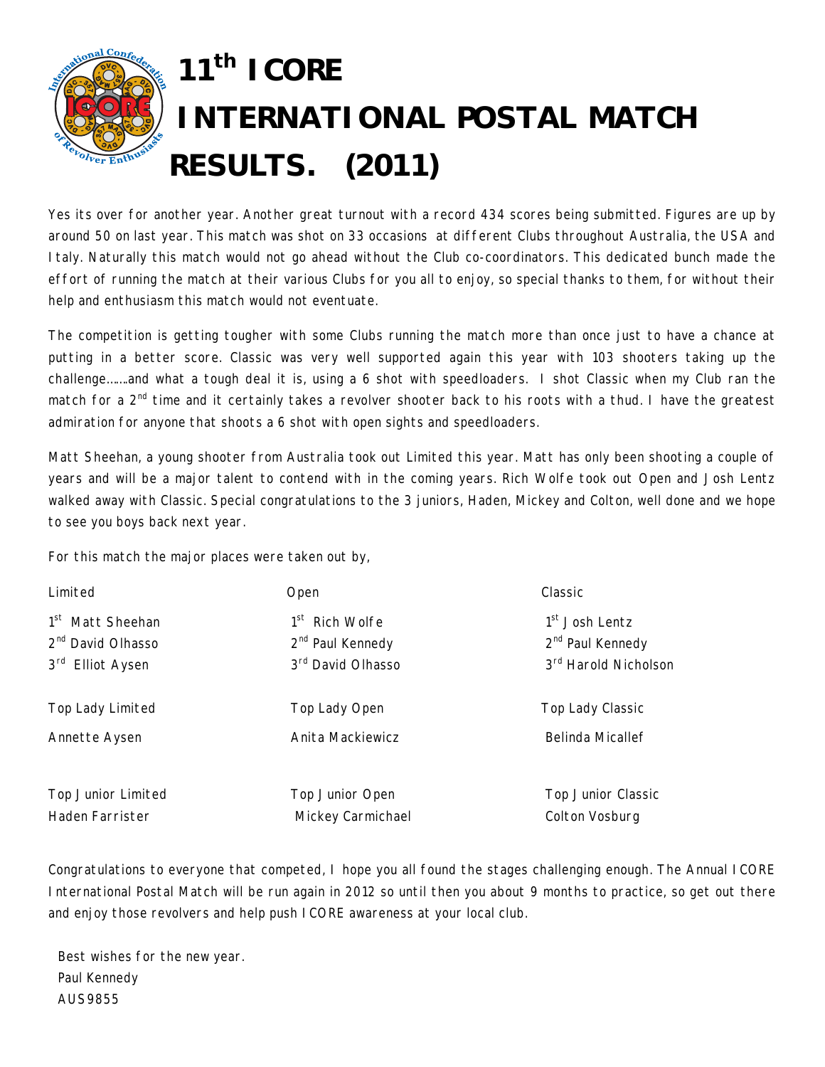# 11th ICORE INTERNATIONAL POSTAL MATCH RESULTS. (2011)

Yes its over for another year. Another great turnout with a record 434 scores being submitted. Figures are up by around 50 on last year. This match was shot on 33 occasions at different Clubs throughout Australia, the USA and Italy. Naturally this match would not go ahead without the Club co-coordinators. This dedicated bunch made the effort of running the match at their various Clubs for you all to enjoy, so special thanks to them, for without their help and enthusiasm this match would not eventuate.

The competition is getting tougher with some Clubs running the match more than once just to have a chance at putting in a better score. Classic was very well supported again this year with 103 shooters taking up the challenge…….and what a tough deal it is, using a 6 shot with speedloaders. I shot Classic when my Club ran the match for a 2nd time and it certainly takes a revolver shooter back to his roots with a thud. I have the greatest admiration for anyone that shoots a 6 shot with open sights and speedloaders.

Matt Sheehan, a young shooter from Australia took out Limited this year. Matt has only been shooting a couple of years and will be a major talent to contend with in the coming years. Rich Wolfe took out Open and Josh Lentz walked away with Classic. Special congratulations to the 3 juniors, Haden, Mickey and Colton, well done and we hope to see you boys back next year.

For this match the major places were taken out by,

| Limited | Open | Classic |
|---|---|---|
| 1st Matt Sheehan | 1st Rich Wolfe | 1st Josh Lentz |
| 2nd David Olhasso | 2nd Paul Kennedy | 2nd Paul Kennedy |
| 3rd Elliot Aysen | 3rd David Olhasso | 3rd Harold Nicholson |
| Top Lady Limited | Top Lady Open | Top Lady Classic |
| Annette Aysen | Anita Mackiewicz | Belinda Micallef |
| Top Junior Limited | Top Junior Open | Top Junior Classic |
| Haden Farrister | Mickey Carmichael | Colton Vosburg |

Congratulations to everyone that competed, I hope you all found the stages challenging enough. The Annual ICORE International Postal Match will be run again in 2012 so until then you about 9 months to practice, so get out there and enjoy those revolvers and help push ICORE awareness at your local club.

Best wishes for the new year.
Paul Kennedy
AUS9855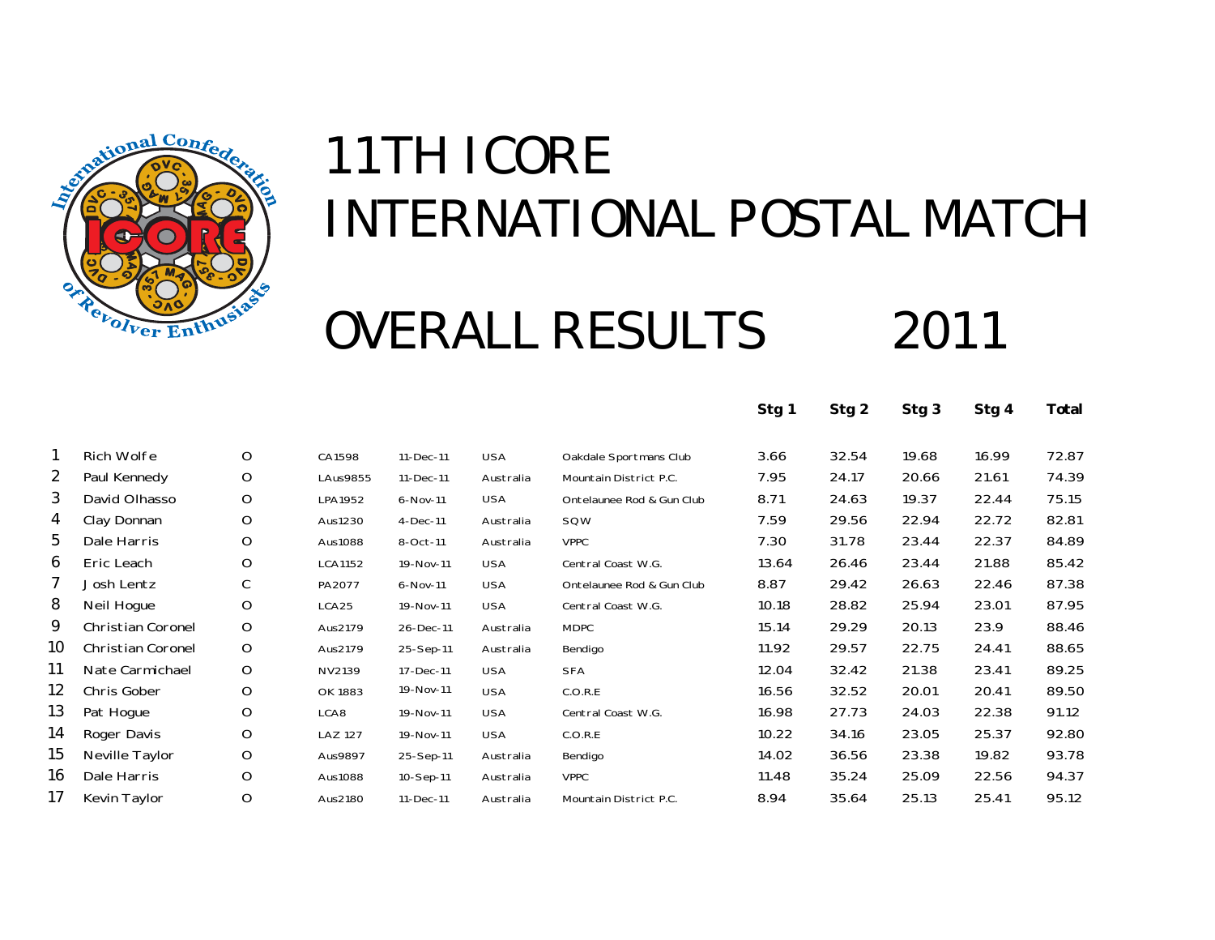# 11TH ICORE INTERNATIONAL POSTAL MATCH

# OVERALL RESULTS 2011

| | | | | | | | Stg 1 | Stg 2 | Stg 3 | Stg 4 | Total |
|---|---|---|---|---|---|---|---|---|---|---|---|
| 1 | Rich Wolfe | O | CA1598 | 11-Dec-11 | USA | Oakdale Sportmans Club | 3.66 | 32.54 | 19.68 | 16.99 | 72.87 |
| 2 | Paul Kennedy | O | LAus9855 | 11-Dec-11 | Australia | Mountain District P.C. | 7.95 | 24.17 | 20.66 | 21.61 | 74.39 |
| 3 | David Olhasso | O | LPA1952 | 6-Nov-11 | USA | Ontelaunee Rod & Gun Club | 8.71 | 24.63 | 19.37 | 22.44 | 75.15 |
| 4 | Clay Donnan | O | Aus1230 | 4-Dec-11 | Australia | SQW | 7.59 | 29.56 | 22.94 | 22.72 | 82.81 |
| 5 | Dale Harris | O | Aus1088 | 8-Oct-11 | Australia | VPPC | 7.30 | 31.78 | 23.44 | 22.37 | 84.89 |
| 6 | Eric Leach | O | LCA1152 | 19-Nov-11 | USA | Central Coast W.G. | 13.64 | 26.46 | 23.44 | 21.88 | 85.42 |
| 7 | Josh Lentz | C | PA2077 | 6-Nov-11 | USA | Ontelaunee Rod & Gun Club | 8.87 | 29.42 | 26.63 | 22.46 | 87.38 |
| 8 | Neil Hogue | O | LCA25 | 19-Nov-11 | USA | Central Coast W.G. | 10.18 | 28.82 | 25.94 | 23.01 | 87.95 |
| 9 | Christian Coronel | O | Aus2179 | 26-Dec-11 | Australia | MDPC | 15.14 | 29.29 | 20.13 | 23.9 | 88.46 |
| 10 | Christian Coronel | O | Aus2179 | 25-Sep-11 | Australia | Bendigo | 11.92 | 29.57 | 22.75 | 24.41 | 88.65 |
| 11 | Nate Carmichael | O | NV2139 | 17-Dec-11 | USA | SFA | 12.04 | 32.42 | 21.38 | 23.41 | 89.25 |
| 12 | Chris Gober | O | OK 1883 | 19-Nov-11 | USA | C.O.R.E | 16.56 | 32.52 | 20.01 | 20.41 | 89.50 |
| 13 | Pat Hogue | O | LCA8 | 19-Nov-11 | USA | Central Coast W.G. | 16.98 | 27.73 | 24.03 | 22.38 | 91.12 |
| 14 | Roger Davis | O | LAZ 127 | 19-Nov-11 | USA | C.O.R.E | 10.22 | 34.16 | 23.05 | 25.37 | 92.80 |
| 15 | Neville Taylor | O | Aus9897 | 25-Sep-11 | Australia | Bendigo | 14.02 | 36.56 | 23.38 | 19.82 | 93.78 |
| 16 | Dale Harris | O | Aus1088 | 10-Sep-11 | Australia | VPPC | 11.48 | 35.24 | 25.09 | 22.56 | 94.37 |
| 17 | Kevin Taylor | O | Aus2180 | 11-Dec-11 | Australia | Mountain District P.C. | 8.94 | 35.64 | 25.13 | 25.41 | 95.12 |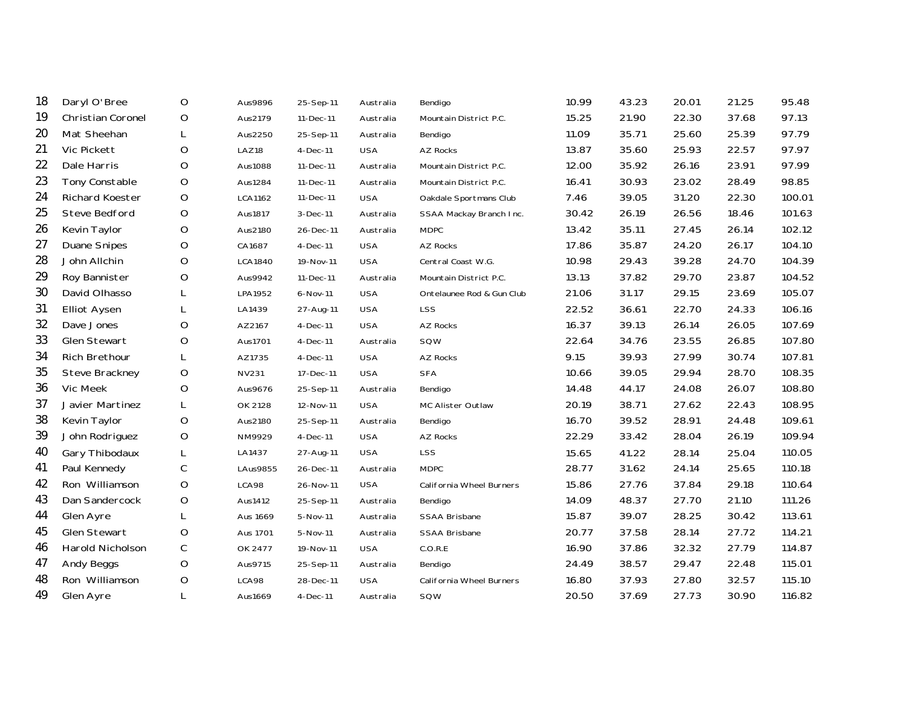| | | | | | | | | | | | |
|---|---|---|---|---|---|---|---|---|---|---|---|
| 18 | Daryl O'Bree | O | Aus9896 | 25-Sep-11 | Australia | Bendigo | 10.99 | 43.23 | 20.01 | 21.25 | 95.48 |
| 19 | Christian Coronel | O | Aus2179 | 11-Dec-11 | Australia | Mountain District P.C. | 15.25 | 21.90 | 22.30 | 37.68 | 97.13 |
| 20 | Mat Sheehan | L | Aus2250 | 25-Sep-11 | Australia | Bendigo | 11.09 | 35.71 | 25.60 | 25.39 | 97.79 |
| 21 | Vic Pickett | O | LAZ18 | 4-Dec-11 | USA | AZ Rocks | 13.87 | 35.60 | 25.93 | 22.57 | 97.97 |
| 22 | Dale Harris | O | Aus1088 | 11-Dec-11 | Australia | Mountain District P.C. | 12.00 | 35.92 | 26.16 | 23.91 | 97.99 |
| 23 | Tony Constable | O | Aus1284 | 11-Dec-11 | Australia | Mountain District P.C. | 16.41 | 30.93 | 23.02 | 28.49 | 98.85 |
| 24 | Richard Koester | O | LCA1162 | 11-Dec-11 | USA | Oakdale Sportmans Club | 7.46 | 39.05 | 31.20 | 22.30 | 100.01 |
| 25 | Steve Bedford | O | Aus1817 | 3-Dec-11 | Australia | SSAA Mackay Branch Inc. | 30.42 | 26.19 | 26.56 | 18.46 | 101.63 |
| 26 | Kevin Taylor | O | Aus2180 | 26-Dec-11 | Australia | MDPC | 13.42 | 35.11 | 27.45 | 26.14 | 102.12 |
| 27 | Duane Snipes | O | CA1687 | 4-Dec-11 | USA | AZ Rocks | 17.86 | 35.87 | 24.20 | 26.17 | 104.10 |
| 28 | John Allchin | O | LCA1840 | 19-Nov-11 | USA | Central Coast W.G. | 10.98 | 29.43 | 39.28 | 24.70 | 104.39 |
| 29 | Roy Bannister | O | Aus9942 | 11-Dec-11 | Australia | Mountain District P.C. | 13.13 | 37.82 | 29.70 | 23.87 | 104.52 |
| 30 | David Olhasso | L | LPA1952 | 6-Nov-11 | USA | Ontelaunee Rod & Gun Club | 21.06 | 31.17 | 29.15 | 23.69 | 105.07 |
| 31 | Elliot Aysen | L | LA1439 | 27-Aug-11 | USA | LSS | 22.52 | 36.61 | 22.70 | 24.33 | 106.16 |
| 32 | Dave Jones | O | AZ2167 | 4-Dec-11 | USA | AZ Rocks | 16.37 | 39.13 | 26.14 | 26.05 | 107.69 |
| 33 | Glen Stewart | O | Aus1701 | 4-Dec-11 | Australia | SQW | 22.64 | 34.76 | 23.55 | 26.85 | 107.80 |
| 34 | Rich Brethour | L | AZ1735 | 4-Dec-11 | USA | AZ Rocks | 9.15 | 39.93 | 27.99 | 30.74 | 107.81 |
| 35 | Steve Brackney | O | NV231 | 17-Dec-11 | USA | SFA | 10.66 | 39.05 | 29.94 | 28.70 | 108.35 |
| 36 | Vic Meek | O | Aus9676 | 25-Sep-11 | Australia | Bendigo | 14.48 | 44.17 | 24.08 | 26.07 | 108.80 |
| 37 | Javier Martinez | L | OK 2128 | 12-Nov-11 | USA | MC Alister Outlaw | 20.19 | 38.71 | 27.62 | 22.43 | 108.95 |
| 38 | Kevin Taylor | O | Aus2180 | 25-Sep-11 | Australia | Bendigo | 16.70 | 39.52 | 28.91 | 24.48 | 109.61 |
| 39 | John Rodriguez | O | NM9929 | 4-Dec-11 | USA | AZ Rocks | 22.29 | 33.42 | 28.04 | 26.19 | 109.94 |
| 40 | Gary Thibodaux | L | LA1437 | 27-Aug-11 | USA | LSS | 15.65 | 41.22 | 28.14 | 25.04 | 110.05 |
| 41 | Paul Kennedy | C | LAus9855 | 26-Dec-11 | Australia | MDPC | 28.77 | 31.62 | 24.14 | 25.65 | 110.18 |
| 42 | Ron Williamson | O | LCA98 | 26-Nov-11 | USA | California Wheel Burners | 15.86 | 27.76 | 37.84 | 29.18 | 110.64 |
| 43 | Dan Sandercock | O | Aus1412 | 25-Sep-11 | Australia | Bendigo | 14.09 | 48.37 | 27.70 | 21.10 | 111.26 |
| 44 | Glen Ayre | L | Aus 1669 | 5-Nov-11 | Australia | SSAA Brisbane | 15.87 | 39.07 | 28.25 | 30.42 | 113.61 |
| 45 | Glen Stewart | O | Aus 1701 | 5-Nov-11 | Australia | SSAA Brisbane | 20.77 | 37.58 | 28.14 | 27.72 | 114.21 |
| 46 | Harold Nicholson | C | OK 2477 | 19-Nov-11 | USA | C.O.R.E | 16.90 | 37.86 | 32.32 | 27.79 | 114.87 |
| 47 | Andy Beggs | O | Aus9715 | 25-Sep-11 | Australia | Bendigo | 24.49 | 38.57 | 29.47 | 22.48 | 115.01 |
| 48 | Ron Williamson | O | LCA98 | 28-Dec-11 | USA | California Wheel Burners | 16.80 | 37.93 | 27.80 | 32.57 | 115.10 |
| 49 | Glen Ayre | L | Aus1669 | 4-Dec-11 | Australia | SQW | 20.50 | 37.69 | 27.73 | 30.90 | 116.82 |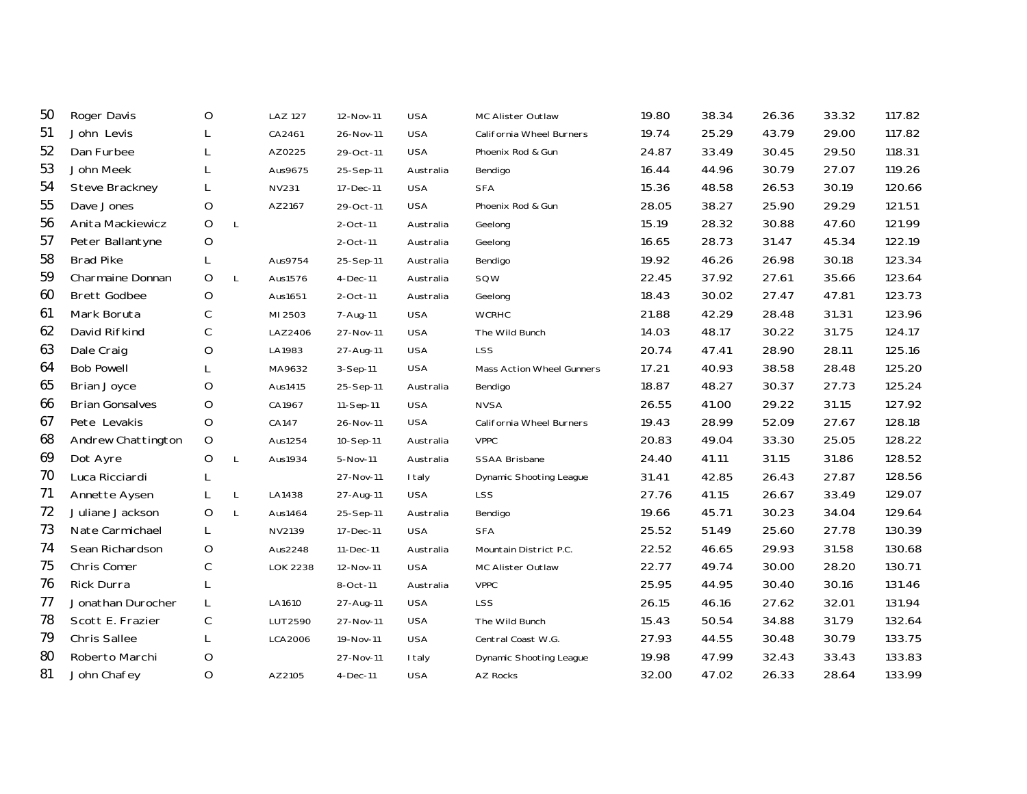| | | | | | | | | | | | | |
|---|---|---|---|---|---|---|---|---|---|---|---|---|
| 50 | Roger Davis | O | | LAZ 127 | 12-Nov-11 | USA | MC Alister Outlaw | 19.80 | 38.34 | 26.36 | 33.32 | 117.82 |
| 51 | John Levis | L | | CA2461 | 26-Nov-11 | USA | California Wheel Burners | 19.74 | 25.29 | 43.79 | 29.00 | 117.82 |
| 52 | Dan Furbee | L | | AZ0225 | 29-Oct-11 | USA | Phoenix Rod & Gun | 24.87 | 33.49 | 30.45 | 29.50 | 118.31 |
| 53 | John Meek | L | | Aus9675 | 25-Sep-11 | Australia | Bendigo | 16.44 | 44.96 | 30.79 | 27.07 | 119.26 |
| 54 | Steve Brackney | L | | NV231 | 17-Dec-11 | USA | SFA | 15.36 | 48.58 | 26.53 | 30.19 | 120.66 |
| 55 | Dave Jones | O | | AZ2167 | 29-Oct-11 | USA | Phoenix Rod & Gun | 28.05 | 38.27 | 25.90 | 29.29 | 121.51 |
| 56 | Anita Mackiewicz | O | L | | 2-Oct-11 | Australia | Geelong | 15.19 | 28.32 | 30.88 | 47.60 | 121.99 |
| 57 | Peter Ballantyne | O | | | 2-Oct-11 | Australia | Geelong | 16.65 | 28.73 | 31.47 | 45.34 | 122.19 |
| 58 | Brad Pike | L | | Aus9754 | 25-Sep-11 | Australia | Bendigo | 19.92 | 46.26 | 26.98 | 30.18 | 123.34 |
| 59 | Charmaine Donnan | O | L | Aus1576 | 4-Dec-11 | Australia | SQW | 22.45 | 37.92 | 27.61 | 35.66 | 123.64 |
| 60 | Brett Godbee | O | | Aus1651 | 2-Oct-11 | Australia | Geelong | 18.43 | 30.02 | 27.47 | 47.81 | 123.73 |
| 61 | Mark Boruta | C | | MI 2503 | 7-Aug-11 | USA | WCRHC | 21.88 | 42.29 | 28.48 | 31.31 | 123.96 |
| 62 | David Rifkind | C | | LAZ2406 | 27-Nov-11 | USA | The Wild Bunch | 14.03 | 48.17 | 30.22 | 31.75 | 124.17 |
| 63 | Dale Craig | O | | LA1983 | 27-Aug-11 | USA | LSS | 20.74 | 47.41 | 28.90 | 28.11 | 125.16 |
| 64 | Bob Powell | L | | MA9632 | 3-Sep-11 | USA | Mass Action Wheel Gunners | 17.21 | 40.93 | 38.58 | 28.48 | 125.20 |
| 65 | Brian Joyce | O | | Aus1415 | 25-Sep-11 | Australia | Bendigo | 18.87 | 48.27 | 30.37 | 27.73 | 125.24 |
| 66 | Brian Gonsalves | O | | CA1967 | 11-Sep-11 | USA | NVSA | 26.55 | 41.00 | 29.22 | 31.15 | 127.92 |
| 67 | Pete Levakis | O | | CA147 | 26-Nov-11 | USA | California Wheel Burners | 19.43 | 28.99 | 52.09 | 27.67 | 128.18 |
| 68 | Andrew Chattington | O | | Aus1254 | 10-Sep-11 | Australia | VPPC | 20.83 | 49.04 | 33.30 | 25.05 | 128.22 |
| 69 | Dot Ayre | O | L | Aus1934 | 5-Nov-11 | Australia | SSAA Brisbane | 24.40 | 41.11 | 31.15 | 31.86 | 128.52 |
| 70 | Luca Ricciardi | L | | | 27-Nov-11 | Italy | Dynamic Shooting League | 31.41 | 42.85 | 26.43 | 27.87 | 128.56 |
| 71 | Annette Aysen | L | L | LA1438 | 27-Aug-11 | USA | LSS | 27.76 | 41.15 | 26.67 | 33.49 | 129.07 |
| 72 | Juliane Jackson | O | L | Aus1464 | 25-Sep-11 | Australia | Bendigo | 19.66 | 45.71 | 30.23 | 34.04 | 129.64 |
| 73 | Nate Carmichael | L | | NV2139 | 17-Dec-11 | USA | SFA | 25.52 | 51.49 | 25.60 | 27.78 | 130.39 |
| 74 | Sean Richardson | O | | Aus2248 | 11-Dec-11 | Australia | Mountain District P.C. | 22.52 | 46.65 | 29.93 | 31.58 | 130.68 |
| 75 | Chris Comer | C | | LOK 2238 | 12-Nov-11 | USA | MC Alister Outlaw | 22.77 | 49.74 | 30.00 | 28.20 | 130.71 |
| 76 | Rick Durra | L | | | 8-Oct-11 | Australia | VPPC | 25.95 | 44.95 | 30.40 | 30.16 | 131.46 |
| 77 | Jonathan Durocher | L | | LA1610 | 27-Aug-11 | USA | LSS | 26.15 | 46.16 | 27.62 | 32.01 | 131.94 |
| 78 | Scott E. Frazier | C | | LUT2590 | 27-Nov-11 | USA | The Wild Bunch | 15.43 | 50.54 | 34.88 | 31.79 | 132.64 |
| 79 | Chris Sallee | L | | LCA2006 | 19-Nov-11 | USA | Central Coast W.G. | 27.93 | 44.55 | 30.48 | 30.79 | 133.75 |
| 80 | Roberto Marchi | O | | | 27-Nov-11 | Italy | Dynamic Shooting League | 19.98 | 47.99 | 32.43 | 33.43 | 133.83 |
| 81 | John Chafey | O | | AZ2105 | 4-Dec-11 | USA | AZ Rocks | 32.00 | 47.02 | 26.33 | 28.64 | 133.99 |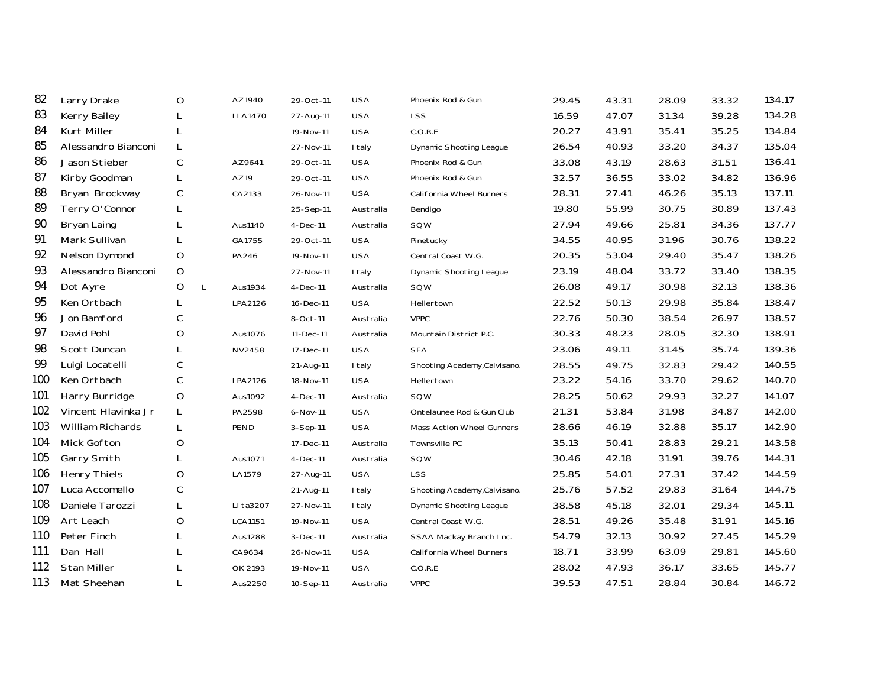| | | | | | | | | | | | | |
|---|---|---|---|---|---|---|---|---|---|---|---|---|
| 82 | Larry Drake | O | | AZ1940 | 29-Oct-11 | USA | Phoenix Rod & Gun | 29.45 | 43.31 | 28.09 | 33.32 | 134.17 |
| 83 | Kerry Bailey | L | | LLA1470 | 27-Aug-11 | USA | LSS | 16.59 | 47.07 | 31.34 | 39.28 | 134.28 |
| 84 | Kurt Miller | L | | | 19-Nov-11 | USA | C.O.R.E | 20.27 | 43.91 | 35.41 | 35.25 | 134.84 |
| 85 | Alessandro Bianconi | L | | | 27-Nov-11 | Italy | Dynamic Shooting League | 26.54 | 40.93 | 33.20 | 34.37 | 135.04 |
| 86 | Jason Stieber | C | | AZ9641 | 29-Oct-11 | USA | Phoenix Rod & Gun | 33.08 | 43.19 | 28.63 | 31.51 | 136.41 |
| 87 | Kirby Goodman | L | | AZ19 | 29-Oct-11 | USA | Phoenix Rod & Gun | 32.57 | 36.55 | 33.02 | 34.82 | 136.96 |
| 88 | Bryan Brockway | C | | CA2133 | 26-Nov-11 | USA | California Wheel Burners | 28.31 | 27.41 | 46.26 | 35.13 | 137.11 |
| 89 | Terry O'Connor | L | | | 25-Sep-11 | Australia | Bendigo | 19.80 | 55.99 | 30.75 | 30.89 | 137.43 |
| 90 | Bryan Laing | L | | Aus1140 | 4-Dec-11 | Australia | SQW | 27.94 | 49.66 | 25.81 | 34.36 | 137.77 |
| 91 | Mark Sullivan | L | | GA1755 | 29-Oct-11 | USA | Pinetucky | 34.55 | 40.95 | 31.96 | 30.76 | 138.22 |
| 92 | Nelson Dymond | O | | PA246 | 19-Nov-11 | USA | Central Coast W.G. | 20.35 | 53.04 | 29.40 | 35.47 | 138.26 |
| 93 | Alessandro Bianconi | O | | | 27-Nov-11 | Italy | Dynamic Shooting League | 23.19 | 48.04 | 33.72 | 33.40 | 138.35 |
| 94 | Dot Ayre | O | L | Aus1934 | 4-Dec-11 | Australia | SQW | 26.08 | 49.17 | 30.98 | 32.13 | 138.36 |
| 95 | Ken Ortbach | L | | LPA2126 | 16-Dec-11 | USA | Hellertown | 22.52 | 50.13 | 29.98 | 35.84 | 138.47 |
| 96 | Jon Bamford | C | | | 8-Oct-11 | Australia | VPPC | 22.76 | 50.30 | 38.54 | 26.97 | 138.57 |
| 97 | David Pohl | O | | Aus1076 | 11-Dec-11 | Australia | Mountain District P.C. | 30.33 | 48.23 | 28.05 | 32.30 | 138.91 |
| 98 | Scott Duncan | L | | NV2458 | 17-Dec-11 | USA | SFA | 23.06 | 49.11 | 31.45 | 35.74 | 139.36 |
| 99 | Luigi Locatelli | C | | | 21-Aug-11 | Italy | Shooting Academy,Calvisano. | 28.55 | 49.75 | 32.83 | 29.42 | 140.55 |
| 100 | Ken Ortbach | C | | LPA2126 | 18-Nov-11 | USA | Hellertown | 23.22 | 54.16 | 33.70 | 29.62 | 140.70 |
| 101 | Harry Burridge | O | | Aus1092 | 4-Dec-11 | Australia | SQW | 28.25 | 50.62 | 29.93 | 32.27 | 141.07 |
| 102 | Vincent Hlavinka Jr | L | | PA2598 | 6-Nov-11 | USA | Ontelaunee Rod & Gun Club | 21.31 | 53.84 | 31.98 | 34.87 | 142.00 |
| 103 | William Richards | L | | PEND | 3-Sep-11 | USA | Mass Action Wheel Gunners | 28.66 | 46.19 | 32.88 | 35.17 | 142.90 |
| 104 | Mick Gofton | O | | | 17-Dec-11 | Australia | Townsville PC | 35.13 | 50.41 | 28.83 | 29.21 | 143.58 |
| 105 | Garry Smith | L | | Aus1071 | 4-Dec-11 | Australia | SQW | 30.46 | 42.18 | 31.91 | 39.76 | 144.31 |
| 106 | Henry Thiels | O | | LA1579 | 27-Aug-11 | USA | LSS | 25.85 | 54.01 | 27.31 | 37.42 | 144.59 |
| 107 | Luca Accomello | C | | | 21-Aug-11 | Italy | Shooting Academy,Calvisano. | 25.76 | 57.52 | 29.83 | 31.64 | 144.75 |
| 108 | Daniele Tarozzi | L | | LIta3207 | 27-Nov-11 | Italy | Dynamic Shooting League | 38.58 | 45.18 | 32.01 | 29.34 | 145.11 |
| 109 | Art Leach | O | | LCA1151 | 19-Nov-11 | USA | Central Coast W.G. | 28.51 | 49.26 | 35.48 | 31.91 | 145.16 |
| 110 | Peter Finch | L | | Aus1288 | 3-Dec-11 | Australia | SSAA Mackay Branch Inc. | 54.79 | 32.13 | 30.92 | 27.45 | 145.29 |
| 111 | Dan Hall | L | | CA9634 | 26-Nov-11 | USA | California Wheel Burners | 18.71 | 33.99 | 63.09 | 29.81 | 145.60 |
| 112 | Stan Miller | L | | OK2193 | 19-Nov-11 | USA | C.O.R.E | 28.02 | 47.93 | 36.17 | 33.65 | 145.77 |
| 113 | Mat Sheehan | L | | Aus2250 | 10-Sep-11 | Australia | VPPC | 39.53 | 47.51 | 28.84 | 30.84 | 146.72 |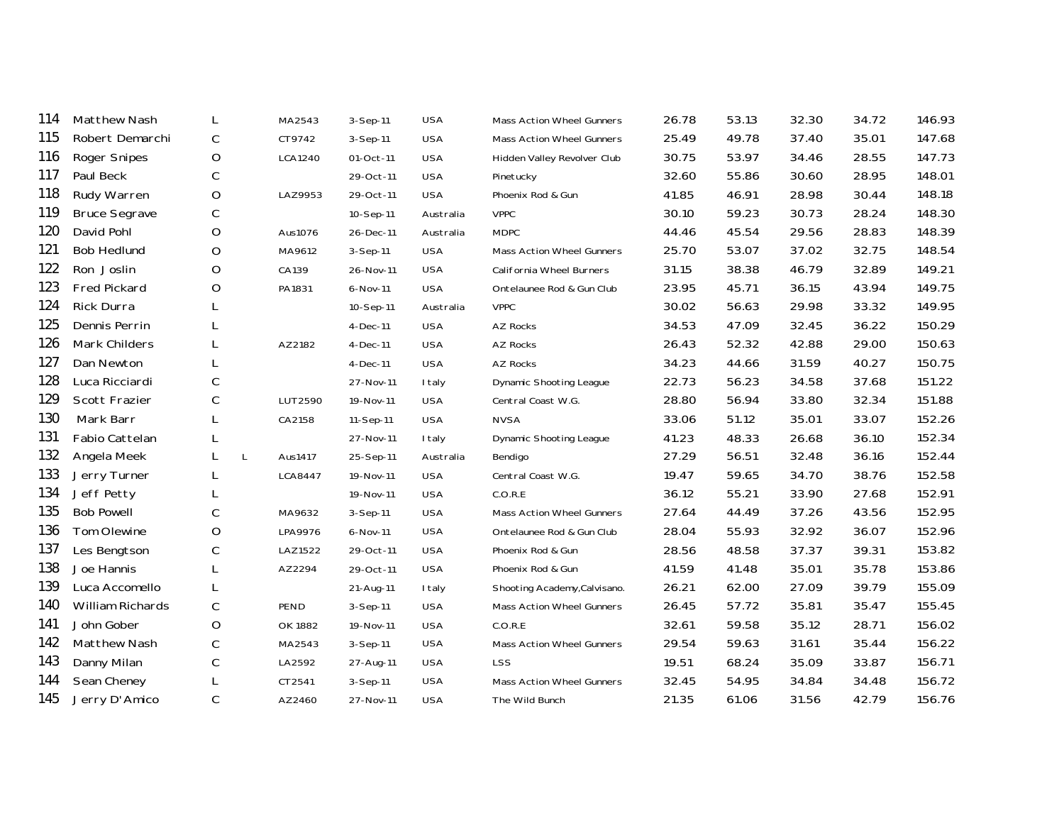| | | | | | | | | | | | | |
|---|---|---|---|---|---|---|---|---|---|---|---|---|
| 114 | Matthew Nash | L | | MA2543 | 3-Sep-11 | USA | Mass Action Wheel Gunners | 26.78 | 53.13 | 32.30 | 34.72 | 146.93 |
| 115 | Robert Demarchi | C | | CT9742 | 3-Sep-11 | USA | Mass Action Wheel Gunners | 25.49 | 49.78 | 37.40 | 35.01 | 147.68 |
| 116 | Roger Snipes | O | | LCA1240 | 01-Oct-11 | USA | Hidden Valley Revolver Club | 30.75 | 53.97 | 34.46 | 28.55 | 147.73 |
| 117 | Paul Beck | C | | | 29-Oct-11 | USA | Pinetucky | 32.60 | 55.86 | 30.60 | 28.95 | 148.01 |
| 118 | Rudy Warren | O | | LAZ9953 | 29-Oct-11 | USA | Phoenix Rod & Gun | 41.85 | 46.91 | 28.98 | 30.44 | 148.18 |
| 119 | Bruce Segrave | C | | | 10-Sep-11 | Australia | VPPC | 30.10 | 59.23 | 30.73 | 28.24 | 148.30 |
| 120 | David Pohl | O | | Aus1076 | 26-Dec-11 | Australia | MDPC | 44.46 | 45.54 | 29.56 | 28.83 | 148.39 |
| 121 | Bob Hedlund | O | | MA9612 | 3-Sep-11 | USA | Mass Action Wheel Gunners | 25.70 | 53.07 | 37.02 | 32.75 | 148.54 |
| 122 | Ron Joslin | O | | CA139 | 26-Nov-11 | USA | California Wheel Burners | 31.15 | 38.38 | 46.79 | 32.89 | 149.21 |
| 123 | Fred Pickard | O | | PA1831 | 6-Nov-11 | USA | Ontelaunee Rod & Gun Club | 23.95 | 45.71 | 36.15 | 43.94 | 149.75 |
| 124 | Rick Durra | L | | | 10-Sep-11 | Australia | VPPC | 30.02 | 56.63 | 29.98 | 33.32 | 149.95 |
| 125 | Dennis Perrin | L | | | 4-Dec-11 | USA | AZ Rocks | 34.53 | 47.09 | 32.45 | 36.22 | 150.29 |
| 126 | Mark Childers | L | | AZ2182 | 4-Dec-11 | USA | AZ Rocks | 26.43 | 52.32 | 42.88 | 29.00 | 150.63 |
| 127 | Dan Newton | L | | | 4-Dec-11 | USA | AZ Rocks | 34.23 | 44.66 | 31.59 | 40.27 | 150.75 |
| 128 | Luca Ricciardi | C | | | 27-Nov-11 | Italy | Dynamic Shooting League | 22.73 | 56.23 | 34.58 | 37.68 | 151.22 |
| 129 | Scott Frazier | C | | LUT2590 | 19-Nov-11 | USA | Central Coast W.G. | 28.80 | 56.94 | 33.80 | 32.34 | 151.88 |
| 130 | Mark Barr | L | | CA2158 | 11-Sep-11 | USA | NVSA | 33.06 | 51.12 | 35.01 | 33.07 | 152.26 |
| 131 | Fabio Cattelan | L | | | 27-Nov-11 | Italy | Dynamic Shooting League | 41.23 | 48.33 | 26.68 | 36.10 | 152.34 |
| 132 | Angela Meek | L | L | Aus1417 | 25-Sep-11 | Australia | Bendigo | 27.29 | 56.51 | 32.48 | 36.16 | 152.44 |
| 133 | Jerry Turner | L | | LCA8447 | 19-Nov-11 | USA | Central Coast W.G. | 19.47 | 59.65 | 34.70 | 38.76 | 152.58 |
| 134 | Jeff Petty | L | | | 19-Nov-11 | USA | C.O.R.E | 36.12 | 55.21 | 33.90 | 27.68 | 152.91 |
| 135 | Bob Powell | C | | MA9632 | 3-Sep-11 | USA | Mass Action Wheel Gunners | 27.64 | 44.49 | 37.26 | 43.56 | 152.95 |
| 136 | Tom Olewine | O | | LPA9976 | 6-Nov-11 | USA | Ontelaunee Rod & Gun Club | 28.04 | 55.93 | 32.92 | 36.07 | 152.96 |
| 137 | Les Bengtson | C | | LAZ1522 | 29-Oct-11 | USA | Phoenix Rod & Gun | 28.56 | 48.58 | 37.37 | 39.31 | 153.82 |
| 138 | Joe Hannis | L | | AZ2294 | 29-Oct-11 | USA | Phoenix Rod & Gun | 41.59 | 41.48 | 35.01 | 35.78 | 153.86 |
| 139 | Luca Accomello | L | | | 21-Aug-11 | Italy | Shooting Academy,Calvisano. | 26.21 | 62.00 | 27.09 | 39.79 | 155.09 |
| 140 | William Richards | C | | PEND | 3-Sep-11 | USA | Mass Action Wheel Gunners | 26.45 | 57.72 | 35.81 | 35.47 | 155.45 |
| 141 | John Gober | O | | OK1882 | 19-Nov-11 | USA | C.O.R.E | 32.61 | 59.58 | 35.12 | 28.71 | 156.02 |
| 142 | Matthew Nash | C | | MA2543 | 3-Sep-11 | USA | Mass Action Wheel Gunners | 29.54 | 59.63 | 31.61 | 35.44 | 156.22 |
| 143 | Danny Milan | C | | LA2592 | 27-Aug-11 | USA | LSS | 19.51 | 68.24 | 35.09 | 33.87 | 156.71 |
| 144 | Sean Cheney | L | | CT2541 | 3-Sep-11 | USA | Mass Action Wheel Gunners | 32.45 | 54.95 | 34.84 | 34.48 | 156.72 |
| 145 | Jerry D'Amico | C | | AZ2460 | 27-Nov-11 | USA | The Wild Bunch | 21.35 | 61.06 | 31.56 | 42.79 | 156.76 |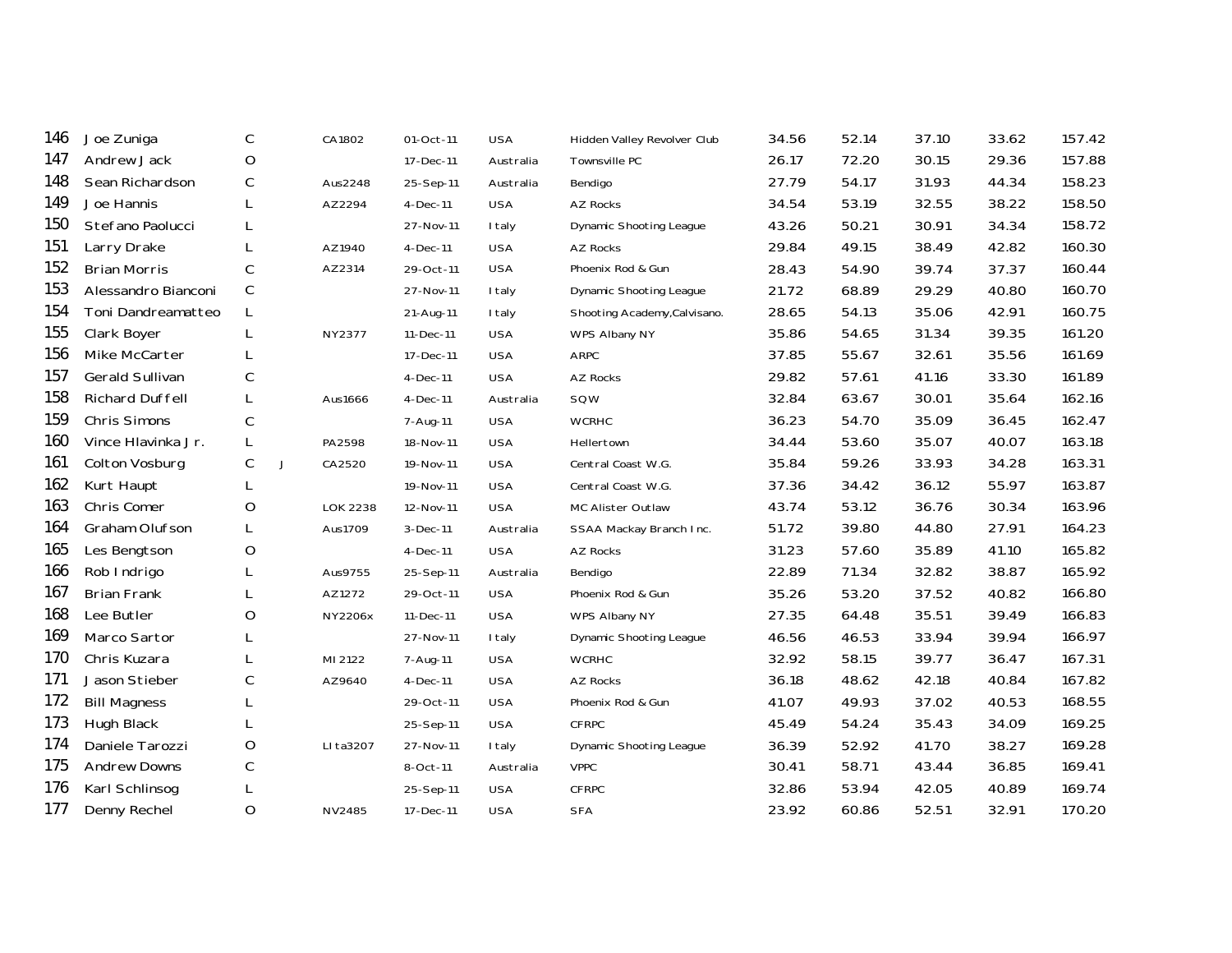| | | | | | | | | | | | | |
|---|---|---|---|---|---|---|---|---|---|---|---|---|
| 146 | Joe Zuniga | C | | CA1802 | 01-Oct-11 | USA | Hidden Valley Revolver Club | 34.56 | 52.14 | 37.10 | 33.62 | 157.42 |
| 147 | Andrew Jack | O | | | 17-Dec-11 | Australia | Townsville PC | 26.17 | 72.20 | 30.15 | 29.36 | 157.88 |
| 148 | Sean Richardson | C | | Aus2248 | 25-Sep-11 | Australia | Bendigo | 27.79 | 54.17 | 31.93 | 44.34 | 158.23 |
| 149 | Joe Hannis | L | | AZ2294 | 4-Dec-11 | USA | AZ Rocks | 34.54 | 53.19 | 32.55 | 38.22 | 158.50 |
| 150 | Stefano Paolucci | L | | | 27-Nov-11 | Italy | Dynamic Shooting League | 43.26 | 50.21 | 30.91 | 34.34 | 158.72 |
| 151 | Larry Drake | L | | AZ1940 | 4-Dec-11 | USA | AZ Rocks | 29.84 | 49.15 | 38.49 | 42.82 | 160.30 |
| 152 | Brian Morris | C | | AZ2314 | 29-Oct-11 | USA | Phoenix Rod & Gun | 28.43 | 54.90 | 39.74 | 37.37 | 160.44 |
| 153 | Alessandro Bianconi | C | | | 27-Nov-11 | Italy | Dynamic Shooting League | 21.72 | 68.89 | 29.29 | 40.80 | 160.70 |
| 154 | Toni Dandreamatteo | L | | | 21-Aug-11 | Italy | Shooting Academy,Calvisano. | 28.65 | 54.13 | 35.06 | 42.91 | 160.75 |
| 155 | Clark Boyer | L | | NY2377 | 11-Dec-11 | USA | WPS Albany NY | 35.86 | 54.65 | 31.34 | 39.35 | 161.20 |
| 156 | Mike McCarter | L | | | 17-Dec-11 | USA | ARPC | 37.85 | 55.67 | 32.61 | 35.56 | 161.69 |
| 157 | Gerald Sullivan | C | | | 4-Dec-11 | USA | AZ Rocks | 29.82 | 57.61 | 41.16 | 33.30 | 161.89 |
| 158 | Richard Duffell | L | | Aus1666 | 4-Dec-11 | Australia | SQW | 32.84 | 63.67 | 30.01 | 35.64 | 162.16 |
| 159 | Chris Simons | C | | | 7-Aug-11 | USA | WCRHC | 36.23 | 54.70 | 35.09 | 36.45 | 162.47 |
| 160 | Vince Hlavinka Jr. | L | | PA2598 | 18-Nov-11 | USA | Hellertown | 34.44 | 53.60 | 35.07 | 40.07 | 163.18 |
| 161 | Colton Vosburg | C | J | CA2520 | 19-Nov-11 | USA | Central Coast W.G. | 35.84 | 59.26 | 33.93 | 34.28 | 163.31 |
| 162 | Kurt Haupt | L | | | 19-Nov-11 | USA | Central Coast W.G. | 37.36 | 34.42 | 36.12 | 55.97 | 163.87 |
| 163 | Chris Comer | O | | LOK 2238 | 12-Nov-11 | USA | MC Alister Outlaw | 43.74 | 53.12 | 36.76 | 30.34 | 163.96 |
| 164 | Graham Olufson | L | | Aus1709 | 3-Dec-11 | Australia | SSAA Mackay Branch Inc. | 51.72 | 39.80 | 44.80 | 27.91 | 164.23 |
| 165 | Les Bengtson | O | | | 4-Dec-11 | USA | AZ Rocks | 31.23 | 57.60 | 35.89 | 41.10 | 165.82 |
| 166 | Rob Indrigo | L | | Aus9755 | 25-Sep-11 | Australia | Bendigo | 22.89 | 71.34 | 32.82 | 38.87 | 165.92 |
| 167 | Brian Frank | L | | AZ1272 | 29-Oct-11 | USA | Phoenix Rod & Gun | 35.26 | 53.20 | 37.52 | 40.82 | 166.80 |
| 168 | Lee Butler | O | | NY2206x | 11-Dec-11 | USA | WPS Albany NY | 27.35 | 64.48 | 35.51 | 39.49 | 166.83 |
| 169 | Marco Sartor | L | | | 27-Nov-11 | Italy | Dynamic Shooting League | 46.56 | 46.53 | 33.94 | 39.94 | 166.97 |
| 170 | Chris Kuzara | L | | MI2122 | 7-Aug-11 | USA | WCRHC | 32.92 | 58.15 | 39.77 | 36.47 | 167.31 |
| 171 | Jason Stieber | C | | AZ9640 | 4-Dec-11 | USA | AZ Rocks | 36.18 | 48.62 | 42.18 | 40.84 | 167.82 |
| 172 | Bill Magness | L | | | 29-Oct-11 | USA | Phoenix Rod & Gun | 41.07 | 49.93 | 37.02 | 40.53 | 168.55 |
| 173 | Hugh Black | L | | | 25-Sep-11 | USA | CFRPC | 45.49 | 54.24 | 35.43 | 34.09 | 169.25 |
| 174 | Daniele Tarozzi | O | | LIta3207 | 27-Nov-11 | Italy | Dynamic Shooting League | 36.39 | 52.92 | 41.70 | 38.27 | 169.28 |
| 175 | Andrew Downs | C | | | 8-Oct-11 | Australia | VPPC | 30.41 | 58.71 | 43.44 | 36.85 | 169.41 |
| 176 | Karl Schlinsog | L | | | 25-Sep-11 | USA | CFRPC | 32.86 | 53.94 | 42.05 | 40.89 | 169.74 |
| 177 | Denny Rechel | O | | NV2485 | 17-Dec-11 | USA | SFA | 23.92 | 60.86 | 52.51 | 32.91 | 170.20 |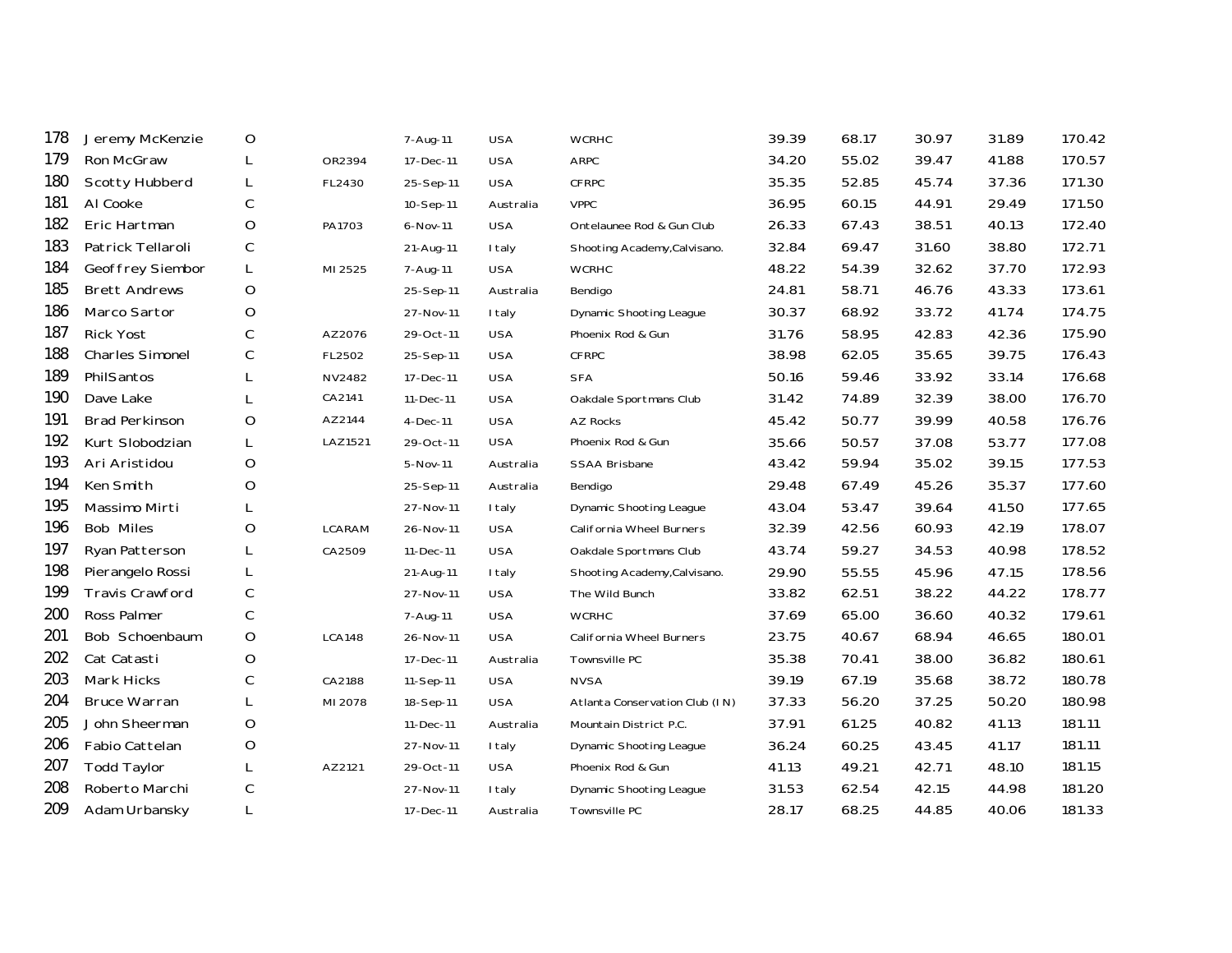| | | | | | | | | | | | |
|---|---|---|---|---|---|---|---|---|---|---|---|
| 178 | Jeremy McKenzie | O | | 7-Aug-11 | USA | WCRHC | 39.39 | 68.17 | 30.97 | 31.89 | 170.42 |
| 179 | Ron McGraw | L | OR2394 | 17-Dec-11 | USA | ARPC | 34.20 | 55.02 | 39.47 | 41.88 | 170.57 |
| 180 | Scotty Hubberd | L | FL2430 | 25-Sep-11 | USA | CFRPC | 35.35 | 52.85 | 45.74 | 37.36 | 171.30 |
| 181 | Al Cooke | C | | 10-Sep-11 | Australia | VPPC | 36.95 | 60.15 | 44.91 | 29.49 | 171.50 |
| 182 | Eric Hartman | O | PA1703 | 6-Nov-11 | USA | Ontelaunee Rod & Gun Club | 26.33 | 67.43 | 38.51 | 40.13 | 172.40 |
| 183 | Patrick Tellaroli | C | | 21-Aug-11 | Italy | Shooting Academy,Calvisano. | 32.84 | 69.47 | 31.60 | 38.80 | 172.71 |
| 184 | Geoffrey Siembor | L | MI2525 | 7-Aug-11 | USA | WCRHC | 48.22 | 54.39 | 32.62 | 37.70 | 172.93 |
| 185 | Brett Andrews | O | | 25-Sep-11 | Australia | Bendigo | 24.81 | 58.71 | 46.76 | 43.33 | 173.61 |
| 186 | Marco Sartor | O | | 27-Nov-11 | Italy | Dynamic Shooting League | 30.37 | 68.92 | 33.72 | 41.74 | 174.75 |
| 187 | Rick Yost | C | AZ2076 | 29-Oct-11 | USA | Phoenix Rod & Gun | 31.76 | 58.95 | 42.83 | 42.36 | 175.90 |
| 188 | Charles Simonel | C | FL2502 | 25-Sep-11 | USA | CFRPC | 38.98 | 62.05 | 35.65 | 39.75 | 176.43 |
| 189 | PhilSantos | L | NV2482 | 17-Dec-11 | USA | SFA | 50.16 | 59.46 | 33.92 | 33.14 | 176.68 |
| 190 | Dave Lake | L | CA2141 | 11-Dec-11 | USA | Oakdale Sportmans Club | 31.42 | 74.89 | 32.39 | 38.00 | 176.70 |
| 191 | Brad Perkinson | O | AZ2144 | 4-Dec-11 | USA | AZ Rocks | 45.42 | 50.77 | 39.99 | 40.58 | 176.76 |
| 192 | Kurt Slobodzian | L | LAZ1521 | 29-Oct-11 | USA | Phoenix Rod & Gun | 35.66 | 50.57 | 37.08 | 53.77 | 177.08 |
| 193 | Ari Aristidou | O | | 5-Nov-11 | Australia | SSAA Brisbane | 43.42 | 59.94 | 35.02 | 39.15 | 177.53 |
| 194 | Ken Smith | O | | 25-Sep-11 | Australia | Bendigo | 29.48 | 67.49 | 45.26 | 35.37 | 177.60 |
| 195 | Massimo Mirti | L | | 27-Nov-11 | Italy | Dynamic Shooting League | 43.04 | 53.47 | 39.64 | 41.50 | 177.65 |
| 196 | Bob Miles | O | LCARAM | 26-Nov-11 | USA | California Wheel Burners | 32.39 | 42.56 | 60.93 | 42.19 | 178.07 |
| 197 | Ryan Patterson | L | CA2509 | 11-Dec-11 | USA | Oakdale Sportmans Club | 43.74 | 59.27 | 34.53 | 40.98 | 178.52 |
| 198 | Pierangelo Rossi | L | | 21-Aug-11 | Italy | Shooting Academy,Calvisano. | 29.90 | 55.55 | 45.96 | 47.15 | 178.56 |
| 199 | Travis Crawford | C | | 27-Nov-11 | USA | The Wild Bunch | 33.82 | 62.51 | 38.22 | 44.22 | 178.77 |
| 200 | Ross Palmer | C | | 7-Aug-11 | USA | WCRHC | 37.69 | 65.00 | 36.60 | 40.32 | 179.61 |
| 201 | Bob Schoenbaum | O | LCA148 | 26-Nov-11 | USA | California Wheel Burners | 23.75 | 40.67 | 68.94 | 46.65 | 180.01 |
| 202 | Cat Catasti | O | | 17-Dec-11 | Australia | Townsville PC | 35.38 | 70.41 | 38.00 | 36.82 | 180.61 |
| 203 | Mark Hicks | C | CA2188 | 11-Sep-11 | USA | NVSA | 39.19 | 67.19 | 35.68 | 38.72 | 180.78 |
| 204 | Bruce Warran | L | MI2078 | 18-Sep-11 | USA | Atlanta Conservation Club (IN) | 37.33 | 56.20 | 37.25 | 50.20 | 180.98 |
| 205 | John Sheerman | O | | 11-Dec-11 | Australia | Mountain District P.C. | 37.91 | 61.25 | 40.82 | 41.13 | 181.11 |
| 206 | Fabio Cattelan | O | | 27-Nov-11 | Italy | Dynamic Shooting League | 36.24 | 60.25 | 43.45 | 41.17 | 181.11 |
| 207 | Todd Taylor | L | AZ2121 | 29-Oct-11 | USA | Phoenix Rod & Gun | 41.13 | 49.21 | 42.71 | 48.10 | 181.15 |
| 208 | Roberto Marchi | C | | 27-Nov-11 | Italy | Dynamic Shooting League | 31.53 | 62.54 | 42.15 | 44.98 | 181.20 |
| 209 | Adam Urbansky | L | | 17-Dec-11 | Australia | Townsville PC | 28.17 | 68.25 | 44.85 | 40.06 | 181.33 |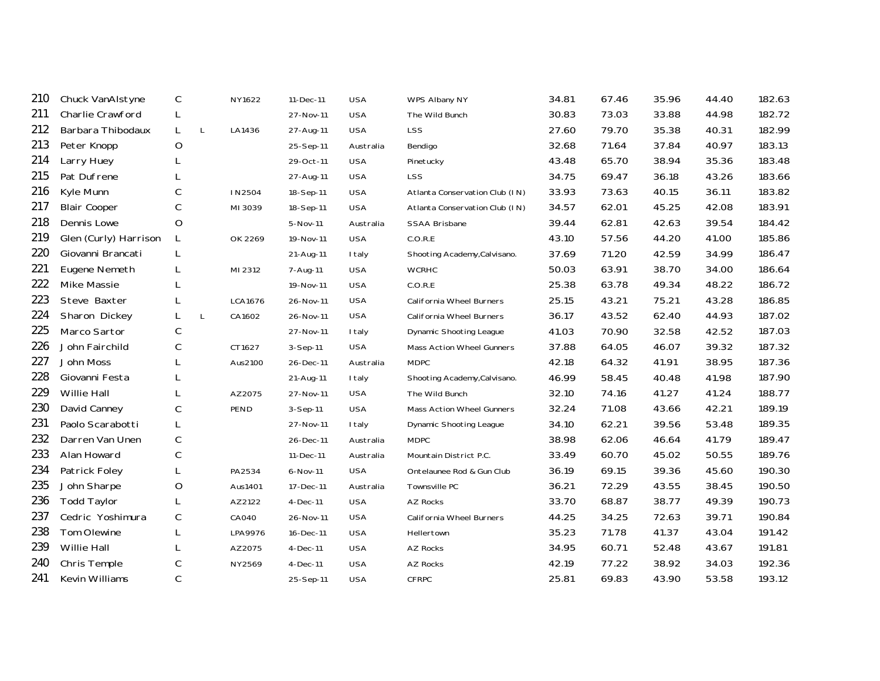| | | | | | | | | | | | | |
|---|---|---|---|---|---|---|---|---|---|---|---|---|
| 210 | Chuck VanAlstyne | C | | NY1622 | 11-Dec-11 | USA | WPS Albany NY | 34.81 | 67.46 | 35.96 | 44.40 | 182.63 |
| 211 | Charlie Crawford | L | | | 27-Nov-11 | USA | The Wild Bunch | 30.83 | 73.03 | 33.88 | 44.98 | 182.72 |
| 212 | Barbara Thibodaux | L | L | LA1436 | 27-Aug-11 | USA | LSS | 27.60 | 79.70 | 35.38 | 40.31 | 182.99 |
| 213 | Peter Knopp | O | | | 25-Sep-11 | Australia | Bendigo | 32.68 | 71.64 | 37.84 | 40.97 | 183.13 |
| 214 | Larry Huey | L | | | 29-Oct-11 | USA | Pinetucky | 43.48 | 65.70 | 38.94 | 35.36 | 183.48 |
| 215 | Pat Dufrene | L | | | 27-Aug-11 | USA | LSS | 34.75 | 69.47 | 36.18 | 43.26 | 183.66 |
| 216 | Kyle Munn | C | | IN2504 | 18-Sep-11 | USA | Atlanta Conservation Club (IN) | 33.93 | 73.63 | 40.15 | 36.11 | 183.82 |
| 217 | Blair Cooper | C | | MI3039 | 18-Sep-11 | USA | Atlanta Conservation Club (IN) | 34.57 | 62.01 | 45.25 | 42.08 | 183.91 |
| 218 | Dennis Lowe | O | | | 5-Nov-11 | Australia | SSAA Brisbane | 39.44 | 62.81 | 42.63 | 39.54 | 184.42 |
| 219 | Glen (Curly) Harrison | L | | OK2269 | 19-Nov-11 | USA | C.O.R.E | 43.10 | 57.56 | 44.20 | 41.00 | 185.86 |
| 220 | Giovanni Brancati | L | | | 21-Aug-11 | Italy | Shooting Academy,Calvisano. | 37.69 | 71.20 | 42.59 | 34.99 | 186.47 |
| 221 | Eugene Nemeth | L | | MI2312 | 7-Aug-11 | USA | WCRHC | 50.03 | 63.91 | 38.70 | 34.00 | 186.64 |
| 222 | Mike Massie | L | | | 19-Nov-11 | USA | C.O.R.E | 25.38 | 63.78 | 49.34 | 48.22 | 186.72 |
| 223 | Steve Baxter | L | | LCA1676 | 26-Nov-11 | USA | California Wheel Burners | 25.15 | 43.21 | 75.21 | 43.28 | 186.85 |
| 224 | Sharon Dickey | L | L | CA1602 | 26-Nov-11 | USA | California Wheel Burners | 36.17 | 43.52 | 62.40 | 44.93 | 187.02 |
| 225 | Marco Sartor | C | | | 27-Nov-11 | Italy | Dynamic Shooting League | 41.03 | 70.90 | 32.58 | 42.52 | 187.03 |
| 226 | John Fairchild | C | | CT1627 | 3-Sep-11 | USA | Mass Action Wheel Gunners | 37.88 | 64.05 | 46.07 | 39.32 | 187.32 |
| 227 | John Moss | L | | Aus2100 | 26-Dec-11 | Australia | MDPC | 42.18 | 64.32 | 41.91 | 38.95 | 187.36 |
| 228 | Giovanni Festa | L | | | 21-Aug-11 | Italy | Shooting Academy,Calvisano. | 46.99 | 58.45 | 40.48 | 41.98 | 187.90 |
| 229 | Willie Hall | L | | AZ2075 | 27-Nov-11 | USA | The Wild Bunch | 32.10 | 74.16 | 41.27 | 41.24 | 188.77 |
| 230 | David Canney | C | | PEND | 3-Sep-11 | USA | Mass Action Wheel Gunners | 32.24 | 71.08 | 43.66 | 42.21 | 189.19 |
| 231 | Paolo Scarabotti | L | | | 27-Nov-11 | Italy | Dynamic Shooting League | 34.10 | 62.21 | 39.56 | 53.48 | 189.35 |
| 232 | Darren Van Unen | C | | | 26-Dec-11 | Australia | MDPC | 38.98 | 62.06 | 46.64 | 41.79 | 189.47 |
| 233 | Alan Howard | C | | | 11-Dec-11 | Australia | Mountain District P.C. | 33.49 | 60.70 | 45.02 | 50.55 | 189.76 |
| 234 | Patrick Foley | L | | PA2534 | 6-Nov-11 | USA | Ontelaunee Rod & Gun Club | 36.19 | 69.15 | 39.36 | 45.60 | 190.30 |
| 235 | John Sharpe | O | | Aus1401 | 17-Dec-11 | Australia | Townsville PC | 36.21 | 72.29 | 43.55 | 38.45 | 190.50 |
| 236 | Todd Taylor | L | | AZ2122 | 4-Dec-11 | USA | AZ Rocks | 33.70 | 68.87 | 38.77 | 49.39 | 190.73 |
| 237 | Cedric Yoshimura | C | | CA040 | 26-Nov-11 | USA | California Wheel Burners | 44.25 | 34.25 | 72.63 | 39.71 | 190.84 |
| 238 | Tom Olewine | L | | LPA9976 | 16-Dec-11 | USA | Hellertown | 35.23 | 71.78 | 41.37 | 43.04 | 191.42 |
| 239 | Willie Hall | L | | AZ2075 | 4-Dec-11 | USA | AZ Rocks | 34.95 | 60.71 | 52.48 | 43.67 | 191.81 |
| 240 | Chris Temple | C | | NY2569 | 4-Dec-11 | USA | AZ Rocks | 42.19 | 77.22 | 38.92 | 34.03 | 192.36 |
| 241 | Kevin Williams | C | | | 25-Sep-11 | USA | CFRPC | 25.81 | 69.83 | 43.90 | 53.58 | 193.12 |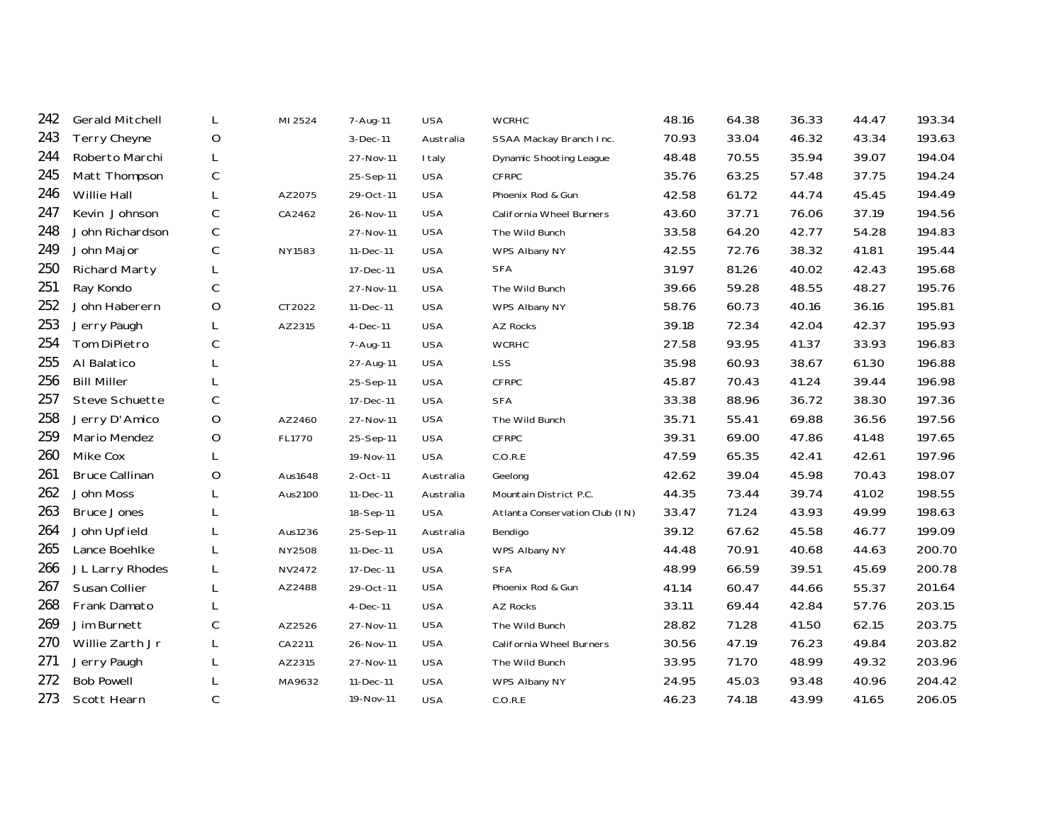| 242 | Gerald Mitchell | L | MI2524 | 7-Aug-11 | USA | WCRHC | 48.16 | 64.38 | 36.33 | 44.47 | 193.34 |
|---|---|---|---|---|---|---|---|---|---|---|---|
| 243 | Terry Cheyne | O | | 3-Dec-11 | Australia | SSAA Mackay Branch Inc. | 70.93 | 33.04 | 46.32 | 43.34 | 193.63 |
| 244 | Roberto Marchi | L | | 27-Nov-11 | Italy | Dynamic Shooting League | 48.48 | 70.55 | 35.94 | 39.07 | 194.04 |
| 245 | Matt Thompson | C | | 25-Sep-11 | USA | CFRPC | 35.76 | 63.25 | 57.48 | 37.75 | 194.24 |
| 246 | Willie Hall | L | AZ2075 | 29-Oct-11 | USA | Phoenix Rod & Gun | 42.58 | 61.72 | 44.74 | 45.45 | 194.49 |
| 247 | Kevin Johnson | C | CA2462 | 26-Nov-11 | USA | California Wheel Burners | 43.60 | 37.71 | 76.06 | 37.19 | 194.56 |
| 248 | John Richardson | C | | 27-Nov-11 | USA | The Wild Bunch | 33.58 | 64.20 | 42.77 | 54.28 | 194.83 |
| 249 | John Major | C | NY1583 | 11-Dec-11 | USA | WPS Albany NY | 42.55 | 72.76 | 38.32 | 41.81 | 195.44 |
| 250 | Richard Marty | L | | 17-Dec-11 | USA | SFA | 31.97 | 81.26 | 40.02 | 42.43 | 195.68 |
| 251 | Ray Kondo | C | | 27-Nov-11 | USA | The Wild Bunch | 39.66 | 59.28 | 48.55 | 48.27 | 195.76 |
| 252 | John Haberern | O | CT2022 | 11-Dec-11 | USA | WPS Albany NY | 58.76 | 60.73 | 40.16 | 36.16 | 195.81 |
| 253 | Jerry Paugh | L | AZ2315 | 4-Dec-11 | USA | AZ Rocks | 39.18 | 72.34 | 42.04 | 42.37 | 195.93 |
| 254 | Tom DiPietro | C | | 7-Aug-11 | USA | WCRHC | 27.58 | 93.95 | 41.37 | 33.93 | 196.83 |
| 255 | Al Balatico | L | | 27-Aug-11 | USA | LSS | 35.98 | 60.93 | 38.67 | 61.30 | 196.88 |
| 256 | Bill Miller | L | | 25-Sep-11 | USA | CFRPC | 45.87 | 70.43 | 41.24 | 39.44 | 196.98 |
| 257 | Steve Schuette | C | | 17-Dec-11 | USA | SFA | 33.38 | 88.96 | 36.72 | 38.30 | 197.36 |
| 258 | Jerry D'Amico | O | AZ2460 | 27-Nov-11 | USA | The Wild Bunch | 35.71 | 55.41 | 69.88 | 36.56 | 197.56 |
| 259 | Mario Mendez | O | FL1770 | 25-Sep-11 | USA | CFRPC | 39.31 | 69.00 | 47.86 | 41.48 | 197.65 |
| 260 | Mike Cox | L | | 19-Nov-11 | USA | C.O.R.E | 47.59 | 65.35 | 42.41 | 42.61 | 197.96 |
| 261 | Bruce Callinan | O | Aus1648 | 2-Oct-11 | Australia | Geelong | 42.62 | 39.04 | 45.98 | 70.43 | 198.07 |
| 262 | John Moss | L | Aus2100 | 11-Dec-11 | Australia | Mountain District P.C. | 44.35 | 73.44 | 39.74 | 41.02 | 198.55 |
| 263 | Bruce Jones | L | | 18-Sep-11 | USA | Atlanta Conservation Club (IN) | 33.47 | 71.24 | 43.93 | 49.99 | 198.63 |
| 264 | John Upfield | L | Aus1236 | 25-Sep-11 | Australia | Bendigo | 39.12 | 67.62 | 45.58 | 46.77 | 199.09 |
| 265 | Lance Boehlke | L | NY2508 | 11-Dec-11 | USA | WPS Albany NY | 44.48 | 70.91 | 40.68 | 44.63 | 200.70 |
| 266 | J L Larry Rhodes | L | NV2472 | 17-Dec-11 | USA | SFA | 48.99 | 66.59 | 39.51 | 45.69 | 200.78 |
| 267 | Susan Collier | L | AZ2488 | 29-Oct-11 | USA | Phoenix Rod & Gun | 41.14 | 60.47 | 44.66 | 55.37 | 201.64 |
| 268 | Frank Damato | L | | 4-Dec-11 | USA | AZ Rocks | 33.11 | 69.44 | 42.84 | 57.76 | 203.15 |
| 269 | Jim Burnett | C | AZ2526 | 27-Nov-11 | USA | The Wild Bunch | 28.82 | 71.28 | 41.50 | 62.15 | 203.75 |
| 270 | Willie Zarth Jr | L | CA2211 | 26-Nov-11 | USA | California Wheel Burners | 30.56 | 47.19 | 76.23 | 49.84 | 203.82 |
| 271 | Jerry Paugh | L | AZ2315 | 27-Nov-11 | USA | The Wild Bunch | 33.95 | 71.70 | 48.99 | 49.32 | 203.96 |
| 272 | Bob Powell | L | MA9632 | 11-Dec-11 | USA | WPS Albany NY | 24.95 | 45.03 | 93.48 | 40.96 | 204.42 |
| 273 | Scott Hearn | C | | 19-Nov-11 | USA | C.O.R.E | 46.23 | 74.18 | 43.99 | 41.65 | 206.05 |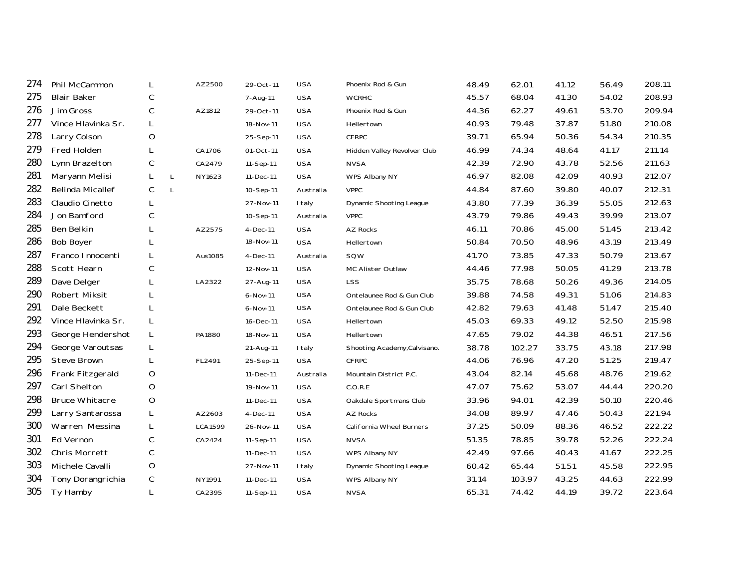| | | | | | | | | | | | | |
|---|---|---|---|---|---|---|---|---|---|---|---|---|
| 274 | Phil McCammon | L | | AZ2500 | 29-Oct-11 | USA | Phoenix Rod & Gun | 48.49 | 62.01 | 41.12 | 56.49 | 208.11 |
| 275 | Blair Baker | C | | | 7-Aug-11 | USA | WCRHC | 45.57 | 68.04 | 41.30 | 54.02 | 208.93 |
| 276 | Jim Gross | C | | AZ1812 | 29-Oct-11 | USA | Phoenix Rod & Gun | 44.36 | 62.27 | 49.61 | 53.70 | 209.94 |
| 277 | Vince Hlavinka Sr. | L | | | 18-Nov-11 | USA | Hellertown | 40.93 | 79.48 | 37.87 | 51.80 | 210.08 |
| 278 | Larry Colson | O | | | 25-Sep-11 | USA | CFRPC | 39.71 | 65.94 | 50.36 | 54.34 | 210.35 |
| 279 | Fred Holden | L | | CA1706 | 01-Oct-11 | USA | Hidden Valley Revolver Club | 46.99 | 74.34 | 48.64 | 41.17 | 211.14 |
| 280 | Lynn Brazelton | C | | CA2479 | 11-Sep-11 | USA | NVSA | 42.39 | 72.90 | 43.78 | 52.56 | 211.63 |
| 281 | Maryann Melisi | L | L | NY1623 | 11-Dec-11 | USA | WPS Albany NY | 46.97 | 82.08 | 42.09 | 40.93 | 212.07 |
| 282 | Belinda Micallef | C | L | | 10-Sep-11 | Australia | VPPC | 44.84 | 87.60 | 39.80 | 40.07 | 212.31 |
| 283 | Claudio Cinetto | L | | | 27-Nov-11 | Italy | Dynamic Shooting League | 43.80 | 77.39 | 36.39 | 55.05 | 212.63 |
| 284 | Jon Bamford | C | | | 10-Sep-11 | Australia | VPPC | 43.79 | 79.86 | 49.43 | 39.99 | 213.07 |
| 285 | Ben Belkin | L | | AZ2575 | 4-Dec-11 | USA | AZ Rocks | 46.11 | 70.86 | 45.00 | 51.45 | 213.42 |
| 286 | Bob Boyer | L | | | 18-Nov-11 | USA | Hellertown | 50.84 | 70.50 | 48.96 | 43.19 | 213.49 |
| 287 | Franco Innocenti | L | | Aus1085 | 4-Dec-11 | Australia | SQW | 41.70 | 73.85 | 47.33 | 50.79 | 213.67 |
| 288 | Scott Hearn | C | | | 12-Nov-11 | USA | MC Alister Outlaw | 44.46 | 77.98 | 50.05 | 41.29 | 213.78 |
| 289 | Dave Delger | L | | LA2322 | 27-Aug-11 | USA | LSS | 35.75 | 78.68 | 50.26 | 49.36 | 214.05 |
| 290 | Robert Miksit | L | | | 6-Nov-11 | USA | Ontelaunee Rod & Gun Club | 39.88 | 74.58 | 49.31 | 51.06 | 214.83 |
| 291 | Dale Beckett | L | | | 6-Nov-11 | USA | Ontelaunee Rod & Gun Club | 42.82 | 79.63 | 41.48 | 51.47 | 215.40 |
| 292 | Vince Hlavinka Sr. | L | | | 16-Dec-11 | USA | Hellertown | 45.03 | 69.33 | 49.12 | 52.50 | 215.98 |
| 293 | George Hendershot | L | | PA1880 | 18-Nov-11 | USA | Hellertown | 47.65 | 79.02 | 44.38 | 46.51 | 217.56 |
| 294 | George Varoutsas | L | | | 21-Aug-11 | Italy | Shooting Academy,Calvisano. | 38.78 | 102.27 | 33.75 | 43.18 | 217.98 |
| 295 | Steve Brown | L | | FL2491 | 25-Sep-11 | USA | CFRPC | 44.06 | 76.96 | 47.20 | 51.25 | 219.47 |
| 296 | Frank Fitzgerald | O | | | 11-Dec-11 | Australia | Mountain District P.C. | 43.04 | 82.14 | 45.68 | 48.76 | 219.62 |
| 297 | Carl Shelton | O | | | 19-Nov-11 | USA | C.O.R.E | 47.07 | 75.62 | 53.07 | 44.44 | 220.20 |
| 298 | Bruce Whitacre | O | | | 11-Dec-11 | USA | Oakdale Sportmans Club | 33.96 | 94.01 | 42.39 | 50.10 | 220.46 |
| 299 | Larry Santarossa | L | | AZ2603 | 4-Dec-11 | USA | AZ Rocks | 34.08 | 89.97 | 47.46 | 50.43 | 221.94 |
| 300 | Warren Messina | L | | LCA1599 | 26-Nov-11 | USA | California Wheel Burners | 37.25 | 50.09 | 88.36 | 46.52 | 222.22 |
| 301 | Ed Vernon | C | | CA2424 | 11-Sep-11 | USA | NVSA | 51.35 | 78.85 | 39.78 | 52.26 | 222.24 |
| 302 | Chris Morrett | C | | | 11-Dec-11 | USA | WPS Albany NY | 42.49 | 97.66 | 40.43 | 41.67 | 222.25 |
| 303 | Michele Cavalli | O | | | 27-Nov-11 | Italy | Dynamic Shooting League | 60.42 | 65.44 | 51.51 | 45.58 | 222.95 |
| 304 | Tony Dorangrichia | C | | NY1991 | 11-Dec-11 | USA | WPS Albany NY | 31.14 | 103.97 | 43.25 | 44.63 | 222.99 |
| 305 | Ty Hamby | L | | CA2395 | 11-Sep-11 | USA | NVSA | 65.31 | 74.42 | 44.19 | 39.72 | 223.64 |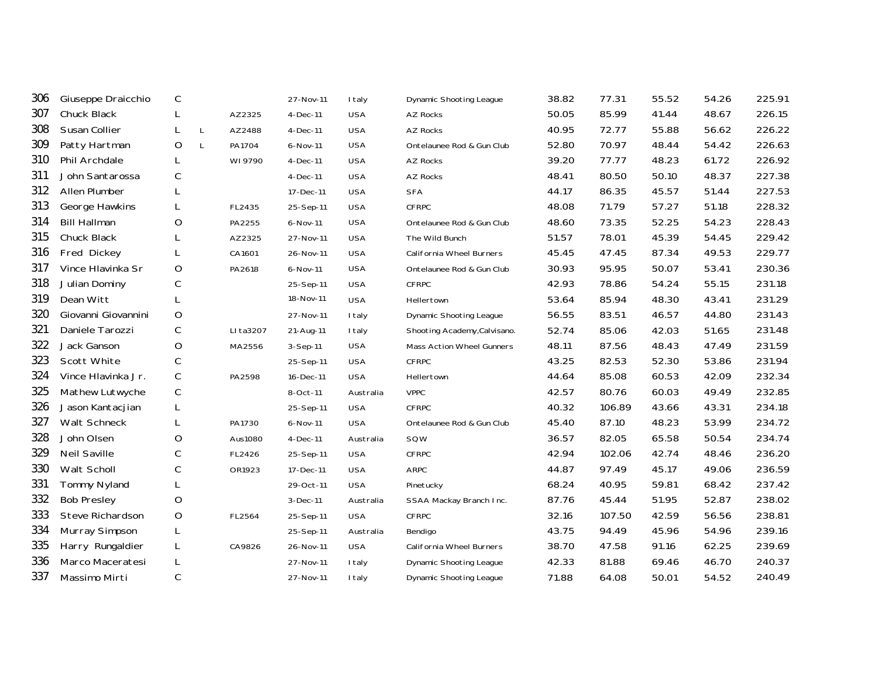| | | | | | | | | | | | | |
|---|---|---|---|---|---|---|---|---|---|---|---|---|
| 306 | Giuseppe Draicchio | C | | | 27-Nov-11 | Italy | Dynamic Shooting League | 38.82 | 77.31 | 55.52 | 54.26 | 225.91 |
| 307 | Chuck Black | L | | AZ2325 | 4-Dec-11 | USA | AZ Rocks | 50.05 | 85.99 | 41.44 | 48.67 | 226.15 |
| 308 | Susan Collier | L | L | AZ2488 | 4-Dec-11 | USA | AZ Rocks | 40.95 | 72.77 | 55.88 | 56.62 | 226.22 |
| 309 | Patty Hartman | O | L | PA1704 | 6-Nov-11 | USA | Ontelaunee Rod & Gun Club | 52.80 | 70.97 | 48.44 | 54.42 | 226.63 |
| 310 | Phil Archdale | L | | WI9790 | 4-Dec-11 | USA | AZ Rocks | 39.20 | 77.77 | 48.23 | 61.72 | 226.92 |
| 311 | John Santarossa | C | | | 4-Dec-11 | USA | AZ Rocks | 48.41 | 80.50 | 50.10 | 48.37 | 227.38 |
| 312 | Allen Plumber | L | | | 17-Dec-11 | USA | SFA | 44.17 | 86.35 | 45.57 | 51.44 | 227.53 |
| 313 | George Hawkins | L | | FL2435 | 25-Sep-11 | USA | CFRPC | 48.08 | 71.79 | 57.27 | 51.18 | 228.32 |
| 314 | Bill Hallman | O | | PA2255 | 6-Nov-11 | USA | Ontelaunee Rod & Gun Club | 48.60 | 73.35 | 52.25 | 54.23 | 228.43 |
| 315 | Chuck Black | L | | AZ2325 | 27-Nov-11 | USA | The Wild Bunch | 51.57 | 78.01 | 45.39 | 54.45 | 229.42 |
| 316 | Fred Dickey | L | | CA1601 | 26-Nov-11 | USA | California Wheel Burners | 45.45 | 47.45 | 87.34 | 49.53 | 229.77 |
| 317 | Vince Hlavinka Sr | O | | PA2618 | 6-Nov-11 | USA | Ontelaunee Rod & Gun Club | 30.93 | 95.95 | 50.07 | 53.41 | 230.36 |
| 318 | Julian Dominy | C | | | 25-Sep-11 | USA | CFRPC | 42.93 | 78.86 | 54.24 | 55.15 | 231.18 |
| 319 | Dean Witt | L | | | 18-Nov-11 | USA | Hellertown | 53.64 | 85.94 | 48.30 | 43.41 | 231.29 |
| 320 | Giovanni Giovannini | O | | | 27-Nov-11 | Italy | Dynamic Shooting League | 56.55 | 83.51 | 46.57 | 44.80 | 231.43 |
| 321 | Daniele Tarozzi | C | | LIta3207 | 21-Aug-11 | Italy | Shooting Academy,Calvisano. | 52.74 | 85.06 | 42.03 | 51.65 | 231.48 |
| 322 | Jack Ganson | O | | MA2556 | 3-Sep-11 | USA | Mass Action Wheel Gunners | 48.11 | 87.56 | 48.43 | 47.49 | 231.59 |
| 323 | Scott White | C | | | 25-Sep-11 | USA | CFRPC | 43.25 | 82.53 | 52.30 | 53.86 | 231.94 |
| 324 | Vince Hlavinka Jr. | C | | PA2598 | 16-Dec-11 | USA | Hellertown | 44.64 | 85.08 | 60.53 | 42.09 | 232.34 |
| 325 | Mathew Lutwyche | C | | | 8-Oct-11 | Australia | VPPC | 42.57 | 80.76 | 60.03 | 49.49 | 232.85 |
| 326 | Jason Kantacjian | L | | | 25-Sep-11 | USA | CFRPC | 40.32 | 106.89 | 43.66 | 43.31 | 234.18 |
| 327 | Walt Schneck | L | | PA1730 | 6-Nov-11 | USA | Ontelaunee Rod & Gun Club | 45.40 | 87.10 | 48.23 | 53.99 | 234.72 |
| 328 | John Olsen | O | | Aus1080 | 4-Dec-11 | Australia | SQW | 36.57 | 82.05 | 65.58 | 50.54 | 234.74 |
| 329 | Neil Saville | C | | FL2426 | 25-Sep-11 | USA | CFRPC | 42.94 | 102.06 | 42.74 | 48.46 | 236.20 |
| 330 | Walt Scholl | C | | OR1923 | 17-Dec-11 | USA | ARPC | 44.87 | 97.49 | 45.17 | 49.06 | 236.59 |
| 331 | Tommy Nyland | L | | | 29-Oct-11 | USA | Pinetucky | 68.24 | 40.95 | 59.81 | 68.42 | 237.42 |
| 332 | Bob Presley | O | | | 3-Dec-11 | Australia | SSAA Mackay Branch Inc. | 87.76 | 45.44 | 51.95 | 52.87 | 238.02 |
| 333 | Steve Richardson | O | | FL2564 | 25-Sep-11 | USA | CFRPC | 32.16 | 107.50 | 42.59 | 56.56 | 238.81 |
| 334 | Murray Simpson | L | | | 25-Sep-11 | Australia | Bendigo | 43.75 | 94.49 | 45.96 | 54.96 | 239.16 |
| 335 | Harry Rungaldier | L | | CA9826 | 26-Nov-11 | USA | California Wheel Burners | 38.70 | 47.58 | 91.16 | 62.25 | 239.69 |
| 336 | Marco Maceratesi | L | | | 27-Nov-11 | Italy | Dynamic Shooting League | 42.33 | 81.88 | 69.46 | 46.70 | 240.37 |
| 337 | Massimo Mirti | C | | | 27-Nov-11 | Italy | Dynamic Shooting League | 71.88 | 64.08 | 50.01 | 54.52 | 240.49 |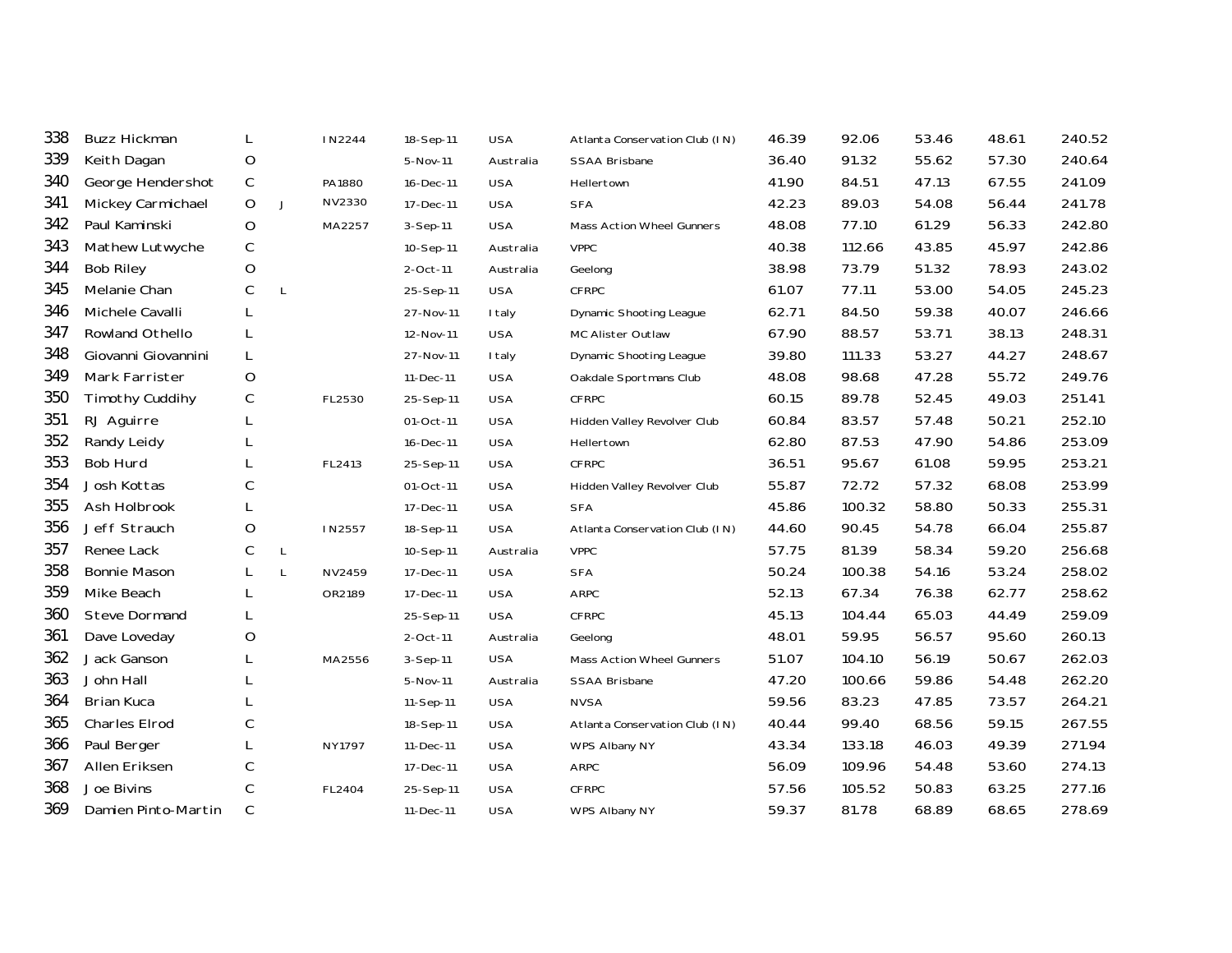| | | | | | | | | | | | | |
|---|---|---|---|---|---|---|---|---|---|---|---|---|
| 338 | Buzz Hickman | L | | IN2244 | 18-Sep-11 | USA | Atlanta Conservation Club (IN) | 46.39 | 92.06 | 53.46 | 48.61 | 240.52 |
| 339 | Keith Dagan | O | | | 5-Nov-11 | Australia | SSAA Brisbane | 36.40 | 91.32 | 55.62 | 57.30 | 240.64 |
| 340 | George Hendershot | C | | PA1880 | 16-Dec-11 | USA | Hellertown | 41.90 | 84.51 | 47.13 | 67.55 | 241.09 |
| 341 | Mickey Carmichael | O | J | NV2330 | 17-Dec-11 | USA | SFA | 42.23 | 89.03 | 54.08 | 56.44 | 241.78 |
| 342 | Paul Kaminski | O | | MA2257 | 3-Sep-11 | USA | Mass Action Wheel Gunners | 48.08 | 77.10 | 61.29 | 56.33 | 242.80 |
| 343 | Mathew Lutwyche | C | | | 10-Sep-11 | Australia | VPPC | 40.38 | 112.66 | 43.85 | 45.97 | 242.86 |
| 344 | Bob Riley | O | | | 2-Oct-11 | Australia | Geelong | 38.98 | 73.79 | 51.32 | 78.93 | 243.02 |
| 345 | Melanie Chan | C | L | | 25-Sep-11 | USA | CFRPC | 61.07 | 77.11 | 53.00 | 54.05 | 245.23 |
| 346 | Michele Cavalli | L | | | 27-Nov-11 | Italy | Dynamic Shooting League | 62.71 | 84.50 | 59.38 | 40.07 | 246.66 |
| 347 | Rowland Othello | L | | | 12-Nov-11 | USA | MC Alister Outlaw | 67.90 | 88.57 | 53.71 | 38.13 | 248.31 |
| 348 | Giovanni Giovannini | L | | | 27-Nov-11 | Italy | Dynamic Shooting League | 39.80 | 111.33 | 53.27 | 44.27 | 248.67 |
| 349 | Mark Farrister | O | | | 11-Dec-11 | USA | Oakdale Sportmans Club | 48.08 | 98.68 | 47.28 | 55.72 | 249.76 |
| 350 | Timothy Cuddihy | C | | FL2530 | 25-Sep-11 | USA | CFRPC | 60.15 | 89.78 | 52.45 | 49.03 | 251.41 |
| 351 | RJ Aguirre | L | | | 01-Oct-11 | USA | Hidden Valley Revolver Club | 60.84 | 83.57 | 57.48 | 50.21 | 252.10 |
| 352 | Randy Leidy | L | | | 16-Dec-11 | USA | Hellertown | 62.80 | 87.53 | 47.90 | 54.86 | 253.09 |
| 353 | Bob Hurd | L | | FL2413 | 25-Sep-11 | USA | CFRPC | 36.51 | 95.67 | 61.08 | 59.95 | 253.21 |
| 354 | Josh Kottas | C | | | 01-Oct-11 | USA | Hidden Valley Revolver Club | 55.87 | 72.72 | 57.32 | 68.08 | 253.99 |
| 355 | Ash Holbrook | L | | | 17-Dec-11 | USA | SFA | 45.86 | 100.32 | 58.80 | 50.33 | 255.31 |
| 356 | Jeff Strauch | O | | IN2557 | 18-Sep-11 | USA | Atlanta Conservation Club (IN) | 44.60 | 90.45 | 54.78 | 66.04 | 255.87 |
| 357 | Renee Lack | C | L | | 10-Sep-11 | Australia | VPPC | 57.75 | 81.39 | 58.34 | 59.20 | 256.68 |
| 358 | Bonnie Mason | L | L | NV2459 | 17-Dec-11 | USA | SFA | 50.24 | 100.38 | 54.16 | 53.24 | 258.02 |
| 359 | Mike Beach | L | | OR2189 | 17-Dec-11 | USA | ARPC | 52.13 | 67.34 | 76.38 | 62.77 | 258.62 |
| 360 | Steve Dormand | L | | | 25-Sep-11 | USA | CFRPC | 45.13 | 104.44 | 65.03 | 44.49 | 259.09 |
| 361 | Dave Loveday | O | | | 2-Oct-11 | Australia | Geelong | 48.01 | 59.95 | 56.57 | 95.60 | 260.13 |
| 362 | Jack Ganson | L | | MA2556 | 3-Sep-11 | USA | Mass Action Wheel Gunners | 51.07 | 104.10 | 56.19 | 50.67 | 262.03 |
| 363 | John Hall | L | | | 5-Nov-11 | Australia | SSAA Brisbane | 47.20 | 100.66 | 59.86 | 54.48 | 262.20 |
| 364 | Brian Kuca | L | | | 11-Sep-11 | USA | NVSA | 59.56 | 83.23 | 47.85 | 73.57 | 264.21 |
| 365 | Charles Elrod | C | | | 18-Sep-11 | USA | Atlanta Conservation Club (IN) | 40.44 | 99.40 | 68.56 | 59.15 | 267.55 |
| 366 | Paul Berger | L | | NY1797 | 11-Dec-11 | USA | WPS Albany NY | 43.34 | 133.18 | 46.03 | 49.39 | 271.94 |
| 367 | Allen Eriksen | C | | | 17-Dec-11 | USA | ARPC | 56.09 | 109.96 | 54.48 | 53.60 | 274.13 |
| 368 | Joe Bivins | C | | FL2404 | 25-Sep-11 | USA | CFRPC | 57.56 | 105.52 | 50.83 | 63.25 | 277.16 |
| 369 | Damien Pinto-Martin | C | | | 11-Dec-11 | USA | WPS Albany NY | 59.37 | 81.78 | 68.89 | 68.65 | 278.69 |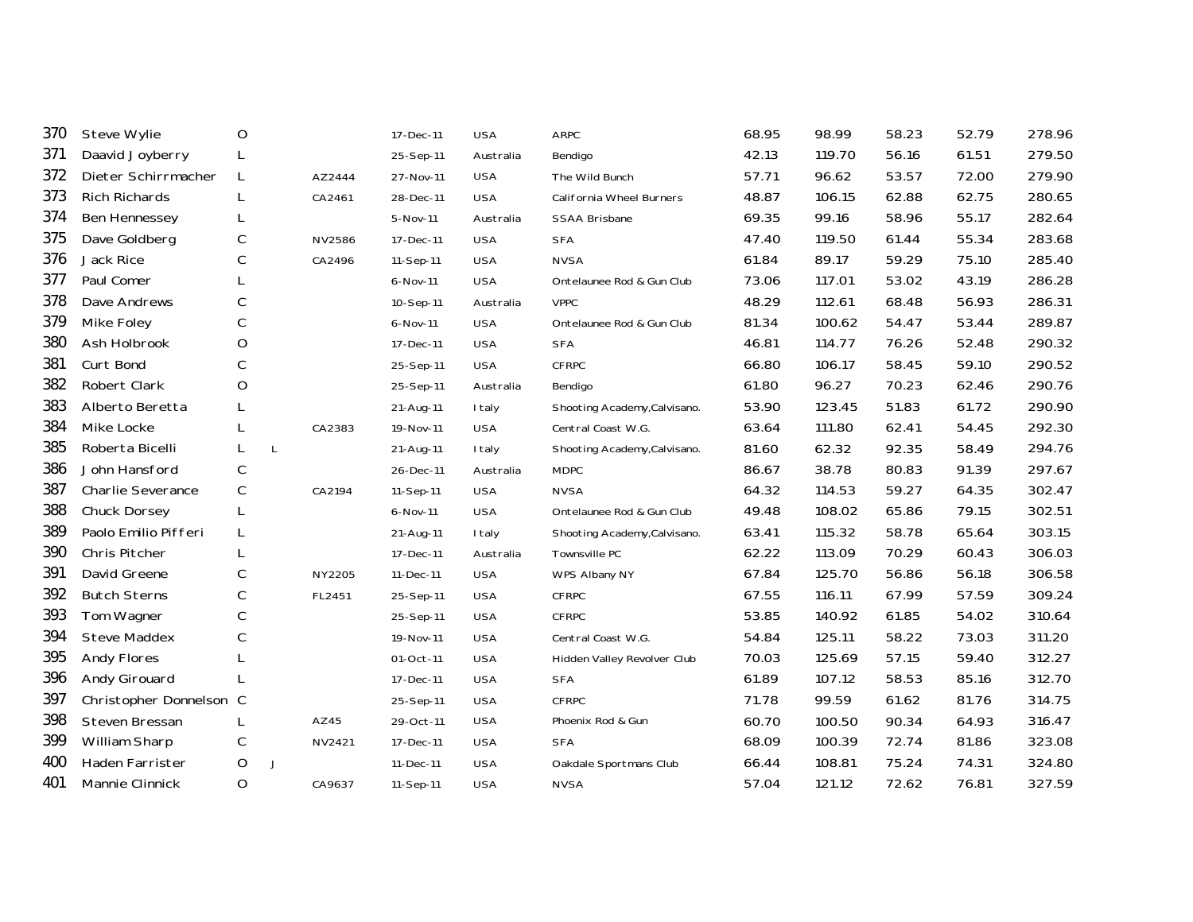| | | | | | | | | | | | | |
|---|---|---|---|---|---|---|---|---|---|---|---|---|
| 370 | Steve Wylie | O | | | 17-Dec-11 | USA | ARPC | 68.95 | 98.99 | 58.23 | 52.79 | 278.96 |
| 371 | Daavid Joyberry | L | | | 25-Sep-11 | Australia | Bendigo | 42.13 | 119.70 | 56.16 | 61.51 | 279.50 |
| 372 | Dieter Schirrmacher | L | | AZ2444 | 27-Nov-11 | USA | The Wild Bunch | 57.71 | 96.62 | 53.57 | 72.00 | 279.90 |
| 373 | Rich Richards | L | | CA2461 | 28-Dec-11 | USA | California Wheel Burners | 48.87 | 106.15 | 62.88 | 62.75 | 280.65 |
| 374 | Ben Hennessey | L | | | 5-Nov-11 | Australia | SSAA Brisbane | 69.35 | 99.16 | 58.96 | 55.17 | 282.64 |
| 375 | Dave Goldberg | C | | NV2586 | 17-Dec-11 | USA | SFA | 47.40 | 119.50 | 61.44 | 55.34 | 283.68 |
| 376 | Jack Rice | C | | CA2496 | 11-Sep-11 | USA | NVSA | 61.84 | 89.17 | 59.29 | 75.10 | 285.40 |
| 377 | Paul Comer | L | | | 6-Nov-11 | USA | Ontelaunee Rod & Gun Club | 73.06 | 117.01 | 53.02 | 43.19 | 286.28 |
| 378 | Dave Andrews | C | | | 10-Sep-11 | Australia | VPPC | 48.29 | 112.61 | 68.48 | 56.93 | 286.31 |
| 379 | Mike Foley | C | | | 6-Nov-11 | USA | Ontelaunee Rod & Gun Club | 81.34 | 100.62 | 54.47 | 53.44 | 289.87 |
| 380 | Ash Holbrook | O | | | 17-Dec-11 | USA | SFA | 46.81 | 114.77 | 76.26 | 52.48 | 290.32 |
| 381 | Curt Bond | C | | | 25-Sep-11 | USA | CFRPC | 66.80 | 106.17 | 58.45 | 59.10 | 290.52 |
| 382 | Robert Clark | O | | | 25-Sep-11 | Australia | Bendigo | 61.80 | 96.27 | 70.23 | 62.46 | 290.76 |
| 383 | Alberto Beretta | L | | | 21-Aug-11 | Italy | Shooting Academy,Calvisano. | 53.90 | 123.45 | 51.83 | 61.72 | 290.90 |
| 384 | Mike Locke | L | | CA2383 | 19-Nov-11 | USA | Central Coast W.G. | 63.64 | 111.80 | 62.41 | 54.45 | 292.30 |
| 385 | Roberta Bicelli | L | L | | 21-Aug-11 | Italy | Shooting Academy,Calvisano. | 81.60 | 62.32 | 92.35 | 58.49 | 294.76 |
| 386 | John Hansford | C | | | 26-Dec-11 | Australia | MDPC | 86.67 | 38.78 | 80.83 | 91.39 | 297.67 |
| 387 | Charlie Severance | C | | CA2194 | 11-Sep-11 | USA | NVSA | 64.32 | 114.53 | 59.27 | 64.35 | 302.47 |
| 388 | Chuck Dorsey | L | | | 6-Nov-11 | USA | Ontelaunee Rod & Gun Club | 49.48 | 108.02 | 65.86 | 79.15 | 302.51 |
| 389 | Paolo Emilio Pifferi | L | | | 21-Aug-11 | Italy | Shooting Academy,Calvisano. | 63.41 | 115.32 | 58.78 | 65.64 | 303.15 |
| 390 | Chris Pitcher | L | | | 17-Dec-11 | Australia | Townsville PC | 62.22 | 113.09 | 70.29 | 60.43 | 306.03 |
| 391 | David Greene | C | | NY2205 | 11-Dec-11 | USA | WPS Albany NY | 67.84 | 125.70 | 56.86 | 56.18 | 306.58 |
| 392 | Butch Sterns | C | | FL2451 | 25-Sep-11 | USA | CFRPC | 67.55 | 116.11 | 67.99 | 57.59 | 309.24 |
| 393 | Tom Wagner | C | | | 25-Sep-11 | USA | CFRPC | 53.85 | 140.92 | 61.85 | 54.02 | 310.64 |
| 394 | Steve Maddex | C | | | 19-Nov-11 | USA | Central Coast W.G. | 54.84 | 125.11 | 58.22 | 73.03 | 311.20 |
| 395 | Andy Flores | L | | | 01-Oct-11 | USA | Hidden Valley Revolver Club | 70.03 | 125.69 | 57.15 | 59.40 | 312.27 |
| 396 | Andy Girouard | L | | | 17-Dec-11 | USA | SFA | 61.89 | 107.12 | 58.53 | 85.16 | 312.70 |
| 397 | Christopher Donnelson | C | | | 25-Sep-11 | USA | CFRPC | 71.78 | 99.59 | 61.62 | 81.76 | 314.75 |
| 398 | Steven Bressan | L | | AZ45 | 29-Oct-11 | USA | Phoenix Rod & Gun | 60.70 | 100.50 | 90.34 | 64.93 | 316.47 |
| 399 | William Sharp | C | | NV2421 | 17-Dec-11 | USA | SFA | 68.09 | 100.39 | 72.74 | 81.86 | 323.08 |
| 400 | Haden Farrister | O | J | | 11-Dec-11 | USA | Oakdale Sportmans Club | 66.44 | 108.81 | 75.24 | 74.31 | 324.80 |
| 401 | Mannie Clinnick | O | | CA9637 | 11-Sep-11 | USA | NVSA | 57.04 | 121.12 | 72.62 | 76.81 | 327.59 |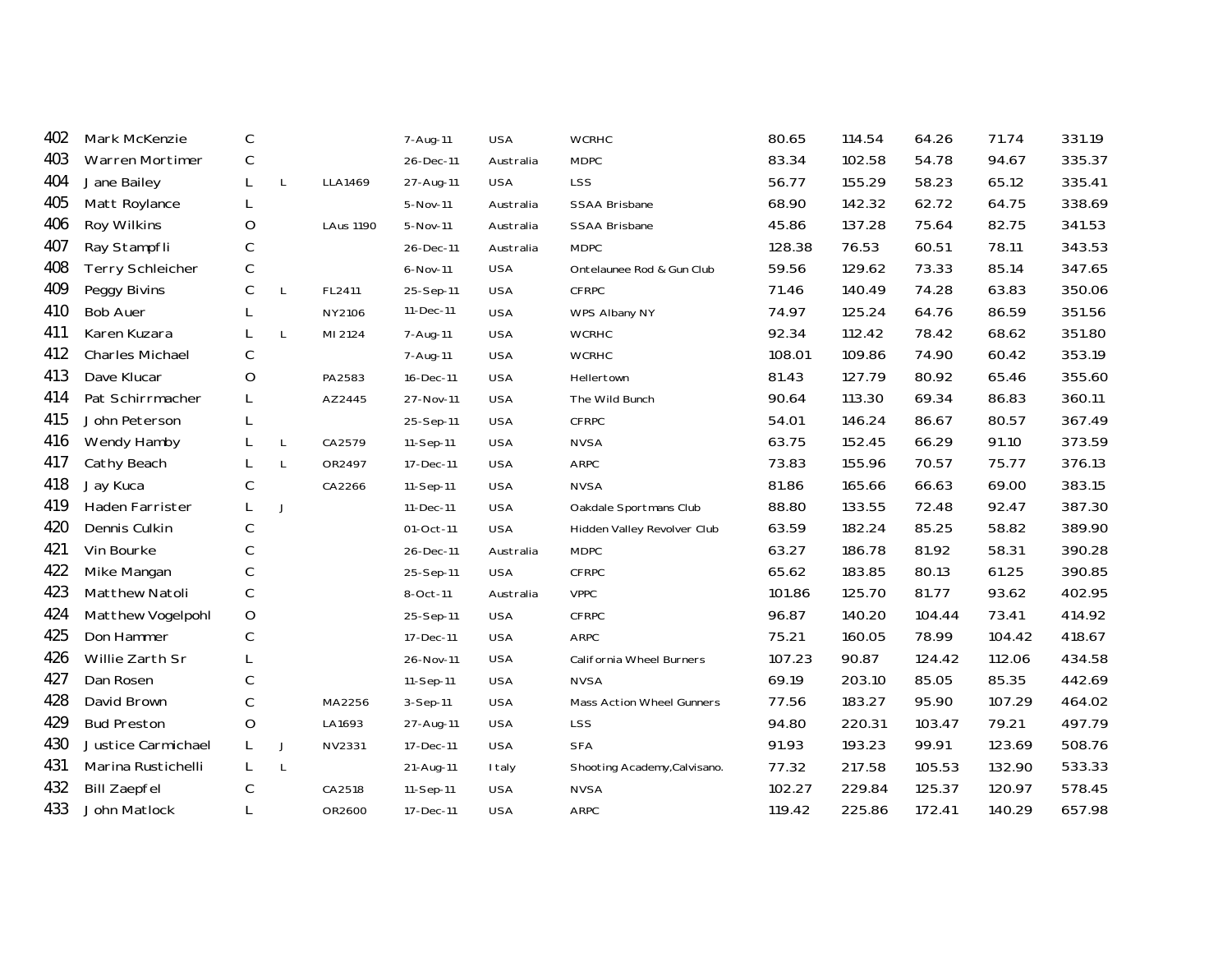| | | | | | | | | | | | | |
|---|---|---|---|---|---|---|---|---|---|---|---|---|
| 402 | Mark McKenzie | C | | | 7-Aug-11 | USA | WCRHC | 80.65 | 114.54 | 64.26 | 71.74 | 331.19 |
| 403 | Warren Mortimer | C | | | 26-Dec-11 | Australia | MDPC | 83.34 | 102.58 | 54.78 | 94.67 | 335.37 |
| 404 | Jane Bailey | L | L | LLA1469 | 27-Aug-11 | USA | LSS | 56.77 | 155.29 | 58.23 | 65.12 | 335.41 |
| 405 | Matt Roylance | L | | | 5-Nov-11 | Australia | SSAA Brisbane | 68.90 | 142.32 | 62.72 | 64.75 | 338.69 |
| 406 | Roy Wilkins | O | | LAus 1190 | 5-Nov-11 | Australia | SSAA Brisbane | 45.86 | 137.28 | 75.64 | 82.75 | 341.53 |
| 407 | Ray Stampfli | C | | | 26-Dec-11 | Australia | MDPC | 128.38 | 76.53 | 60.51 | 78.11 | 343.53 |
| 408 | Terry Schleicher | C | | | 6-Nov-11 | USA | Ontelaunee Rod & Gun Club | 59.56 | 129.62 | 73.33 | 85.14 | 347.65 |
| 409 | Peggy Bivins | C | L | FL2411 | 25-Sep-11 | USA | CFRPC | 71.46 | 140.49 | 74.28 | 63.83 | 350.06 |
| 410 | Bob Auer | L | | NY2106 | 11-Dec-11 | USA | WPS Albany NY | 74.97 | 125.24 | 64.76 | 86.59 | 351.56 |
| 411 | Karen Kuzara | L | L | MI2124 | 7-Aug-11 | USA | WCRHC | 92.34 | 112.42 | 78.42 | 68.62 | 351.80 |
| 412 | Charles Michael | C | | | 7-Aug-11 | USA | WCRHC | 108.01 | 109.86 | 74.90 | 60.42 | 353.19 |
| 413 | Dave Klucar | O | | PA2583 | 16-Dec-11 | USA | Hellertown | 81.43 | 127.79 | 80.92 | 65.46 | 355.60 |
| 414 | Pat Schirrmacher | L | | AZ2445 | 27-Nov-11 | USA | The Wild Bunch | 90.64 | 113.30 | 69.34 | 86.83 | 360.11 |
| 415 | John Peterson | L | | | 25-Sep-11 | USA | CFRPC | 54.01 | 146.24 | 86.67 | 80.57 | 367.49 |
| 416 | Wendy Hamby | L | L | CA2579 | 11-Sep-11 | USA | NVSA | 63.75 | 152.45 | 66.29 | 91.10 | 373.59 |
| 417 | Cathy Beach | L | L | OR2497 | 17-Dec-11 | USA | ARPC | 73.83 | 155.96 | 70.57 | 75.77 | 376.13 |
| 418 | Jay Kuca | C | | CA2266 | 11-Sep-11 | USA | NVSA | 81.86 | 165.66 | 66.63 | 69.00 | 383.15 |
| 419 | Haden Farrister | L | J | | 11-Dec-11 | USA | Oakdale Sportmans Club | 88.80 | 133.55 | 72.48 | 92.47 | 387.30 |
| 420 | Dennis Culkin | C | | | 01-Oct-11 | USA | Hidden Valley Revolver Club | 63.59 | 182.24 | 85.25 | 58.82 | 389.90 |
| 421 | Vin Bourke | C | | | 26-Dec-11 | Australia | MDPC | 63.27 | 186.78 | 81.92 | 58.31 | 390.28 |
| 422 | Mike Mangan | C | | | 25-Sep-11 | USA | CFRPC | 65.62 | 183.85 | 80.13 | 61.25 | 390.85 |
| 423 | Matthew Natoli | C | | | 8-Oct-11 | Australia | VPPC | 101.86 | 125.70 | 81.77 | 93.62 | 402.95 |
| 424 | Matthew Vogelpohl | O | | | 25-Sep-11 | USA | CFRPC | 96.87 | 140.20 | 104.44 | 73.41 | 414.92 |
| 425 | Don Hammer | C | | | 17-Dec-11 | USA | ARPC | 75.21 | 160.05 | 78.99 | 104.42 | 418.67 |
| 426 | Willie Zarth Sr | L | | | 26-Nov-11 | USA | California Wheel Burners | 107.23 | 90.87 | 124.42 | 112.06 | 434.58 |
| 427 | Dan Rosen | C | | | 11-Sep-11 | USA | NVSA | 69.19 | 203.10 | 85.05 | 85.35 | 442.69 |
| 428 | David Brown | C | | MA2256 | 3-Sep-11 | USA | Mass Action Wheel Gunners | 77.56 | 183.27 | 95.90 | 107.29 | 464.02 |
| 429 | Bud Preston | O | | LA1693 | 27-Aug-11 | USA | LSS | 94.80 | 220.31 | 103.47 | 79.21 | 497.79 |
| 430 | Justice Carmichael | L | J | NV2331 | 17-Dec-11 | USA | SFA | 91.93 | 193.23 | 99.91 | 123.69 | 508.76 |
| 431 | Marina Rustichelli | L | L | | 21-Aug-11 | Italy | Shooting Academy,Calvisano. | 77.32 | 217.58 | 105.53 | 132.90 | 533.33 |
| 432 | Bill Zaepfel | C | | CA2518 | 11-Sep-11 | USA | NVSA | 102.27 | 229.84 | 125.37 | 120.97 | 578.45 |
| 433 | John Matlock | L | | OR2600 | 17-Dec-11 | USA | ARPC | 119.42 | 225.86 | 172.41 | 140.29 | 657.98 |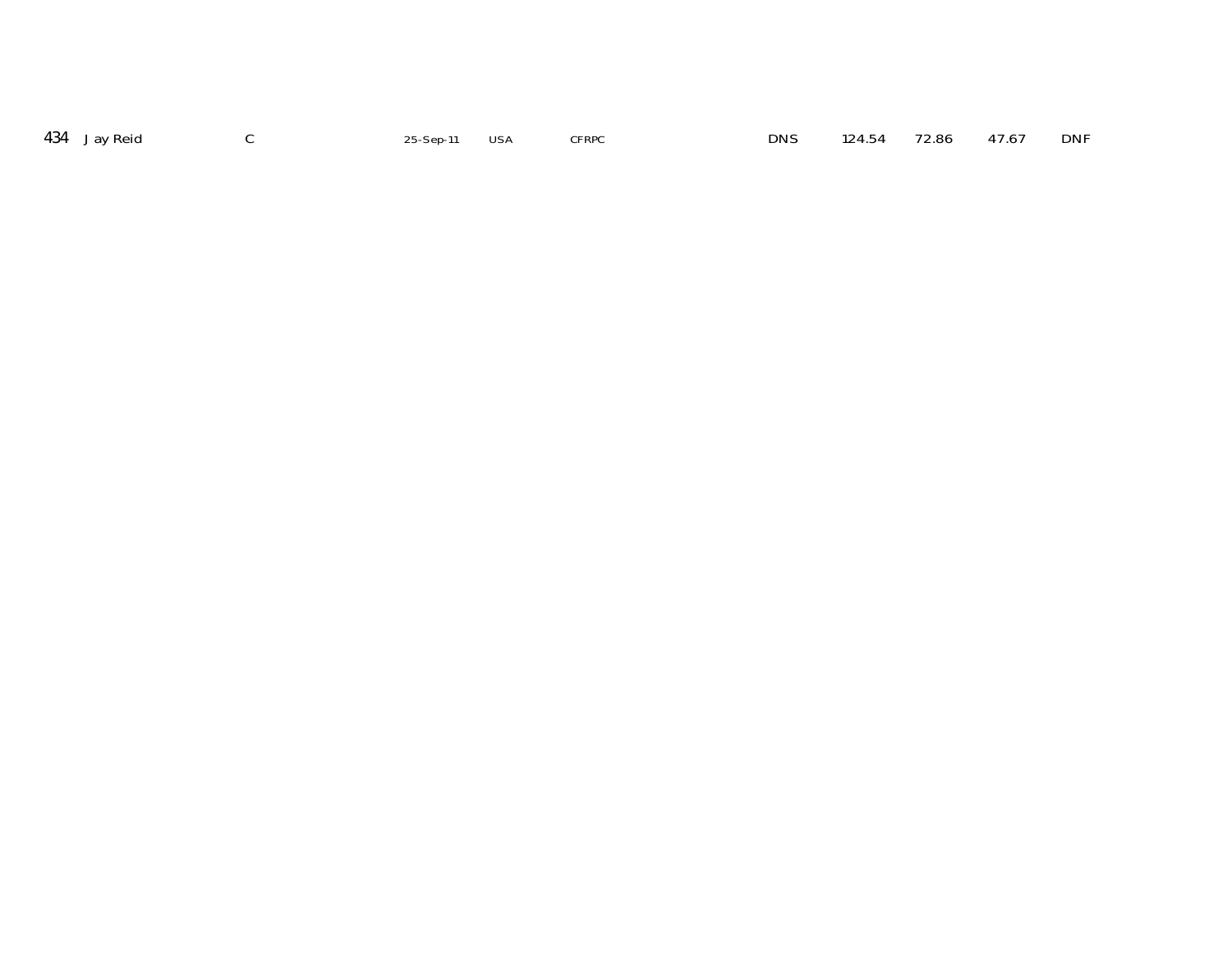| 434 | Jay Reid | C | 25-Sep-11 | USA | CFRPC | DNS | 124.54 | 72.86 | 47.67 | DNF |
|---|---|---|---|---|---|---|---|---|---|---|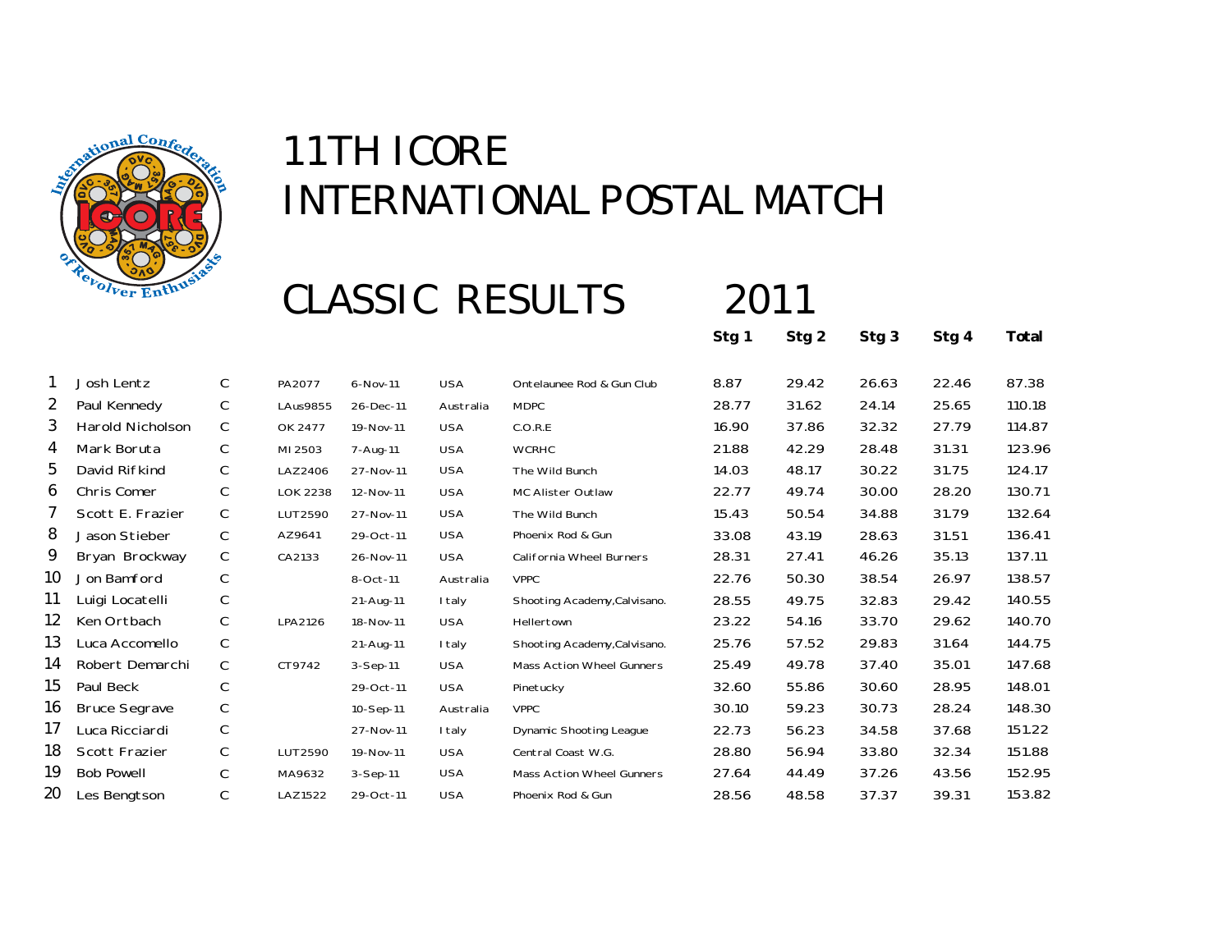# 11TH ICORE
# INTERNATIONAL POSTAL MATCH

## CLASSIC RESULTS 2011

| | Name | Class | ID | Date | Country | Club | Stg 1 | Stg 2 | Stg 3 | Stg 4 | Total |
|---|---|---|---|---|---|---|---|---|---|---|---|
| 1 | Josh Lentz | C | PA2077 | 6-Nov-11 | USA | Ontelaunee Rod & Gun Club | 8.87 | 29.42 | 26.63 | 22.46 | 87.38 |
| 2 | Paul Kennedy | C | LAus9855 | 26-Dec-11 | Australia | MDPC | 28.77 | 31.62 | 24.14 | 25.65 | 110.18 |
| 3 | Harold Nicholson | C | OK 2477 | 19-Nov-11 | USA | C.O.R.E | 16.90 | 37.86 | 32.32 | 27.79 | 114.87 |
| 4 | Mark Boruta | C | MI 2503 | 7-Aug-11 | USA | WCRHC | 21.88 | 42.29 | 28.48 | 31.31 | 123.96 |
| 5 | David Rifkind | C | LAZ2406 | 27-Nov-11 | USA | The Wild Bunch | 14.03 | 48.17 | 30.22 | 31.75 | 124.17 |
| 6 | Chris Comer | C | LOK 2238 | 12-Nov-11 | USA | MC Alister Outlaw | 22.77 | 49.74 | 30.00 | 28.20 | 130.71 |
| 7 | Scott E. Frazier | C | LUT2590 | 27-Nov-11 | USA | The Wild Bunch | 15.43 | 50.54 | 34.88 | 31.79 | 132.64 |
| 8 | Jason Stieber | C | AZ9641 | 29-Oct-11 | USA | Phoenix Rod & Gun | 33.08 | 43.19 | 28.63 | 31.51 | 136.41 |
| 9 | Bryan Brockway | C | CA2133 | 26-Nov-11 | USA | California Wheel Burners | 28.31 | 27.41 | 46.26 | 35.13 | 137.11 |
| 10 | Jon Bamford | C | | 8-Oct-11 | Australia | VPPC | 22.76 | 50.30 | 38.54 | 26.97 | 138.57 |
| 11 | Luigi Locatelli | C | | 21-Aug-11 | Italy | Shooting Academy,Calvisano. | 28.55 | 49.75 | 32.83 | 29.42 | 140.55 |
| 12 | Ken Ortbach | C | LPA2126 | 18-Nov-11 | USA | Hellertown | 23.22 | 54.16 | 33.70 | 29.62 | 140.70 |
| 13 | Luca Accomello | C | | 21-Aug-11 | Italy | Shooting Academy,Calvisano. | 25.76 | 57.52 | 29.83 | 31.64 | 144.75 |
| 14 | Robert Demarchi | C | CT9742 | 3-Sep-11 | USA | Mass Action Wheel Gunners | 25.49 | 49.78 | 37.40 | 35.01 | 147.68 |
| 15 | Paul Beck | C | | 29-Oct-11 | USA | Pinetucky | 32.60 | 55.86 | 30.60 | 28.95 | 148.01 |
| 16 | Bruce Segrave | C | | 10-Sep-11 | Australia | VPPC | 30.10 | 59.23 | 30.73 | 28.24 | 148.30 |
| 17 | Luca Ricciardi | C | | 27-Nov-11 | Italy | Dynamic Shooting League | 22.73 | 56.23 | 34.58 | 37.68 | 151.22 |
| 18 | Scott Frazier | C | LUT2590 | 19-Nov-11 | USA | Central Coast W.G. | 28.80 | 56.94 | 33.80 | 32.34 | 151.88 |
| 19 | Bob Powell | C | MA9632 | 3-Sep-11 | USA | Mass Action Wheel Gunners | 27.64 | 44.49 | 37.26 | 43.56 | 152.95 |
| 20 | Les Bengtson | C | LAZ1522 | 29-Oct-11 | USA | Phoenix Rod & Gun | 28.56 | 48.58 | 37.37 | 39.31 | 153.82 |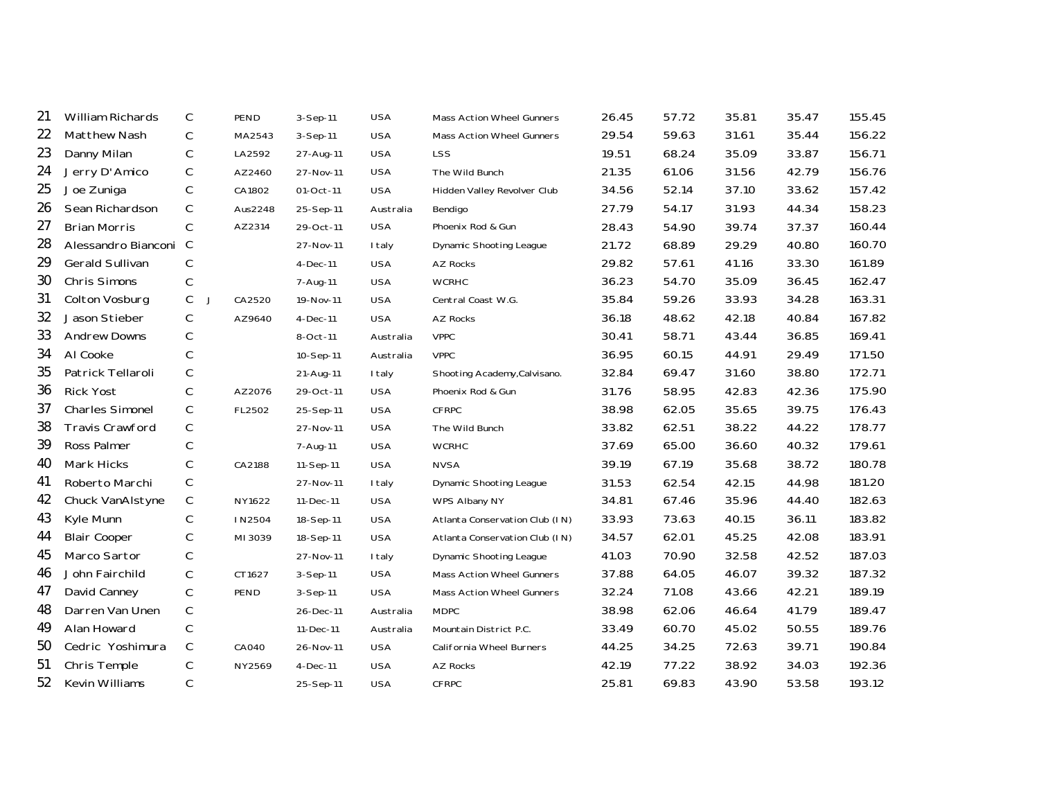| | | | | | | | | | | | | |
|---|---|---|---|---|---|---|---|---|---|---|---|---|
| 21 | William Richards | C | | PEND | 3-Sep-11 | USA | Mass Action Wheel Gunners | 26.45 | 57.72 | 35.81 | 35.47 | 155.45 |
| 22 | Matthew Nash | C | | MA2543 | 3-Sep-11 | USA | Mass Action Wheel Gunners | 29.54 | 59.63 | 31.61 | 35.44 | 156.22 |
| 23 | Danny Milan | C | | LA2592 | 27-Aug-11 | USA | LSS | 19.51 | 68.24 | 35.09 | 33.87 | 156.71 |
| 24 | Jerry D'Amico | C | | AZ2460 | 27-Nov-11 | USA | The Wild Bunch | 21.35 | 61.06 | 31.56 | 42.79 | 156.76 |
| 25 | Joe Zuniga | C | | CA1802 | 01-Oct-11 | USA | Hidden Valley Revolver Club | 34.56 | 52.14 | 37.10 | 33.62 | 157.42 |
| 26 | Sean Richardson | C | | Aus2248 | 25-Sep-11 | Australia | Bendigo | 27.79 | 54.17 | 31.93 | 44.34 | 158.23 |
| 27 | Brian Morris | C | | AZ2314 | 29-Oct-11 | USA | Phoenix Rod & Gun | 28.43 | 54.90 | 39.74 | 37.37 | 160.44 |
| 28 | Alessandro Bianconi | C | | | 27-Nov-11 | Italy | Dynamic Shooting League | 21.72 | 68.89 | 29.29 | 40.80 | 160.70 |
| 29 | Gerald Sullivan | C | | | 4-Dec-11 | USA | AZ Rocks | 29.82 | 57.61 | 41.16 | 33.30 | 161.89 |
| 30 | Chris Simons | C | | | 7-Aug-11 | USA | WCRHC | 36.23 | 54.70 | 35.09 | 36.45 | 162.47 |
| 31 | Colton Vosburg | C | J | CA2520 | 19-Nov-11 | USA | Central Coast W.G. | 35.84 | 59.26 | 33.93 | 34.28 | 163.31 |
| 32 | Jason Stieber | C | | AZ9640 | 4-Dec-11 | USA | AZ Rocks | 36.18 | 48.62 | 42.18 | 40.84 | 167.82 |
| 33 | Andrew Downs | C | | | 8-Oct-11 | Australia | VPPC | 30.41 | 58.71 | 43.44 | 36.85 | 169.41 |
| 34 | Al Cooke | C | | | 10-Sep-11 | Australia | VPPC | 36.95 | 60.15 | 44.91 | 29.49 | 171.50 |
| 35 | Patrick Tellaroli | C | | | 21-Aug-11 | Italy | Shooting Academy,Calvisano. | 32.84 | 69.47 | 31.60 | 38.80 | 172.71 |
| 36 | Rick Yost | C | | AZ2076 | 29-Oct-11 | USA | Phoenix Rod & Gun | 31.76 | 58.95 | 42.83 | 42.36 | 175.90 |
| 37 | Charles Simonel | C | | FL2502 | 25-Sep-11 | USA | CFRPC | 38.98 | 62.05 | 35.65 | 39.75 | 176.43 |
| 38 | Travis Crawford | C | | | 27-Nov-11 | USA | The Wild Bunch | 33.82 | 62.51 | 38.22 | 44.22 | 178.77 |
| 39 | Ross Palmer | C | | | 7-Aug-11 | USA | WCRHC | 37.69 | 65.00 | 36.60 | 40.32 | 179.61 |
| 40 | Mark Hicks | C | | CA2188 | 11-Sep-11 | USA | NVSA | 39.19 | 67.19 | 35.68 | 38.72 | 180.78 |
| 41 | Roberto Marchi | C | | | 27-Nov-11 | Italy | Dynamic Shooting League | 31.53 | 62.54 | 42.15 | 44.98 | 181.20 |
| 42 | Chuck VanAlstyne | C | | NY1622 | 11-Dec-11 | USA | WPS Albany NY | 34.81 | 67.46 | 35.96 | 44.40 | 182.63 |
| 43 | Kyle Munn | C | | IN2504 | 18-Sep-11 | USA | Atlanta Conservation Club (IN) | 33.93 | 73.63 | 40.15 | 36.11 | 183.82 |
| 44 | Blair Cooper | C | | MI3039 | 18-Sep-11 | USA | Atlanta Conservation Club (IN) | 34.57 | 62.01 | 45.25 | 42.08 | 183.91 |
| 45 | Marco Sartor | C | | | 27-Nov-11 | Italy | Dynamic Shooting League | 41.03 | 70.90 | 32.58 | 42.52 | 187.03 |
| 46 | John Fairchild | C | | CT1627 | 3-Sep-11 | USA | Mass Action Wheel Gunners | 37.88 | 64.05 | 46.07 | 39.32 | 187.32 |
| 47 | David Canney | C | | PEND | 3-Sep-11 | USA | Mass Action Wheel Gunners | 32.24 | 71.08 | 43.66 | 42.21 | 189.19 |
| 48 | Darren Van Unen | C | | | 26-Dec-11 | Australia | MDPC | 38.98 | 62.06 | 46.64 | 41.79 | 189.47 |
| 49 | Alan Howard | C | | | 11-Dec-11 | Australia | Mountain District P.C. | 33.49 | 60.70 | 45.02 | 50.55 | 189.76 |
| 50 | Cedric Yoshimura | C | | CA040 | 26-Nov-11 | USA | California Wheel Burners | 44.25 | 34.25 | 72.63 | 39.71 | 190.84 |
| 51 | Chris Temple | C | | NY2569 | 4-Dec-11 | USA | AZ Rocks | 42.19 | 77.22 | 38.92 | 34.03 | 192.36 |
| 52 | Kevin Williams | C | | | 25-Sep-11 | USA | CFRPC | 25.81 | 69.83 | 43.90 | 53.58 | 193.12 |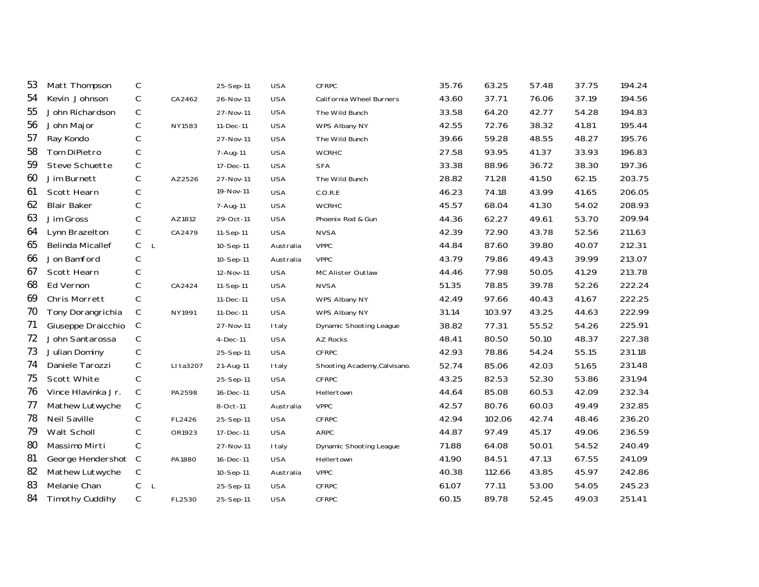| | | | | | | | | | | | | |
|---|---|---|---|---|---|---|---|---|---|---|---|---|
| 53 | Matt Thompson | C | | | 25-Sep-11 | USA | CFRPC | 35.76 | 63.25 | 57.48 | 37.75 | 194.24 |
| 54 | Kevin Johnson | C | | CA2462 | 26-Nov-11 | USA | California Wheel Burners | 43.60 | 37.71 | 76.06 | 37.19 | 194.56 |
| 55 | John Richardson | C | | | 27-Nov-11 | USA | The Wild Bunch | 33.58 | 64.20 | 42.77 | 54.28 | 194.83 |
| 56 | John Major | C | | NY1583 | 11-Dec-11 | USA | WPS Albany NY | 42.55 | 72.76 | 38.32 | 41.81 | 195.44 |
| 57 | Ray Kondo | C | | | 27-Nov-11 | USA | The Wild Bunch | 39.66 | 59.28 | 48.55 | 48.27 | 195.76 |
| 58 | Tom DiPietro | C | | | 7-Aug-11 | USA | WCRHC | 27.58 | 93.95 | 41.37 | 33.93 | 196.83 |
| 59 | Steve Schuette | C | | | 17-Dec-11 | USA | SFA | 33.38 | 88.96 | 36.72 | 38.30 | 197.36 |
| 60 | Jim Burnett | C | | AZ2526 | 27-Nov-11 | USA | The Wild Bunch | 28.82 | 71.28 | 41.50 | 62.15 | 203.75 |
| 61 | Scott Hearn | C | | | 19-Nov-11 | USA | C.O.R.E | 46.23 | 74.18 | 43.99 | 41.65 | 206.05 |
| 62 | Blair Baker | C | | | 7-Aug-11 | USA | WCRHC | 45.57 | 68.04 | 41.30 | 54.02 | 208.93 |
| 63 | Jim Gross | C | | AZ1812 | 29-Oct-11 | USA | Phoenix Rod & Gun | 44.36 | 62.27 | 49.61 | 53.70 | 209.94 |
| 64 | Lynn Brazelton | C | | CA2479 | 11-Sep-11 | USA | NVSA | 42.39 | 72.90 | 43.78 | 52.56 | 211.63 |
| 65 | Belinda Micallef | C | L | | 10-Sep-11 | Australia | VPPC | 44.84 | 87.60 | 39.80 | 40.07 | 212.31 |
| 66 | Jon Bamford | C | | | 10-Sep-11 | Australia | VPPC | 43.79 | 79.86 | 49.43 | 39.99 | 213.07 |
| 67 | Scott Hearn | C | | | 12-Nov-11 | USA | MC Alister Outlaw | 44.46 | 77.98 | 50.05 | 41.29 | 213.78 |
| 68 | Ed Vernon | C | | CA2424 | 11-Sep-11 | USA | NVSA | 51.35 | 78.85 | 39.78 | 52.26 | 222.24 |
| 69 | Chris Morrett | C | | | 11-Dec-11 | USA | WPS Albany NY | 42.49 | 97.66 | 40.43 | 41.67 | 222.25 |
| 70 | Tony Dorangrichia | C | | NY1991 | 11-Dec-11 | USA | WPS Albany NY | 31.14 | 103.97 | 43.25 | 44.63 | 222.99 |
| 71 | Giuseppe Draicchio | C | | | 27-Nov-11 | Italy | Dynamic Shooting League | 38.82 | 77.31 | 55.52 | 54.26 | 225.91 |
| 72 | John Santarossa | C | | | 4-Dec-11 | USA | AZ Rocks | 48.41 | 80.50 | 50.10 | 48.37 | 227.38 |
| 73 | Julian Dominy | C | | | 25-Sep-11 | USA | CFRPC | 42.93 | 78.86 | 54.24 | 55.15 | 231.18 |
| 74 | Daniele Tarozzi | C | | LIta3207 | 21-Aug-11 | Italy | Shooting Academy,Calvisano. | 52.74 | 85.06 | 42.03 | 51.65 | 231.48 |
| 75 | Scott White | C | | | 25-Sep-11 | USA | CFRPC | 43.25 | 82.53 | 52.30 | 53.86 | 231.94 |
| 76 | Vince Hlavinka Jr. | C | | PA2598 | 16-Dec-11 | USA | Hellertown | 44.64 | 85.08 | 60.53 | 42.09 | 232.34 |
| 77 | Mathew Lutwyche | C | | | 8-Oct-11 | Australia | VPPC | 42.57 | 80.76 | 60.03 | 49.49 | 232.85 |
| 78 | Neil Saville | C | | FL2426 | 25-Sep-11 | USA | CFRPC | 42.94 | 102.06 | 42.74 | 48.46 | 236.20 |
| 79 | Walt Scholl | C | | OR1923 | 17-Dec-11 | USA | ARPC | 44.87 | 97.49 | 45.17 | 49.06 | 236.59 |
| 80 | Massimo Mirti | C | | | 27-Nov-11 | Italy | Dynamic Shooting League | 71.88 | 64.08 | 50.01 | 54.52 | 240.49 |
| 81 | George Hendershot | C | | PA1880 | 16-Dec-11 | USA | Hellertown | 41.90 | 84.51 | 47.13 | 67.55 | 241.09 |
| 82 | Mathew Lutwyche | C | | | 10-Sep-11 | Australia | VPPC | 40.38 | 112.66 | 43.85 | 45.97 | 242.86 |
| 83 | Melanie Chan | C | L | | 25-Sep-11 | USA | CFRPC | 61.07 | 77.11 | 53.00 | 54.05 | 245.23 |
| 84 | Timothy Cuddihy | C | | FL2530 | 25-Sep-11 | USA | CFRPC | 60.15 | 89.78 | 52.45 | 49.03 | 251.41 |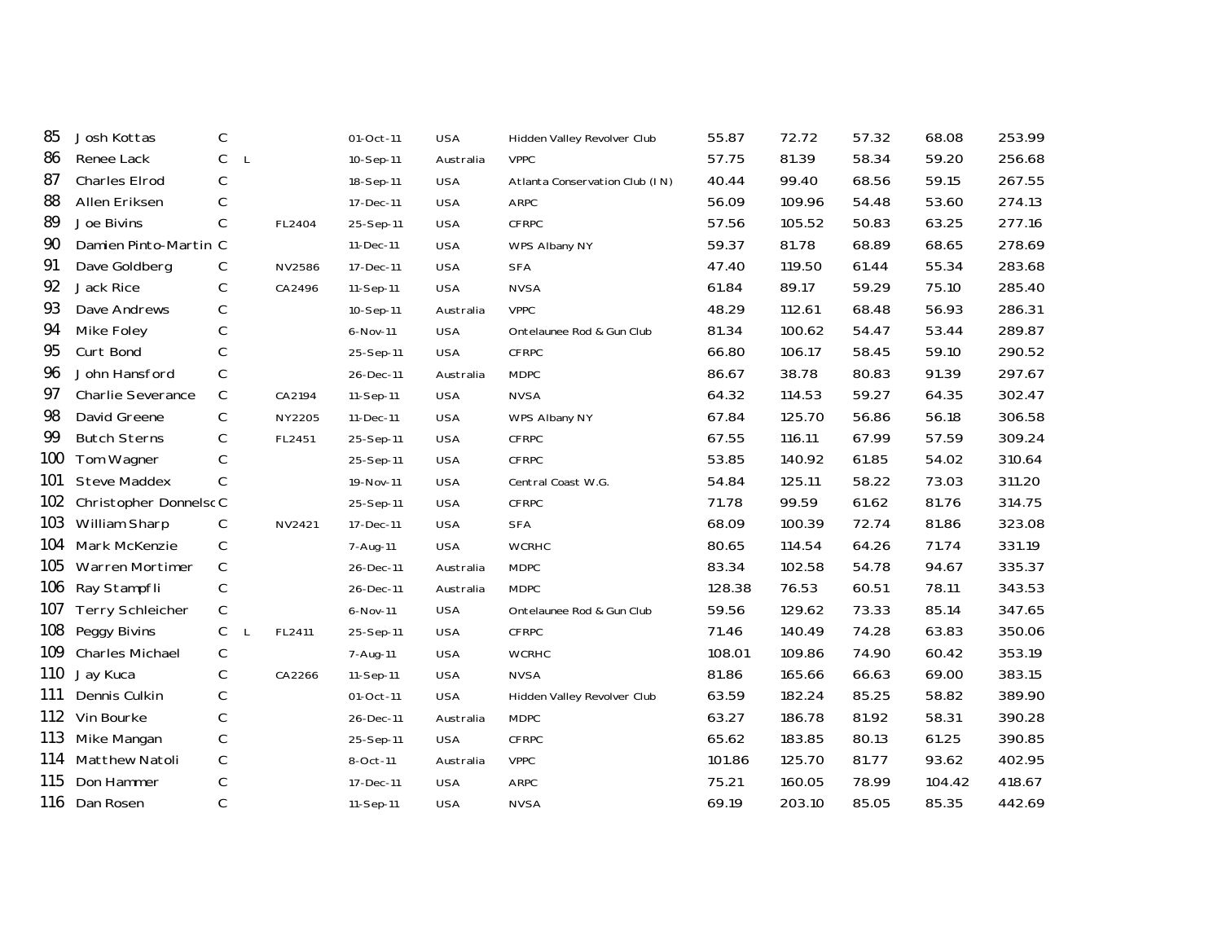| | | | | | | | | | | | | |
|---|---|---|---|---|---|---|---|---|---|---|---|---|
| 85 | Josh Kottas | C | | | 01-Oct-11 | USA | Hidden Valley Revolver Club | 55.87 | 72.72 | 57.32 | 68.08 | 253.99 |
| 86 | Renee Lack | C | L | | 10-Sep-11 | Australia | VPPC | 57.75 | 81.39 | 58.34 | 59.20 | 256.68 |
| 87 | Charles Elrod | C | | | 18-Sep-11 | USA | Atlanta Conservation Club (IN) | 40.44 | 99.40 | 68.56 | 59.15 | 267.55 |
| 88 | Allen Eriksen | C | | | 17-Dec-11 | USA | ARPC | 56.09 | 109.96 | 54.48 | 53.60 | 274.13 |
| 89 | Joe Bivins | C | | FL2404 | 25-Sep-11 | USA | CFRPC | 57.56 | 105.52 | 50.83 | 63.25 | 277.16 |
| 90 | Damien Pinto-Martin | C | | | 11-Dec-11 | USA | WPS Albany NY | 59.37 | 81.78 | 68.89 | 68.65 | 278.69 |
| 91 | Dave Goldberg | C | | NV2586 | 17-Dec-11 | USA | SFA | 47.40 | 119.50 | 61.44 | 55.34 | 283.68 |
| 92 | Jack Rice | C | | CA2496 | 11-Sep-11 | USA | NVSA | 61.84 | 89.17 | 59.29 | 75.10 | 285.40 |
| 93 | Dave Andrews | C | | | 10-Sep-11 | Australia | VPPC | 48.29 | 112.61 | 68.48 | 56.93 | 286.31 |
| 94 | Mike Foley | C | | | 6-Nov-11 | USA | Ontelaunee Rod & Gun Club | 81.34 | 100.62 | 54.47 | 53.44 | 289.87 |
| 95 | Curt Bond | C | | | 25-Sep-11 | USA | CFRPC | 66.80 | 106.17 | 58.45 | 59.10 | 290.52 |
| 96 | John Hansford | C | | | 26-Dec-11 | Australia | MDPC | 86.67 | 38.78 | 80.83 | 91.39 | 297.67 |
| 97 | Charlie Severance | C | | CA2194 | 11-Sep-11 | USA | NVSA | 64.32 | 114.53 | 59.27 | 64.35 | 302.47 |
| 98 | David Greene | C | | NY2205 | 11-Dec-11 | USA | WPS Albany NY | 67.84 | 125.70 | 56.86 | 56.18 | 306.58 |
| 99 | Butch Sterns | C | | FL2451 | 25-Sep-11 | USA | CFRPC | 67.55 | 116.11 | 67.99 | 57.59 | 309.24 |
| 100 | Tom Wagner | C | | | 25-Sep-11 | USA | CFRPC | 53.85 | 140.92 | 61.85 | 54.02 | 310.64 |
| 101 | Steve Maddex | C | | | 19-Nov-11 | USA | Central Coast W.G. | 54.84 | 125.11 | 58.22 | 73.03 | 311.20 |
| 102 | Christopher Donnelso | C | | | 25-Sep-11 | USA | CFRPC | 71.78 | 99.59 | 61.62 | 81.76 | 314.75 |
| 103 | William Sharp | C | | NV2421 | 17-Dec-11 | USA | SFA | 68.09 | 100.39 | 72.74 | 81.86 | 323.08 |
| 104 | Mark McKenzie | C | | | 7-Aug-11 | USA | WCRHC | 80.65 | 114.54 | 64.26 | 71.74 | 331.19 |
| 105 | Warren Mortimer | C | | | 26-Dec-11 | Australia | MDPC | 83.34 | 102.58 | 54.78 | 94.67 | 335.37 |
| 106 | Ray Stampfli | C | | | 26-Dec-11 | Australia | MDPC | 128.38 | 76.53 | 60.51 | 78.11 | 343.53 |
| 107 | Terry Schleicher | C | | | 6-Nov-11 | USA | Ontelaunee Rod & Gun Club | 59.56 | 129.62 | 73.33 | 85.14 | 347.65 |
| 108 | Peggy Bivins | C | L | FL2411 | 25-Sep-11 | USA | CFRPC | 71.46 | 140.49 | 74.28 | 63.83 | 350.06 |
| 109 | Charles Michael | C | | | 7-Aug-11 | USA | WCRHC | 108.01 | 109.86 | 74.90 | 60.42 | 353.19 |
| 110 | Jay Kuca | C | | CA2266 | 11-Sep-11 | USA | NVSA | 81.86 | 165.66 | 66.63 | 69.00 | 383.15 |
| 111 | Dennis Culkin | C | | | 01-Oct-11 | USA | Hidden Valley Revolver Club | 63.59 | 182.24 | 85.25 | 58.82 | 389.90 |
| 112 | Vin Bourke | C | | | 26-Dec-11 | Australia | MDPC | 63.27 | 186.78 | 81.92 | 58.31 | 390.28 |
| 113 | Mike Mangan | C | | | 25-Sep-11 | USA | CFRPC | 65.62 | 183.85 | 80.13 | 61.25 | 390.85 |
| 114 | Matthew Natoli | C | | | 8-Oct-11 | Australia | VPPC | 101.86 | 125.70 | 81.77 | 93.62 | 402.95 |
| 115 | Don Hammer | C | | | 17-Dec-11 | USA | ARPC | 75.21 | 160.05 | 78.99 | 104.42 | 418.67 |
| 116 | Dan Rosen | C | | | 11-Sep-11 | USA | NVSA | 69.19 | 203.10 | 85.05 | 85.35 | 442.69 |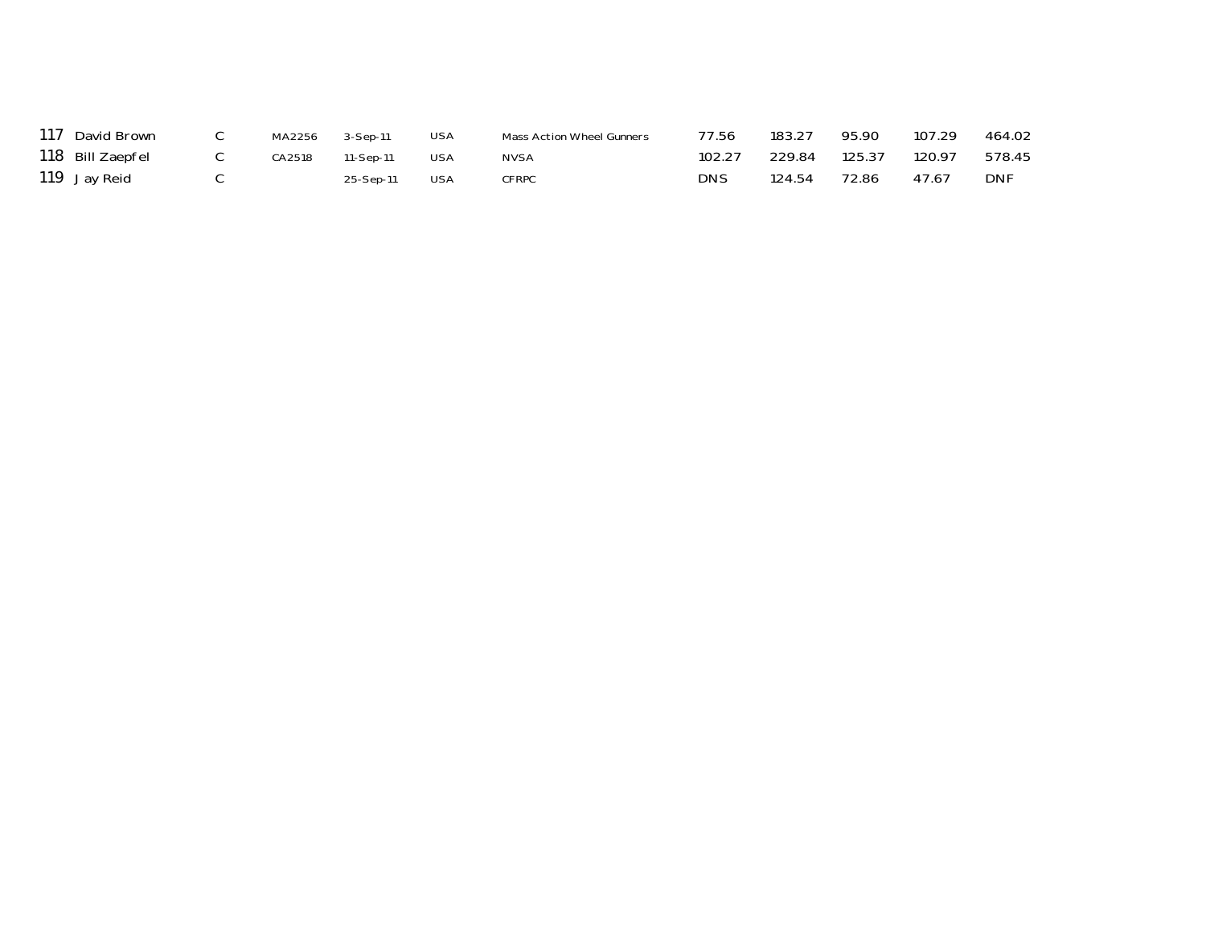| | | | | | | | | | | | |
|---|---|---|---|---|---|---|---|---|---|---|---|
| 117 | David Brown | C | MA2256 | 3-Sep-11 | USA | Mass Action Wheel Gunners | 77.56 | 183.27 | 95.90 | 107.29 | 464.02 |
| 118 | Bill Zaepfel | C | CA2518 | 11-Sep-11 | USA | NVSA | 102.27 | 229.84 | 125.37 | 120.97 | 578.45 |
| 119 | Jay Reid | C | | 25-Sep-11 | USA | CFRPC | DNS | 124.54 | 72.86 | 47.67 | DNF |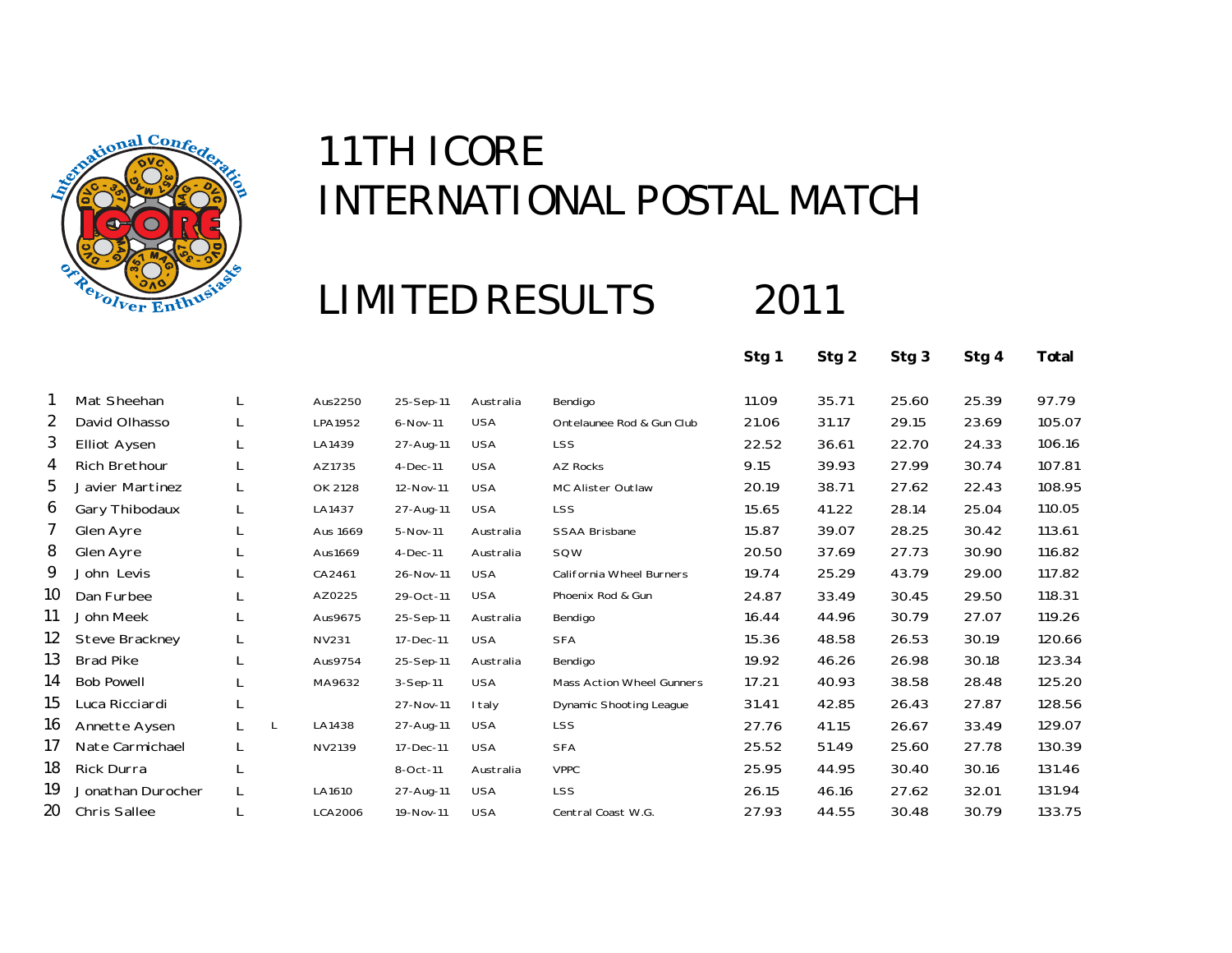# 11TH ICORE

# INTERNATIONAL POSTAL MATCH

## LIMITED RESULTS 2011

| | Name | Div | | ID | Date | Country | Club | Stg 1 | Stg 2 | Stg 3 | Stg 4 | Total |
|---|---|---|---|---|---|---|---|---|---|---|---|---|
| 1 | Mat Sheehan | L | | Aus2250 | 25-Sep-11 | Australia | Bendigo | 11.09 | 35.71 | 25.60 | 25.39 | 97.79 |
| 2 | David Olhasso | L | | LPA1952 | 6-Nov-11 | USA | Ontelaunee Rod & Gun Club | 21.06 | 31.17 | 29.15 | 23.69 | 105.07 |
| 3 | Elliot Aysen | L | | LA1439 | 27-Aug-11 | USA | LSS | 22.52 | 36.61 | 22.70 | 24.33 | 106.16 |
| 4 | Rich Brethour | L | | AZ1735 | 4-Dec-11 | USA | AZ Rocks | 9.15 | 39.93 | 27.99 | 30.74 | 107.81 |
| 5 | Javier Martinez | L | | OK 2128 | 12-Nov-11 | USA | MC Alister Outlaw | 20.19 | 38.71 | 27.62 | 22.43 | 108.95 |
| 6 | Gary Thibodaux | L | | LA1437 | 27-Aug-11 | USA | LSS | 15.65 | 41.22 | 28.14 | 25.04 | 110.05 |
| 7 | Glen Ayre | L | | Aus 1669 | 5-Nov-11 | Australia | SSAA Brisbane | 15.87 | 39.07 | 28.25 | 30.42 | 113.61 |
| 8 | Glen Ayre | L | | Aus1669 | 4-Dec-11 | Australia | SQW | 20.50 | 37.69 | 27.73 | 30.90 | 116.82 |
| 9 | John Levis | L | | CA2461 | 26-Nov-11 | USA | California Wheel Burners | 19.74 | 25.29 | 43.79 | 29.00 | 117.82 |
| 10 | Dan Furbee | L | | AZ0225 | 29-Oct-11 | USA | Phoenix Rod & Gun | 24.87 | 33.49 | 30.45 | 29.50 | 118.31 |
| 11 | John Meek | L | | Aus9675 | 25-Sep-11 | Australia | Bendigo | 16.44 | 44.96 | 30.79 | 27.07 | 119.26 |
| 12 | Steve Brackney | L | | NV231 | 17-Dec-11 | USA | SFA | 15.36 | 48.58 | 26.53 | 30.19 | 120.66 |
| 13 | Brad Pike | L | | Aus9754 | 25-Sep-11 | Australia | Bendigo | 19.92 | 46.26 | 26.98 | 30.18 | 123.34 |
| 14 | Bob Powell | L | | MA9632 | 3-Sep-11 | USA | Mass Action Wheel Gunners | 17.21 | 40.93 | 38.58 | 28.48 | 125.20 |
| 15 | Luca Ricciardi | L | | | 27-Nov-11 | Italy | Dynamic Shooting League | 31.41 | 42.85 | 26.43 | 27.87 | 128.56 |
| 16 | Annette Aysen | L | L | LA1438 | 27-Aug-11 | USA | LSS | 27.76 | 41.15 | 26.67 | 33.49 | 129.07 |
| 17 | Nate Carmichael | L | | NV2139 | 17-Dec-11 | USA | SFA | 25.52 | 51.49 | 25.60 | 27.78 | 130.39 |
| 18 | Rick Durra | L | | | 8-Oct-11 | Australia | VPPC | 25.95 | 44.95 | 30.40 | 30.16 | 131.46 |
| 19 | Jonathan Durocher | L | | LA1610 | 27-Aug-11 | USA | LSS | 26.15 | 46.16 | 27.62 | 32.01 | 131.94 |
| 20 | Chris Sallee | L | | LCA2006 | 19-Nov-11 | USA | Central Coast W.G. | 27.93 | 44.55 | 30.48 | 30.79 | 133.75 |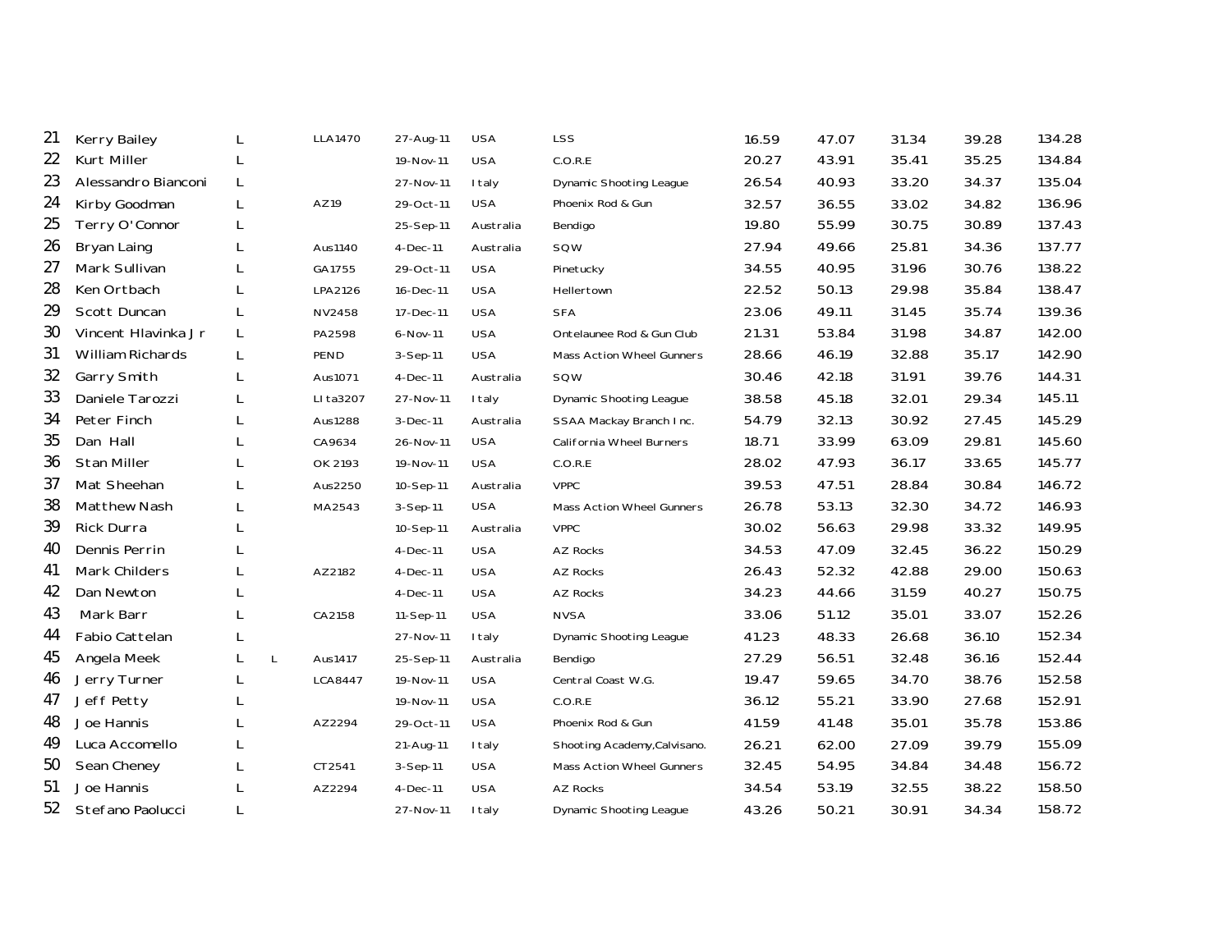| | | | | | | | | | | | | |
|---|---|---|---|---|---|---|---|---|---|---|---|---|
| 21 | Kerry Bailey | L | | LLA1470 | 27-Aug-11 | USA | LSS | 16.59 | 47.07 | 31.34 | 39.28 | 134.28 |
| 22 | Kurt Miller | L | | | 19-Nov-11 | USA | C.O.R.E | 20.27 | 43.91 | 35.41 | 35.25 | 134.84 |
| 23 | Alessandro Bianconi | L | | | 27-Nov-11 | Italy | Dynamic Shooting League | 26.54 | 40.93 | 33.20 | 34.37 | 135.04 |
| 24 | Kirby Goodman | L | | AZ19 | 29-Oct-11 | USA | Phoenix Rod & Gun | 32.57 | 36.55 | 33.02 | 34.82 | 136.96 |
| 25 | Terry O'Connor | L | | | 25-Sep-11 | Australia | Bendigo | 19.80 | 55.99 | 30.75 | 30.89 | 137.43 |
| 26 | Bryan Laing | L | | Aus1140 | 4-Dec-11 | Australia | SQW | 27.94 | 49.66 | 25.81 | 34.36 | 137.77 |
| 27 | Mark Sullivan | L | | GA1755 | 29-Oct-11 | USA | Pinetucky | 34.55 | 40.95 | 31.96 | 30.76 | 138.22 |
| 28 | Ken Ortbach | L | | LPA2126 | 16-Dec-11 | USA | Hellertown | 22.52 | 50.13 | 29.98 | 35.84 | 138.47 |
| 29 | Scott Duncan | L | | NV2458 | 17-Dec-11 | USA | SFA | 23.06 | 49.11 | 31.45 | 35.74 | 139.36 |
| 30 | Vincent Hlavinka Jr | L | | PA2598 | 6-Nov-11 | USA | Ontelaunee Rod & Gun Club | 21.31 | 53.84 | 31.98 | 34.87 | 142.00 |
| 31 | William Richards | L | | PEND | 3-Sep-11 | USA | Mass Action Wheel Gunners | 28.66 | 46.19 | 32.88 | 35.17 | 142.90 |
| 32 | Garry Smith | L | | Aus1071 | 4-Dec-11 | Australia | SQW | 30.46 | 42.18 | 31.91 | 39.76 | 144.31 |
| 33 | Daniele Tarozzi | L | | LIta3207 | 27-Nov-11 | Italy | Dynamic Shooting League | 38.58 | 45.18 | 32.01 | 29.34 | 145.11 |
| 34 | Peter Finch | L | | Aus1288 | 3-Dec-11 | Australia | SSAA Mackay Branch Inc. | 54.79 | 32.13 | 30.92 | 27.45 | 145.29 |
| 35 | Dan Hall | L | | CA9634 | 26-Nov-11 | USA | California Wheel Burners | 18.71 | 33.99 | 63.09 | 29.81 | 145.60 |
| 36 | Stan Miller | L | | OK 2193 | 19-Nov-11 | USA | C.O.R.E | 28.02 | 47.93 | 36.17 | 33.65 | 145.77 |
| 37 | Mat Sheehan | L | | Aus2250 | 10-Sep-11 | Australia | VPPC | 39.53 | 47.51 | 28.84 | 30.84 | 146.72 |
| 38 | Matthew Nash | L | | MA2543 | 3-Sep-11 | USA | Mass Action Wheel Gunners | 26.78 | 53.13 | 32.30 | 34.72 | 146.93 |
| 39 | Rick Durra | L | | | 10-Sep-11 | Australia | VPPC | 30.02 | 56.63 | 29.98 | 33.32 | 149.95 |
| 40 | Dennis Perrin | L | | | 4-Dec-11 | USA | AZ Rocks | 34.53 | 47.09 | 32.45 | 36.22 | 150.29 |
| 41 | Mark Childers | L | | AZ2182 | 4-Dec-11 | USA | AZ Rocks | 26.43 | 52.32 | 42.88 | 29.00 | 150.63 |
| 42 | Dan Newton | L | | | 4-Dec-11 | USA | AZ Rocks | 34.23 | 44.66 | 31.59 | 40.27 | 150.75 |
| 43 | Mark Barr | L | | CA2158 | 11-Sep-11 | USA | NVSA | 33.06 | 51.12 | 35.01 | 33.07 | 152.26 |
| 44 | Fabio Cattelan | L | | | 27-Nov-11 | Italy | Dynamic Shooting League | 41.23 | 48.33 | 26.68 | 36.10 | 152.34 |
| 45 | Angela Meek | L | L | Aus1417 | 25-Sep-11 | Australia | Bendigo | 27.29 | 56.51 | 32.48 | 36.16 | 152.44 |
| 46 | Jerry Turner | L | | LCA8447 | 19-Nov-11 | USA | Central Coast W.G. | 19.47 | 59.65 | 34.70 | 38.76 | 152.58 |
| 47 | Jeff Petty | L | | | 19-Nov-11 | USA | C.O.R.E | 36.12 | 55.21 | 33.90 | 27.68 | 152.91 |
| 48 | Joe Hannis | L | | AZ2294 | 29-Oct-11 | USA | Phoenix Rod & Gun | 41.59 | 41.48 | 35.01 | 35.78 | 153.86 |
| 49 | Luca Accomello | L | | | 21-Aug-11 | Italy | Shooting Academy,Calvisano. | 26.21 | 62.00 | 27.09 | 39.79 | 155.09 |
| 50 | Sean Cheney | L | | CT2541 | 3-Sep-11 | USA | Mass Action Wheel Gunners | 32.45 | 54.95 | 34.84 | 34.48 | 156.72 |
| 51 | Joe Hannis | L | | AZ2294 | 4-Dec-11 | USA | AZ Rocks | 34.54 | 53.19 | 32.55 | 38.22 | 158.50 |
| 52 | Stefano Paolucci | L | | | 27-Nov-11 | Italy | Dynamic Shooting League | 43.26 | 50.21 | 30.91 | 34.34 | 158.72 |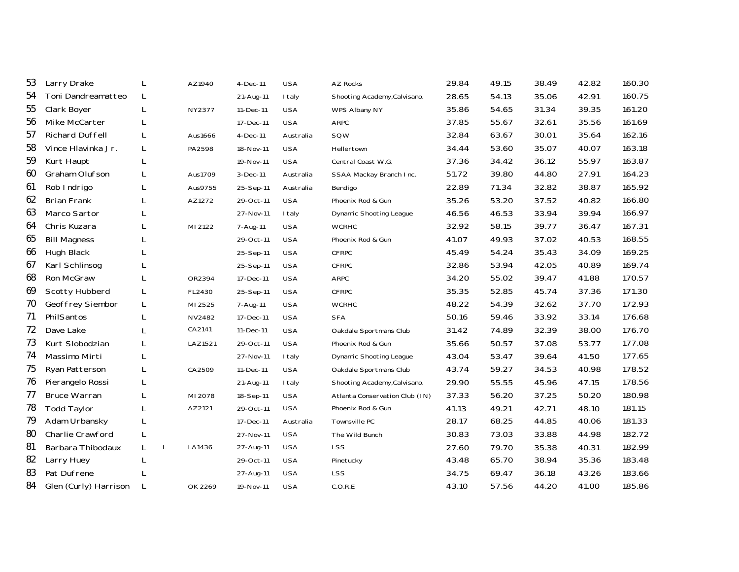| | | | | | | | | | | | | |
|---|---|---|---|---|---|---|---|---|---|---|---|---|
| 53 | Larry Drake | L | | AZ1940 | 4-Dec-11 | USA | AZ Rocks | 29.84 | 49.15 | 38.49 | 42.82 | 160.30 |
| 54 | Toni Dandreamatteo | L | | | 21-Aug-11 | Italy | Shooting Academy,Calvisano. | 28.65 | 54.13 | 35.06 | 42.91 | 160.75 |
| 55 | Clark Boyer | L | | NY2377 | 11-Dec-11 | USA | WPS Albany NY | 35.86 | 54.65 | 31.34 | 39.35 | 161.20 |
| 56 | Mike McCarter | L | | | 17-Dec-11 | USA | ARPC | 37.85 | 55.67 | 32.61 | 35.56 | 161.69 |
| 57 | Richard Duffell | L | | Aus1666 | 4-Dec-11 | Australia | SQW | 32.84 | 63.67 | 30.01 | 35.64 | 162.16 |
| 58 | Vince Hlavinka Jr. | L | | PA2598 | 18-Nov-11 | USA | Hellertown | 34.44 | 53.60 | 35.07 | 40.07 | 163.18 |
| 59 | Kurt Haupt | L | | | 19-Nov-11 | USA | Central Coast W.G. | 37.36 | 34.42 | 36.12 | 55.97 | 163.87 |
| 60 | Graham Olufson | L | | Aus1709 | 3-Dec-11 | Australia | SSAA Mackay Branch Inc. | 51.72 | 39.80 | 44.80 | 27.91 | 164.23 |
| 61 | Rob Indrigo | L | | Aus9755 | 25-Sep-11 | Australia | Bendigo | 22.89 | 71.34 | 32.82 | 38.87 | 165.92 |
| 62 | Brian Frank | L | | AZ1272 | 29-Oct-11 | USA | Phoenix Rod & Gun | 35.26 | 53.20 | 37.52 | 40.82 | 166.80 |
| 63 | Marco Sartor | L | | | 27-Nov-11 | Italy | Dynamic Shooting League | 46.56 | 46.53 | 33.94 | 39.94 | 166.97 |
| 64 | Chris Kuzara | L | | MI2122 | 7-Aug-11 | USA | WCRHC | 32.92 | 58.15 | 39.77 | 36.47 | 167.31 |
| 65 | Bill Magness | L | | | 29-Oct-11 | USA | Phoenix Rod & Gun | 41.07 | 49.93 | 37.02 | 40.53 | 168.55 |
| 66 | Hugh Black | L | | | 25-Sep-11 | USA | CFRPC | 45.49 | 54.24 | 35.43 | 34.09 | 169.25 |
| 67 | Karl Schlinsog | L | | | 25-Sep-11 | USA | CFRPC | 32.86 | 53.94 | 42.05 | 40.89 | 169.74 |
| 68 | Ron McGraw | L | | OR2394 | 17-Dec-11 | USA | ARPC | 34.20 | 55.02 | 39.47 | 41.88 | 170.57 |
| 69 | Scotty Hubberd | L | | FL2430 | 25-Sep-11 | USA | CFRPC | 35.35 | 52.85 | 45.74 | 37.36 | 171.30 |
| 70 | Geoffrey Siembor | L | | MI2525 | 7-Aug-11 | USA | WCRHC | 48.22 | 54.39 | 32.62 | 37.70 | 172.93 |
| 71 | PhilSantos | L | | NV2482 | 17-Dec-11 | USA | SFA | 50.16 | 59.46 | 33.92 | 33.14 | 176.68 |
| 72 | Dave Lake | L | | CA2141 | 11-Dec-11 | USA | Oakdale Sportmans Club | 31.42 | 74.89 | 32.39 | 38.00 | 176.70 |
| 73 | Kurt Slobodzian | L | | LAZ1521 | 29-Oct-11 | USA | Phoenix Rod & Gun | 35.66 | 50.57 | 37.08 | 53.77 | 177.08 |
| 74 | Massimo Mirti | L | | | 27-Nov-11 | Italy | Dynamic Shooting League | 43.04 | 53.47 | 39.64 | 41.50 | 177.65 |
| 75 | Ryan Patterson | L | | CA2509 | 11-Dec-11 | USA | Oakdale Sportmans Club | 43.74 | 59.27 | 34.53 | 40.98 | 178.52 |
| 76 | Pierangelo Rossi | L | | | 21-Aug-11 | Italy | Shooting Academy,Calvisano. | 29.90 | 55.55 | 45.96 | 47.15 | 178.56 |
| 77 | Bruce Warran | L | | MI2078 | 18-Sep-11 | USA | Atlanta Conservation Club (IN) | 37.33 | 56.20 | 37.25 | 50.20 | 180.98 |
| 78 | Todd Taylor | L | | AZ2121 | 29-Oct-11 | USA | Phoenix Rod & Gun | 41.13 | 49.21 | 42.71 | 48.10 | 181.15 |
| 79 | Adam Urbansky | L | | | 17-Dec-11 | Australia | Townsville PC | 28.17 | 68.25 | 44.85 | 40.06 | 181.33 |
| 80 | Charlie Crawford | L | | | 27-Nov-11 | USA | The Wild Bunch | 30.83 | 73.03 | 33.88 | 44.98 | 182.72 |
| 81 | Barbara Thibodaux | L | L | LA1436 | 27-Aug-11 | USA | LSS | 27.60 | 79.70 | 35.38 | 40.31 | 182.99 |
| 82 | Larry Huey | L | | | 29-Oct-11 | USA | Pinetucky | 43.48 | 65.70 | 38.94 | 35.36 | 183.48 |
| 83 | Pat Dufrene | L | | | 27-Aug-11 | USA | LSS | 34.75 | 69.47 | 36.18 | 43.26 | 183.66 |
| 84 | Glen (Curly) Harrison | L | | OK 2269 | 19-Nov-11 | USA | C.O.R.E | 43.10 | 57.56 | 44.20 | 41.00 | 185.86 |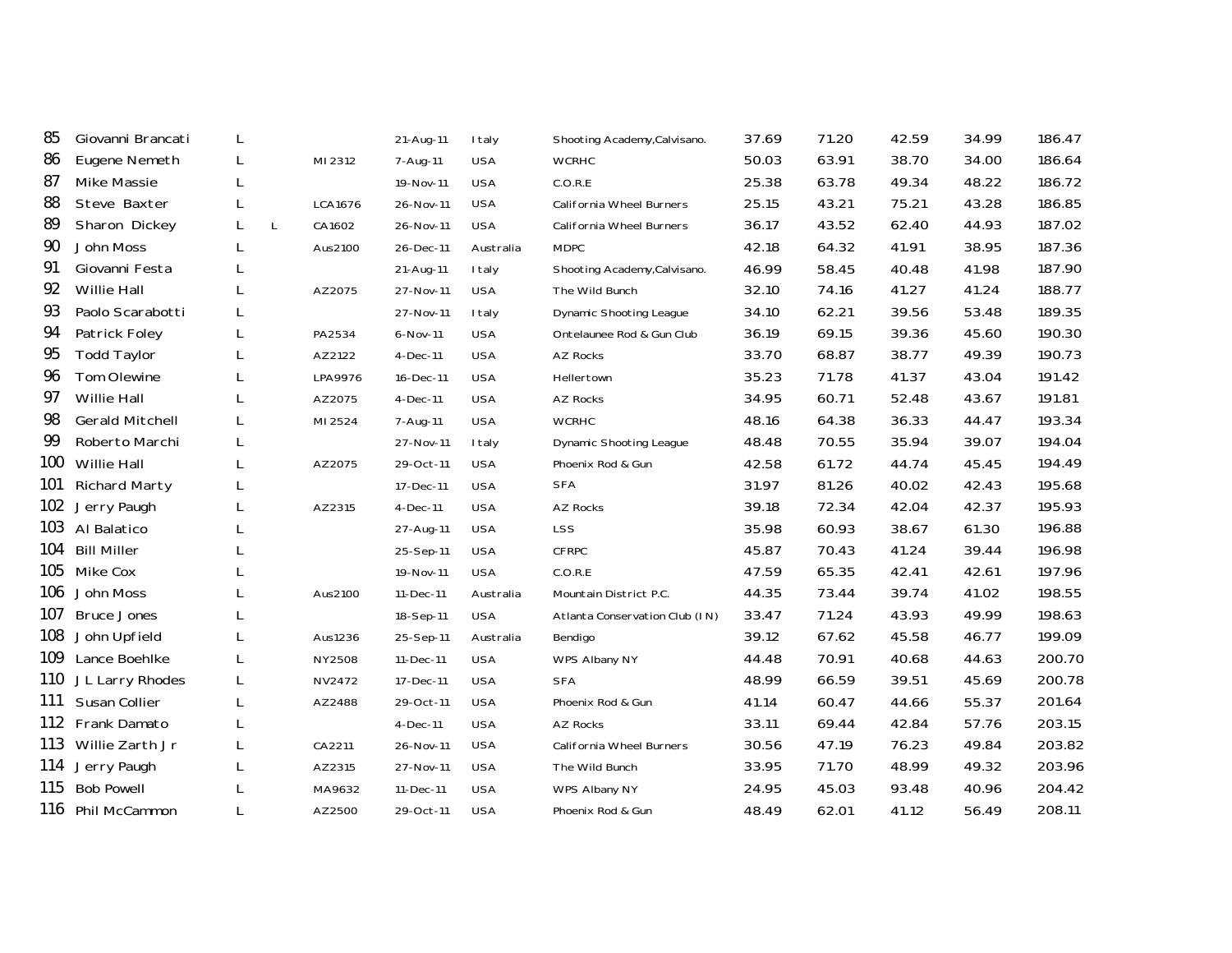| | | | | | | | | | | | | | |
|---|---|---|---|---|---|---|---|---|---|---|---|---|---|
| 85 | Giovanni Brancati | L | | | 21-Aug-11 | Italy | Shooting Academy,Calvisano. | 37.69 | 71.20 | 42.59 | 34.99 | 186.47 |
| 86 | Eugene Nemeth | L | | MI2312 | 7-Aug-11 | USA | WCRHC | 50.03 | 63.91 | 38.70 | 34.00 | 186.64 |
| 87 | Mike Massie | L | | | 19-Nov-11 | USA | C.O.R.E | 25.38 | 63.78 | 49.34 | 48.22 | 186.72 |
| 88 | Steve Baxter | L | | LCA1676 | 26-Nov-11 | USA | California Wheel Burners | 25.15 | 43.21 | 75.21 | 43.28 | 186.85 |
| 89 | Sharon Dickey | L | L | CA1602 | 26-Nov-11 | USA | California Wheel Burners | 36.17 | 43.52 | 62.40 | 44.93 | 187.02 |
| 90 | John Moss | L | | Aus2100 | 26-Dec-11 | Australia | MDPC | 42.18 | 64.32 | 41.91 | 38.95 | 187.36 |
| 91 | Giovanni Festa | L | | | 21-Aug-11 | Italy | Shooting Academy,Calvisano. | 46.99 | 58.45 | 40.48 | 41.98 | 187.90 |
| 92 | Willie Hall | L | | AZ2075 | 27-Nov-11 | USA | The Wild Bunch | 32.10 | 74.16 | 41.27 | 41.24 | 188.77 |
| 93 | Paolo Scarabotti | L | | | 27-Nov-11 | Italy | Dynamic Shooting League | 34.10 | 62.21 | 39.56 | 53.48 | 189.35 |
| 94 | Patrick Foley | L | | PA2534 | 6-Nov-11 | USA | Ontelaunee Rod & Gun Club | 36.19 | 69.15 | 39.36 | 45.60 | 190.30 |
| 95 | Todd Taylor | L | | AZ2122 | 4-Dec-11 | USA | AZ Rocks | 33.70 | 68.87 | 38.77 | 49.39 | 190.73 |
| 96 | Tom Olewine | L | | LPA9976 | 16-Dec-11 | USA | Hellertown | 35.23 | 71.78 | 41.37 | 43.04 | 191.42 |
| 97 | Willie Hall | L | | AZ2075 | 4-Dec-11 | USA | AZ Rocks | 34.95 | 60.71 | 52.48 | 43.67 | 191.81 |
| 98 | Gerald Mitchell | L | | MI2524 | 7-Aug-11 | USA | WCRHC | 48.16 | 64.38 | 36.33 | 44.47 | 193.34 |
| 99 | Roberto Marchi | L | | | 27-Nov-11 | Italy | Dynamic Shooting League | 48.48 | 70.55 | 35.94 | 39.07 | 194.04 |
| 100 | Willie Hall | L | | AZ2075 | 29-Oct-11 | USA | Phoenix Rod & Gun | 42.58 | 61.72 | 44.74 | 45.45 | 194.49 |
| 101 | Richard Marty | L | | | 17-Dec-11 | USA | SFA | 31.97 | 81.26 | 40.02 | 42.43 | 195.68 |
| 102 | Jerry Paugh | L | | AZ2315 | 4-Dec-11 | USA | AZ Rocks | 39.18 | 72.34 | 42.04 | 42.37 | 195.93 |
| 103 | Al Balatico | L | | | 27-Aug-11 | USA | LSS | 35.98 | 60.93 | 38.67 | 61.30 | 196.88 |
| 104 | Bill Miller | L | | | 25-Sep-11 | USA | CFRPC | 45.87 | 70.43 | 41.24 | 39.44 | 196.98 |
| 105 | Mike Cox | L | | | 19-Nov-11 | USA | C.O.R.E | 47.59 | 65.35 | 42.41 | 42.61 | 197.96 |
| 106 | John Moss | L | | Aus2100 | 11-Dec-11 | Australia | Mountain District P.C. | 44.35 | 73.44 | 39.74 | 41.02 | 198.55 |
| 107 | Bruce Jones | L | | | 18-Sep-11 | USA | Atlanta Conservation Club (IN) | 33.47 | 71.24 | 43.93 | 49.99 | 198.63 |
| 108 | John Upfield | L | | Aus1236 | 25-Sep-11 | Australia | Bendigo | 39.12 | 67.62 | 45.58 | 46.77 | 199.09 |
| 109 | Lance Boehlke | L | | NY2508 | 11-Dec-11 | USA | WPS Albany NY | 44.48 | 70.91 | 40.68 | 44.63 | 200.70 |
| 110 | J L Larry Rhodes | L | | NV2472 | 17-Dec-11 | USA | SFA | 48.99 | 66.59 | 39.51 | 45.69 | 200.78 |
| 111 | Susan Collier | L | | AZ2488 | 29-Oct-11 | USA | Phoenix Rod & Gun | 41.14 | 60.47 | 44.66 | 55.37 | 201.64 |
| 112 | Frank Damato | L | | | 4-Dec-11 | USA | AZ Rocks | 33.11 | 69.44 | 42.84 | 57.76 | 203.15 |
| 113 | Willie Zarth Jr | L | | CA2211 | 26-Nov-11 | USA | California Wheel Burners | 30.56 | 47.19 | 76.23 | 49.84 | 203.82 |
| 114 | Jerry Paugh | L | | AZ2315 | 27-Nov-11 | USA | The Wild Bunch | 33.95 | 71.70 | 48.99 | 49.32 | 203.96 |
| 115 | Bob Powell | L | | MA9632 | 11-Dec-11 | USA | WPS Albany NY | 24.95 | 45.03 | 93.48 | 40.96 | 204.42 |
| 116 | Phil McCammon | L | | AZ2500 | 29-Oct-11 | USA | Phoenix Rod & Gun | 48.49 | 62.01 | 41.12 | 56.49 | 208.11 |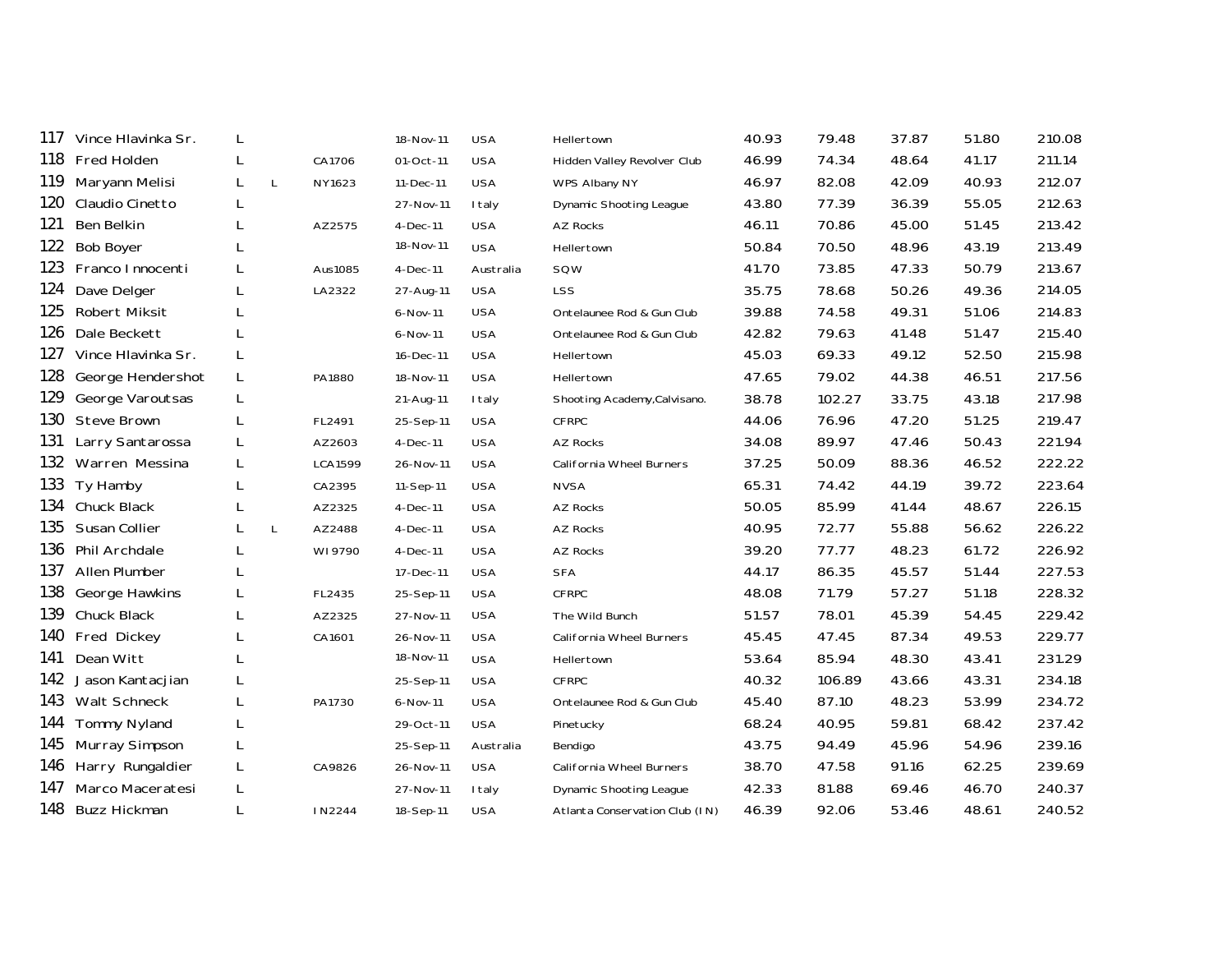| | | | | | | | | | | | | |
|---|---|---|---|---|---|---|---|---|---|---|---|---|
| 117 | Vince Hlavinka Sr. | L | | | 18-Nov-11 | USA | Hellertown | 40.93 | 79.48 | 37.87 | 51.80 | 210.08 |
| 118 | Fred Holden | L | | CA1706 | 01-Oct-11 | USA | Hidden Valley Revolver Club | 46.99 | 74.34 | 48.64 | 41.17 | 211.14 |
| 119 | Maryann Melisi | L | L | NY1623 | 11-Dec-11 | USA | WPS Albany NY | 46.97 | 82.08 | 42.09 | 40.93 | 212.07 |
| 120 | Claudio Cinetto | L | | | 27-Nov-11 | Italy | Dynamic Shooting League | 43.80 | 77.39 | 36.39 | 55.05 | 212.63 |
| 121 | Ben Belkin | L | | AZ2575 | 4-Dec-11 | USA | AZ Rocks | 46.11 | 70.86 | 45.00 | 51.45 | 213.42 |
| 122 | Bob Boyer | L | | | 18-Nov-11 | USA | Hellertown | 50.84 | 70.50 | 48.96 | 43.19 | 213.49 |
| 123 | Franco Innocenti | L | | Aus1085 | 4-Dec-11 | Australia | SQW | 41.70 | 73.85 | 47.33 | 50.79 | 213.67 |
| 124 | Dave Delger | L | | LA2322 | 27-Aug-11 | USA | LSS | 35.75 | 78.68 | 50.26 | 49.36 | 214.05 |
| 125 | Robert Miksit | L | | | 6-Nov-11 | USA | Ontelaunee Rod & Gun Club | 39.88 | 74.58 | 49.31 | 51.06 | 214.83 |
| 126 | Dale Beckett | L | | | 6-Nov-11 | USA | Ontelaunee Rod & Gun Club | 42.82 | 79.63 | 41.48 | 51.47 | 215.40 |
| 127 | Vince Hlavinka Sr. | L | | | 16-Dec-11 | USA | Hellertown | 45.03 | 69.33 | 49.12 | 52.50 | 215.98 |
| 128 | George Hendershot | L | | PA1880 | 18-Nov-11 | USA | Hellertown | 47.65 | 79.02 | 44.38 | 46.51 | 217.56 |
| 129 | George Varoutsas | L | | | 21-Aug-11 | Italy | Shooting Academy,Calvisano. | 38.78 | 102.27 | 33.75 | 43.18 | 217.98 |
| 130 | Steve Brown | L | | FL2491 | 25-Sep-11 | USA | CFRPC | 44.06 | 76.96 | 47.20 | 51.25 | 219.47 |
| 131 | Larry Santarossa | L | | AZ2603 | 4-Dec-11 | USA | AZ Rocks | 34.08 | 89.97 | 47.46 | 50.43 | 221.94 |
| 132 | Warren Messina | L | | LCA1599 | 26-Nov-11 | USA | California Wheel Burners | 37.25 | 50.09 | 88.36 | 46.52 | 222.22 |
| 133 | Ty Hamby | L | | CA2395 | 11-Sep-11 | USA | NVSA | 65.31 | 74.42 | 44.19 | 39.72 | 223.64 |
| 134 | Chuck Black | L | | AZ2325 | 4-Dec-11 | USA | AZ Rocks | 50.05 | 85.99 | 41.44 | 48.67 | 226.15 |
| 135 | Susan Collier | L | L | AZ2488 | 4-Dec-11 | USA | AZ Rocks | 40.95 | 72.77 | 55.88 | 56.62 | 226.22 |
| 136 | Phil Archdale | L | | WI9790 | 4-Dec-11 | USA | AZ Rocks | 39.20 | 77.77 | 48.23 | 61.72 | 226.92 |
| 137 | Allen Plumber | L | | | 17-Dec-11 | USA | SFA | 44.17 | 86.35 | 45.57 | 51.44 | 227.53 |
| 138 | George Hawkins | L | | FL2435 | 25-Sep-11 | USA | CFRPC | 48.08 | 71.79 | 57.27 | 51.18 | 228.32 |
| 139 | Chuck Black | L | | AZ2325 | 27-Nov-11 | USA | The Wild Bunch | 51.57 | 78.01 | 45.39 | 54.45 | 229.42 |
| 140 | Fred Dickey | L | | CA1601 | 26-Nov-11 | USA | California Wheel Burners | 45.45 | 47.45 | 87.34 | 49.53 | 229.77 |
| 141 | Dean Witt | L | | | 18-Nov-11 | USA | Hellertown | 53.64 | 85.94 | 48.30 | 43.41 | 231.29 |
| 142 | Jason Kantacjian | L | | | 25-Sep-11 | USA | CFRPC | 40.32 | 106.89 | 43.66 | 43.31 | 234.18 |
| 143 | Walt Schneck | L | | PA1730 | 6-Nov-11 | USA | Ontelaunee Rod & Gun Club | 45.40 | 87.10 | 48.23 | 53.99 | 234.72 |
| 144 | Tommy Nyland | L | | | 29-Oct-11 | USA | Pinetucky | 68.24 | 40.95 | 59.81 | 68.42 | 237.42 |
| 145 | Murray Simpson | L | | | 25-Sep-11 | Australia | Bendigo | 43.75 | 94.49 | 45.96 | 54.96 | 239.16 |
| 146 | Harry Rungaldier | L | | CA9826 | 26-Nov-11 | USA | California Wheel Burners | 38.70 | 47.58 | 91.16 | 62.25 | 239.69 |
| 147 | Marco Maceratesi | L | | | 27-Nov-11 | Italy | Dynamic Shooting League | 42.33 | 81.88 | 69.46 | 46.70 | 240.37 |
| 148 | Buzz Hickman | L | | IN2244 | 18-Sep-11 | USA | Atlanta Conservation Club (IN) | 46.39 | 92.06 | 53.46 | 48.61 | 240.52 |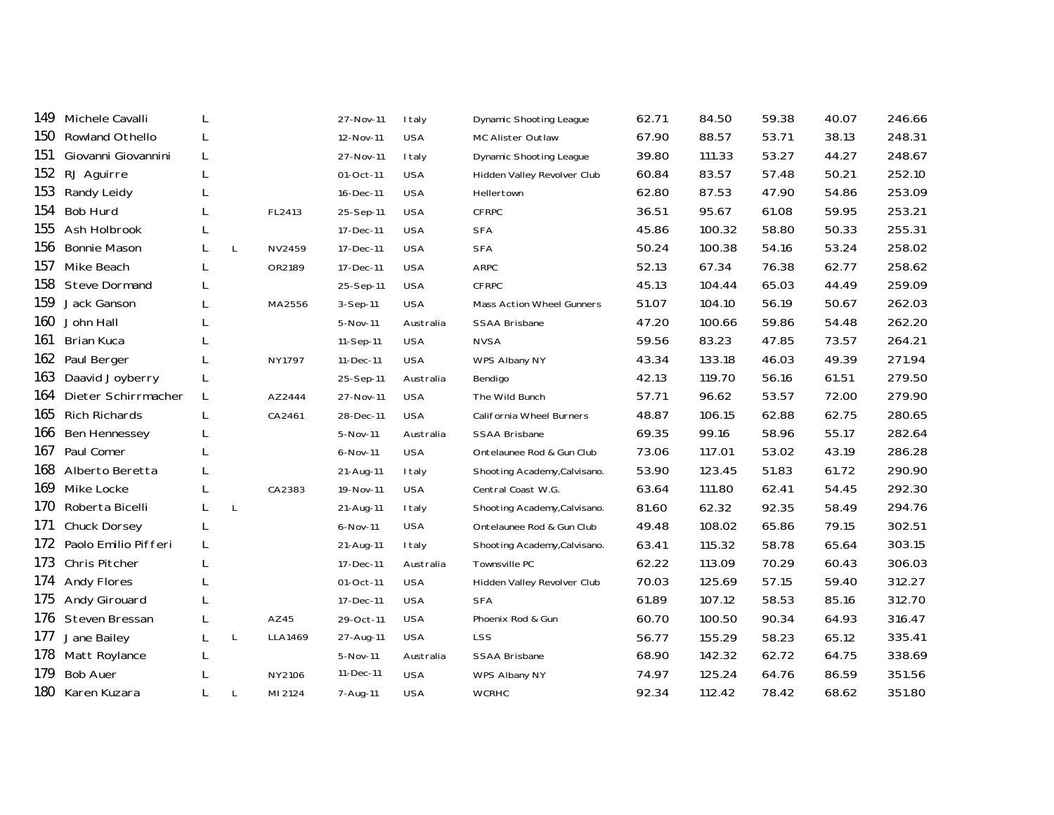| | | | | | | | | | | | | |
|---|---|---|---|---|---|---|---|---|---|---|---|---|
| 149 | Michele Cavalli | L | | | 27-Nov-11 | Italy | Dynamic Shooting League | 62.71 | 84.50 | 59.38 | 40.07 | 246.66 |
| 150 | Rowland Othello | L | | | 12-Nov-11 | USA | MC Alister Outlaw | 67.90 | 88.57 | 53.71 | 38.13 | 248.31 |
| 151 | Giovanni Giovannini | L | | | 27-Nov-11 | Italy | Dynamic Shooting League | 39.80 | 111.33 | 53.27 | 44.27 | 248.67 |
| 152 | RJ Aguirre | L | | | 01-Oct-11 | USA | Hidden Valley Revolver Club | 60.84 | 83.57 | 57.48 | 50.21 | 252.10 |
| 153 | Randy Leidy | L | | | 16-Dec-11 | USA | Hellertown | 62.80 | 87.53 | 47.90 | 54.86 | 253.09 |
| 154 | Bob Hurd | L | | FL2413 | 25-Sep-11 | USA | CFRPC | 36.51 | 95.67 | 61.08 | 59.95 | 253.21 |
| 155 | Ash Holbrook | L | | | 17-Dec-11 | USA | SFA | 45.86 | 100.32 | 58.80 | 50.33 | 255.31 |
| 156 | Bonnie Mason | L | L | NV2459 | 17-Dec-11 | USA | SFA | 50.24 | 100.38 | 54.16 | 53.24 | 258.02 |
| 157 | Mike Beach | L | | OR2189 | 17-Dec-11 | USA | ARPC | 52.13 | 67.34 | 76.38 | 62.77 | 258.62 |
| 158 | Steve Dormand | L | | | 25-Sep-11 | USA | CFRPC | 45.13 | 104.44 | 65.03 | 44.49 | 259.09 |
| 159 | Jack Ganson | L | | MA2556 | 3-Sep-11 | USA | Mass Action Wheel Gunners | 51.07 | 104.10 | 56.19 | 50.67 | 262.03 |
| 160 | John Hall | L | | | 5-Nov-11 | Australia | SSAA Brisbane | 47.20 | 100.66 | 59.86 | 54.48 | 262.20 |
| 161 | Brian Kuca | L | | | 11-Sep-11 | USA | NVSA | 59.56 | 83.23 | 47.85 | 73.57 | 264.21 |
| 162 | Paul Berger | L | | NY1797 | 11-Dec-11 | USA | WPS Albany NY | 43.34 | 133.18 | 46.03 | 49.39 | 271.94 |
| 163 | Daavid Joyberry | L | | | 25-Sep-11 | Australia | Bendigo | 42.13 | 119.70 | 56.16 | 61.51 | 279.50 |
| 164 | Dieter Schirrmacher | L | | AZ2444 | 27-Nov-11 | USA | The Wild Bunch | 57.71 | 96.62 | 53.57 | 72.00 | 279.90 |
| 165 | Rich Richards | L | | CA2461 | 28-Dec-11 | USA | California Wheel Burners | 48.87 | 106.15 | 62.88 | 62.75 | 280.65 |
| 166 | Ben Hennessey | L | | | 5-Nov-11 | Australia | SSAA Brisbane | 69.35 | 99.16 | 58.96 | 55.17 | 282.64 |
| 167 | Paul Comer | L | | | 6-Nov-11 | USA | Ontelaunee Rod & Gun Club | 73.06 | 117.01 | 53.02 | 43.19 | 286.28 |
| 168 | Alberto Beretta | L | | | 21-Aug-11 | Italy | Shooting Academy,Calvisano. | 53.90 | 123.45 | 51.83 | 61.72 | 290.90 |
| 169 | Mike Locke | L | | CA2383 | 19-Nov-11 | USA | Central Coast W.G. | 63.64 | 111.80 | 62.41 | 54.45 | 292.30 |
| 170 | Roberta Bicelli | L | L | | 21-Aug-11 | Italy | Shooting Academy,Calvisano. | 81.60 | 62.32 | 92.35 | 58.49 | 294.76 |
| 171 | Chuck Dorsey | L | | | 6-Nov-11 | USA | Ontelaunee Rod & Gun Club | 49.48 | 108.02 | 65.86 | 79.15 | 302.51 |
| 172 | Paolo Emilio Pifferi | L | | | 21-Aug-11 | Italy | Shooting Academy,Calvisano. | 63.41 | 115.32 | 58.78 | 65.64 | 303.15 |
| 173 | Chris Pitcher | L | | | 17-Dec-11 | Australia | Townsville PC | 62.22 | 113.09 | 70.29 | 60.43 | 306.03 |
| 174 | Andy Flores | L | | | 01-Oct-11 | USA | Hidden Valley Revolver Club | 70.03 | 125.69 | 57.15 | 59.40 | 312.27 |
| 175 | Andy Girouard | L | | | 17-Dec-11 | USA | SFA | 61.89 | 107.12 | 58.53 | 85.16 | 312.70 |
| 176 | Steven Bressan | L | | AZ45 | 29-Oct-11 | USA | Phoenix Rod & Gun | 60.70 | 100.50 | 90.34 | 64.93 | 316.47 |
| 177 | Jane Bailey | L | L | LLA1469 | 27-Aug-11 | USA | LSS | 56.77 | 155.29 | 58.23 | 65.12 | 335.41 |
| 178 | Matt Roylance | L | | | 5-Nov-11 | Australia | SSAA Brisbane | 68.90 | 142.32 | 62.72 | 64.75 | 338.69 |
| 179 | Bob Auer | L | | NY2106 | 11-Dec-11 | USA | WPS Albany NY | 74.97 | 125.24 | 64.76 | 86.59 | 351.56 |
| 180 | Karen Kuzara | L | L | MI2124 | 7-Aug-11 | USA | WCRHC | 92.34 | 112.42 | 78.42 | 68.62 | 351.80 |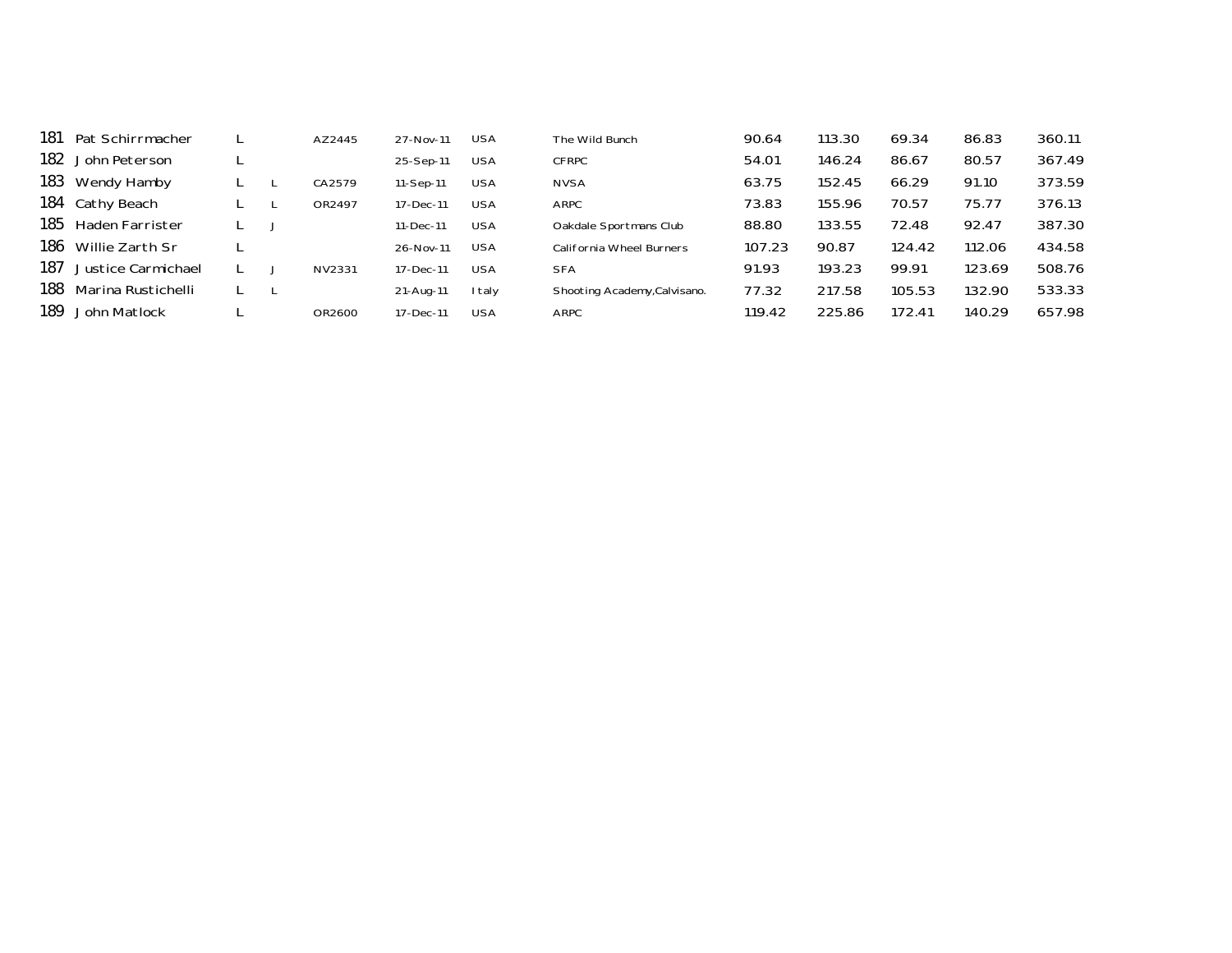| | | | | | | | | | | | | |
|---|---|---|---|---|---|---|---|---|---|---|---|---|
| 181 | Pat Schirrmacher | L | | AZ2445 | 27-Nov-11 | USA | The Wild Bunch | 90.64 | 113.30 | 69.34 | 86.83 | 360.11 |
| 182 | John Peterson | L | | | 25-Sep-11 | USA | CFRPC | 54.01 | 146.24 | 86.67 | 80.57 | 367.49 |
| 183 | Wendy Hamby | L | L | CA2579 | 11-Sep-11 | USA | NVSA | 63.75 | 152.45 | 66.29 | 91.10 | 373.59 |
| 184 | Cathy Beach | L | L | OR2497 | 17-Dec-11 | USA | ARPC | 73.83 | 155.96 | 70.57 | 75.77 | 376.13 |
| 185 | Haden Farrister | L | J | | 11-Dec-11 | USA | Oakdale Sportmans Club | 88.80 | 133.55 | 72.48 | 92.47 | 387.30 |
| 186 | Willie Zarth Sr | L | | | 26-Nov-11 | USA | California Wheel Burners | 107.23 | 90.87 | 124.42 | 112.06 | 434.58 |
| 187 | Justice Carmichael | L | J | NV2331 | 17-Dec-11 | USA | SFA | 91.93 | 193.23 | 99.91 | 123.69 | 508.76 |
| 188 | Marina Rustichelli | L | L | | 21-Aug-11 | Italy | Shooting Academy,Calvisano. | 77.32 | 217.58 | 105.53 | 132.90 | 533.33 |
| 189 | John Matlock | L | | OR2600 | 17-Dec-11 | USA | ARPC | 119.42 | 225.86 | 172.41 | 140.29 | 657.98 |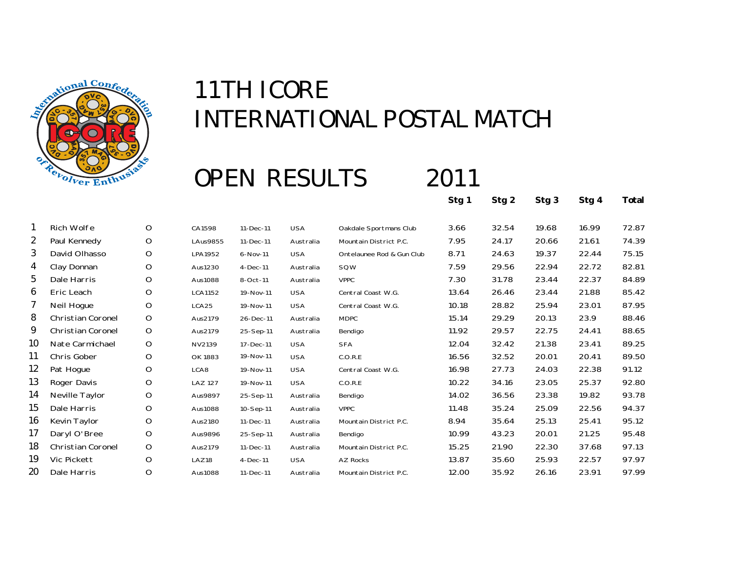# 11TH ICORE

# INTERNATIONAL POSTAL MATCH

## OPEN RESULTS 2011

| | | | | | | | Stg 1 | Stg 2 | Stg 3 | Stg 4 | Total |
|---|---|---|---|---|---|---|---|---|---|---|---|
| 1 | Rich Wolfe | O | CA1598 | 11-Dec-11 | USA | Oakdale Sportmans Club | 3.66 | 32.54 | 19.68 | 16.99 | 72.87 |
| 2 | Paul Kennedy | O | LAus9855 | 11-Dec-11 | Australia | Mountain District P.C. | 7.95 | 24.17 | 20.66 | 21.61 | 74.39 |
| 3 | David Olhasso | O | LPA1952 | 6-Nov-11 | USA | Ontelaunee Rod & Gun Club | 8.71 | 24.63 | 19.37 | 22.44 | 75.15 |
| 4 | Clay Donnan | O | Aus1230 | 4-Dec-11 | Australia | SQW | 7.59 | 29.56 | 22.94 | 22.72 | 82.81 |
| 5 | Dale Harris | O | Aus1088 | 8-Oct-11 | Australia | VPPC | 7.30 | 31.78 | 23.44 | 22.37 | 84.89 |
| 6 | Eric Leach | O | LCA1152 | 19-Nov-11 | USA | Central Coast W.G. | 13.64 | 26.46 | 23.44 | 21.88 | 85.42 |
| 7 | Neil Hogue | O | LCA25 | 19-Nov-11 | USA | Central Coast W.G. | 10.18 | 28.82 | 25.94 | 23.01 | 87.95 |
| 8 | Christian Coronel | O | Aus2179 | 26-Dec-11 | Australia | MDPC | 15.14 | 29.29 | 20.13 | 23.9 | 88.46 |
| 9 | Christian Coronel | O | Aus2179 | 25-Sep-11 | Australia | Bendigo | 11.92 | 29.57 | 22.75 | 24.41 | 88.65 |
| 10 | Nate Carmichael | O | NV2139 | 17-Dec-11 | USA | SFA | 12.04 | 32.42 | 21.38 | 23.41 | 89.25 |
| 11 | Chris Gober | O | OK 1883 | 19-Nov-11 | USA | C.O.R.E | 16.56 | 32.52 | 20.01 | 20.41 | 89.50 |
| 12 | Pat Hogue | O | LCA8 | 19-Nov-11 | USA | Central Coast W.G. | 16.98 | 27.73 | 24.03 | 22.38 | 91.12 |
| 13 | Roger Davis | O | LAZ 127 | 19-Nov-11 | USA | C.O.R.E | 10.22 | 34.16 | 23.05 | 25.37 | 92.80 |
| 14 | Neville Taylor | O | Aus9897 | 25-Sep-11 | Australia | Bendigo | 14.02 | 36.56 | 23.38 | 19.82 | 93.78 |
| 15 | Dale Harris | O | Aus1088 | 10-Sep-11 | Australia | VPPC | 11.48 | 35.24 | 25.09 | 22.56 | 94.37 |
| 16 | Kevin Taylor | O | Aus2180 | 11-Dec-11 | Australia | Mountain District P.C. | 8.94 | 35.64 | 25.13 | 25.41 | 95.12 |
| 17 | Daryl O'Bree | O | Aus9896 | 25-Sep-11 | Australia | Bendigo | 10.99 | 43.23 | 20.01 | 21.25 | 95.48 |
| 18 | Christian Coronel | O | Aus2179 | 11-Dec-11 | Australia | Mountain District P.C. | 15.25 | 21.90 | 22.30 | 37.68 | 97.13 |
| 19 | Vic Pickett | O | LAZ18 | 4-Dec-11 | USA | AZ Rocks | 13.87 | 35.60 | 25.93 | 22.57 | 97.97 |
| 20 | Dale Harris | O | Aus1088 | 11-Dec-11 | Australia | Mountain District P.C. | 12.00 | 35.92 | 26.16 | 23.91 | 97.99 |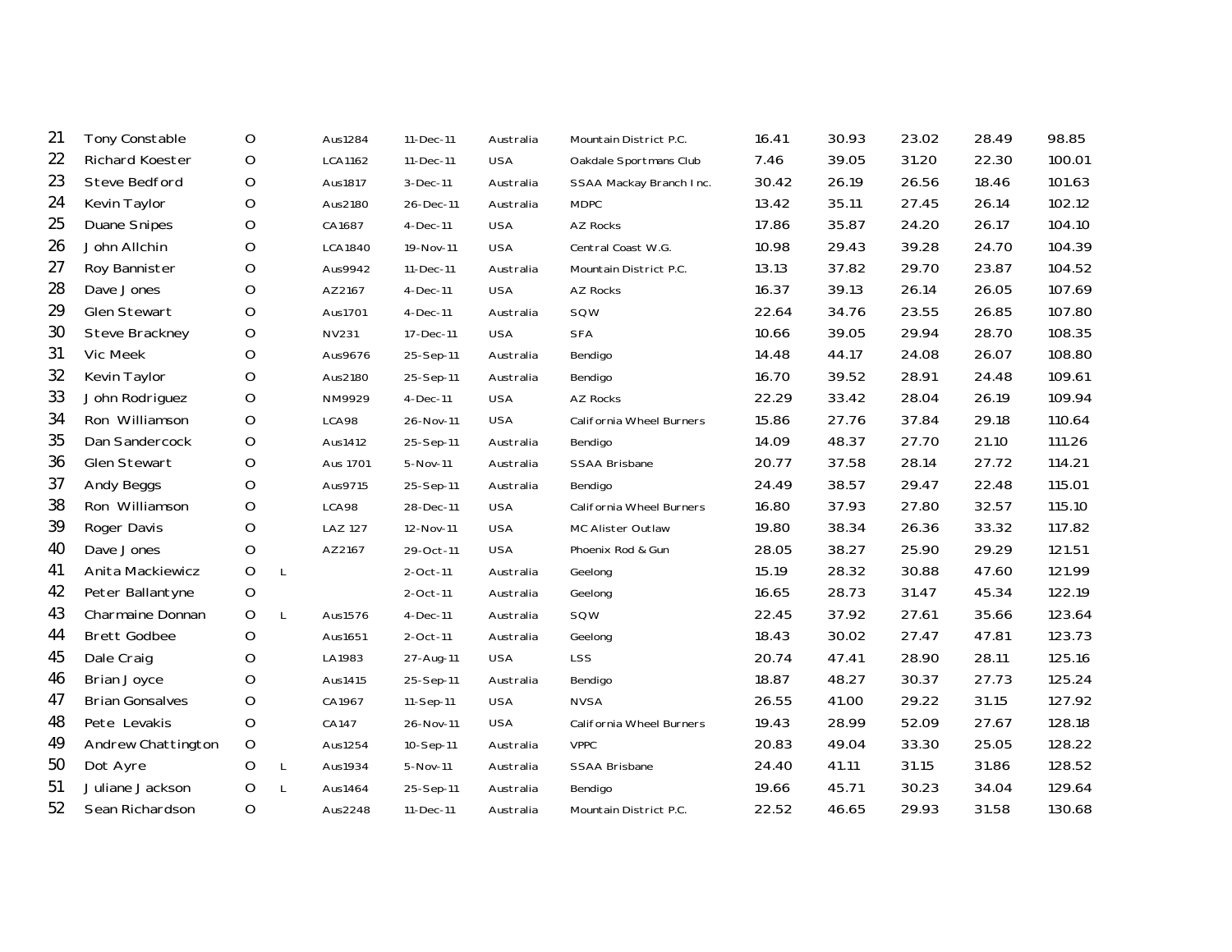| | | | | | | | | | | | | |
|---|---|---|---|---|---|---|---|---|---|---|---|---|
| 21 | Tony Constable | O | | Aus1284 | 11-Dec-11 | Australia | Mountain District P.C. | 16.41 | 30.93 | 23.02 | 28.49 | 98.85 |
| 22 | Richard Koester | O | | LCA1162 | 11-Dec-11 | USA | Oakdale Sportmans Club | 7.46 | 39.05 | 31.20 | 22.30 | 100.01 |
| 23 | Steve Bedford | O | | Aus1817 | 3-Dec-11 | Australia | SSAA Mackay Branch Inc. | 30.42 | 26.19 | 26.56 | 18.46 | 101.63 |
| 24 | Kevin Taylor | O | | Aus2180 | 26-Dec-11 | Australia | MDPC | 13.42 | 35.11 | 27.45 | 26.14 | 102.12 |
| 25 | Duane Snipes | O | | CA1687 | 4-Dec-11 | USA | AZ Rocks | 17.86 | 35.87 | 24.20 | 26.17 | 104.10 |
| 26 | John Allchin | O | | LCA1840 | 19-Nov-11 | USA | Central Coast W.G. | 10.98 | 29.43 | 39.28 | 24.70 | 104.39 |
| 27 | Roy Bannister | O | | Aus9942 | 11-Dec-11 | Australia | Mountain District P.C. | 13.13 | 37.82 | 29.70 | 23.87 | 104.52 |
| 28 | Dave Jones | O | | AZ2167 | 4-Dec-11 | USA | AZ Rocks | 16.37 | 39.13 | 26.14 | 26.05 | 107.69 |
| 29 | Glen Stewart | O | | Aus1701 | 4-Dec-11 | Australia | SQW | 22.64 | 34.76 | 23.55 | 26.85 | 107.80 |
| 30 | Steve Brackney | O | | NV231 | 17-Dec-11 | USA | SFA | 10.66 | 39.05 | 29.94 | 28.70 | 108.35 |
| 31 | Vic Meek | O | | Aus9676 | 25-Sep-11 | Australia | Bendigo | 14.48 | 44.17 | 24.08 | 26.07 | 108.80 |
| 32 | Kevin Taylor | O | | Aus2180 | 25-Sep-11 | Australia | Bendigo | 16.70 | 39.52 | 28.91 | 24.48 | 109.61 |
| 33 | John Rodriguez | O | | NM9929 | 4-Dec-11 | USA | AZ Rocks | 22.29 | 33.42 | 28.04 | 26.19 | 109.94 |
| 34 | Ron Williamson | O | | LCA98 | 26-Nov-11 | USA | California Wheel Burners | 15.86 | 27.76 | 37.84 | 29.18 | 110.64 |
| 35 | Dan Sandercock | O | | Aus1412 | 25-Sep-11 | Australia | Bendigo | 14.09 | 48.37 | 27.70 | 21.10 | 111.26 |
| 36 | Glen Stewart | O | | Aus 1701 | 5-Nov-11 | Australia | SSAA Brisbane | 20.77 | 37.58 | 28.14 | 27.72 | 114.21 |
| 37 | Andy Beggs | O | | Aus9715 | 25-Sep-11 | Australia | Bendigo | 24.49 | 38.57 | 29.47 | 22.48 | 115.01 |
| 38 | Ron Williamson | O | | LCA98 | 28-Dec-11 | USA | California Wheel Burners | 16.80 | 37.93 | 27.80 | 32.57 | 115.10 |
| 39 | Roger Davis | O | | LAZ 127 | 12-Nov-11 | USA | MC Alister Outlaw | 19.80 | 38.34 | 26.36 | 33.32 | 117.82 |
| 40 | Dave Jones | O | | AZ2167 | 29-Oct-11 | USA | Phoenix Rod & Gun | 28.05 | 38.27 | 25.90 | 29.29 | 121.51 |
| 41 | Anita Mackiewicz | O | L | | 2-Oct-11 | Australia | Geelong | 15.19 | 28.32 | 30.88 | 47.60 | 121.99 |
| 42 | Peter Ballantyne | O | | | 2-Oct-11 | Australia | Geelong | 16.65 | 28.73 | 31.47 | 45.34 | 122.19 |
| 43 | Charmaine Donnan | O | L | Aus1576 | 4-Dec-11 | Australia | SQW | 22.45 | 37.92 | 27.61 | 35.66 | 123.64 |
| 44 | Brett Godbee | O | | Aus1651 | 2-Oct-11 | Australia | Geelong | 18.43 | 30.02 | 27.47 | 47.81 | 123.73 |
| 45 | Dale Craig | O | | LA1983 | 27-Aug-11 | USA | LSS | 20.74 | 47.41 | 28.90 | 28.11 | 125.16 |
| 46 | Brian Joyce | O | | Aus1415 | 25-Sep-11 | Australia | Bendigo | 18.87 | 48.27 | 30.37 | 27.73 | 125.24 |
| 47 | Brian Gonsalves | O | | CA1967 | 11-Sep-11 | USA | NVSA | 26.55 | 41.00 | 29.22 | 31.15 | 127.92 |
| 48 | Pete Levakis | O | | CA147 | 26-Nov-11 | USA | California Wheel Burners | 19.43 | 28.99 | 52.09 | 27.67 | 128.18 |
| 49 | Andrew Chattington | O | | Aus1254 | 10-Sep-11 | Australia | VPPC | 20.83 | 49.04 | 33.30 | 25.05 | 128.22 |
| 50 | Dot Ayre | O | L | Aus1934 | 5-Nov-11 | Australia | SSAA Brisbane | 24.40 | 41.11 | 31.15 | 31.86 | 128.52 |
| 51 | Juliane Jackson | O | L | Aus1464 | 25-Sep-11 | Australia | Bendigo | 19.66 | 45.71 | 30.23 | 34.04 | 129.64 |
| 52 | Sean Richardson | O | | Aus2248 | 11-Dec-11 | Australia | Mountain District P.C. | 22.52 | 46.65 | 29.93 | 31.58 | 130.68 |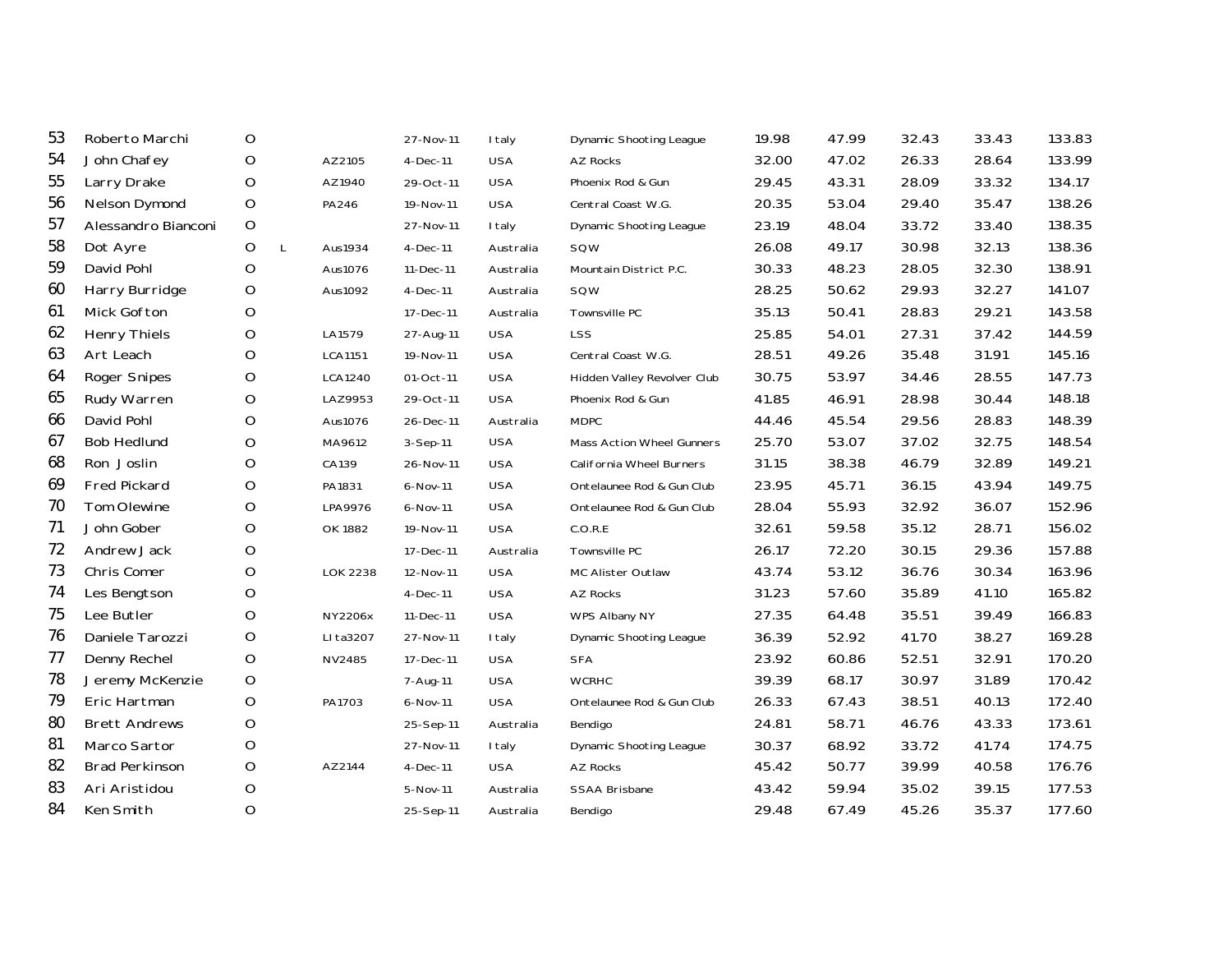| | | | | | | | | | | | | |
|---|---|---|---|---|---|---|---|---|---|---|---|---|
| 53 | Roberto Marchi | O | | | 27-Nov-11 | Italy | Dynamic Shooting League | 19.98 | 47.99 | 32.43 | 33.43 | 133.83 |
| 54 | John Chafey | O | | AZ2105 | 4-Dec-11 | USA | AZ Rocks | 32.00 | 47.02 | 26.33 | 28.64 | 133.99 |
| 55 | Larry Drake | O | | AZ1940 | 29-Oct-11 | USA | Phoenix Rod & Gun | 29.45 | 43.31 | 28.09 | 33.32 | 134.17 |
| 56 | Nelson Dymond | O | | PA246 | 19-Nov-11 | USA | Central Coast W.G. | 20.35 | 53.04 | 29.40 | 35.47 | 138.26 |
| 57 | Alessandro Bianconi | O | | | 27-Nov-11 | Italy | Dynamic Shooting League | 23.19 | 48.04 | 33.72 | 33.40 | 138.35 |
| 58 | Dot Ayre | O | L | Aus1934 | 4-Dec-11 | Australia | SQW | 26.08 | 49.17 | 30.98 | 32.13 | 138.36 |
| 59 | David Pohl | O | | Aus1076 | 11-Dec-11 | Australia | Mountain District P.C. | 30.33 | 48.23 | 28.05 | 32.30 | 138.91 |
| 60 | Harry Burridge | O | | Aus1092 | 4-Dec-11 | Australia | SQW | 28.25 | 50.62 | 29.93 | 32.27 | 141.07 |
| 61 | Mick Gofton | O | | | 17-Dec-11 | Australia | Townsville PC | 35.13 | 50.41 | 28.83 | 29.21 | 143.58 |
| 62 | Henry Thiels | O | | LA1579 | 27-Aug-11 | USA | LSS | 25.85 | 54.01 | 27.31 | 37.42 | 144.59 |
| 63 | Art Leach | O | | LCA1151 | 19-Nov-11 | USA | Central Coast W.G. | 28.51 | 49.26 | 35.48 | 31.91 | 145.16 |
| 64 | Roger Snipes | O | | LCA1240 | 01-Oct-11 | USA | Hidden Valley Revolver Club | 30.75 | 53.97 | 34.46 | 28.55 | 147.73 |
| 65 | Rudy Warren | O | | LAZ9953 | 29-Oct-11 | USA | Phoenix Rod & Gun | 41.85 | 46.91 | 28.98 | 30.44 | 148.18 |
| 66 | David Pohl | O | | Aus1076 | 26-Dec-11 | Australia | MDPC | 44.46 | 45.54 | 29.56 | 28.83 | 148.39 |
| 67 | Bob Hedlund | O | | MA9612 | 3-Sep-11 | USA | Mass Action Wheel Gunners | 25.70 | 53.07 | 37.02 | 32.75 | 148.54 |
| 68 | Ron Joslin | O | | CA139 | 26-Nov-11 | USA | California Wheel Burners | 31.15 | 38.38 | 46.79 | 32.89 | 149.21 |
| 69 | Fred Pickard | O | | PA1831 | 6-Nov-11 | USA | Ontelaunee Rod & Gun Club | 23.95 | 45.71 | 36.15 | 43.94 | 149.75 |
| 70 | Tom Olewine | O | | LPA9976 | 6-Nov-11 | USA | Ontelaunee Rod & Gun Club | 28.04 | 55.93 | 32.92 | 36.07 | 152.96 |
| 71 | John Gober | O | | OK 1882 | 19-Nov-11 | USA | C.O.R.E | 32.61 | 59.58 | 35.12 | 28.71 | 156.02 |
| 72 | Andrew Jack | O | | | 17-Dec-11 | Australia | Townsville PC | 26.17 | 72.20 | 30.15 | 29.36 | 157.88 |
| 73 | Chris Comer | O | | LOK 2238 | 12-Nov-11 | USA | MC Alister Outlaw | 43.74 | 53.12 | 36.76 | 30.34 | 163.96 |
| 74 | Les Bengtson | O | | | 4-Dec-11 | USA | AZ Rocks | 31.23 | 57.60 | 35.89 | 41.10 | 165.82 |
| 75 | Lee Butler | O | | NY2206x | 11-Dec-11 | USA | WPS Albany NY | 27.35 | 64.48 | 35.51 | 39.49 | 166.83 |
| 76 | Daniele Tarozzi | O | | LIta3207 | 27-Nov-11 | Italy | Dynamic Shooting League | 36.39 | 52.92 | 41.70 | 38.27 | 169.28 |
| 77 | Denny Rechel | O | | NV2485 | 17-Dec-11 | USA | SFA | 23.92 | 60.86 | 52.51 | 32.91 | 170.20 |
| 78 | Jeremy McKenzie | O | | | 7-Aug-11 | USA | WCRHC | 39.39 | 68.17 | 30.97 | 31.89 | 170.42 |
| 79 | Eric Hartman | O | | PA1703 | 6-Nov-11 | USA | Ontelaunee Rod & Gun Club | 26.33 | 67.43 | 38.51 | 40.13 | 172.40 |
| 80 | Brett Andrews | O | | | 25-Sep-11 | Australia | Bendigo | 24.81 | 58.71 | 46.76 | 43.33 | 173.61 |
| 81 | Marco Sartor | O | | | 27-Nov-11 | Italy | Dynamic Shooting League | 30.37 | 68.92 | 33.72 | 41.74 | 174.75 |
| 82 | Brad Perkinson | O | | AZ2144 | 4-Dec-11 | USA | AZ Rocks | 45.42 | 50.77 | 39.99 | 40.58 | 176.76 |
| 83 | Ari Aristidou | O | | | 5-Nov-11 | Australia | SSAA Brisbane | 43.42 | 59.94 | 35.02 | 39.15 | 177.53 |
| 84 | Ken Smith | O | | | 25-Sep-11 | Australia | Bendigo | 29.48 | 67.49 | 45.26 | 35.37 | 177.60 |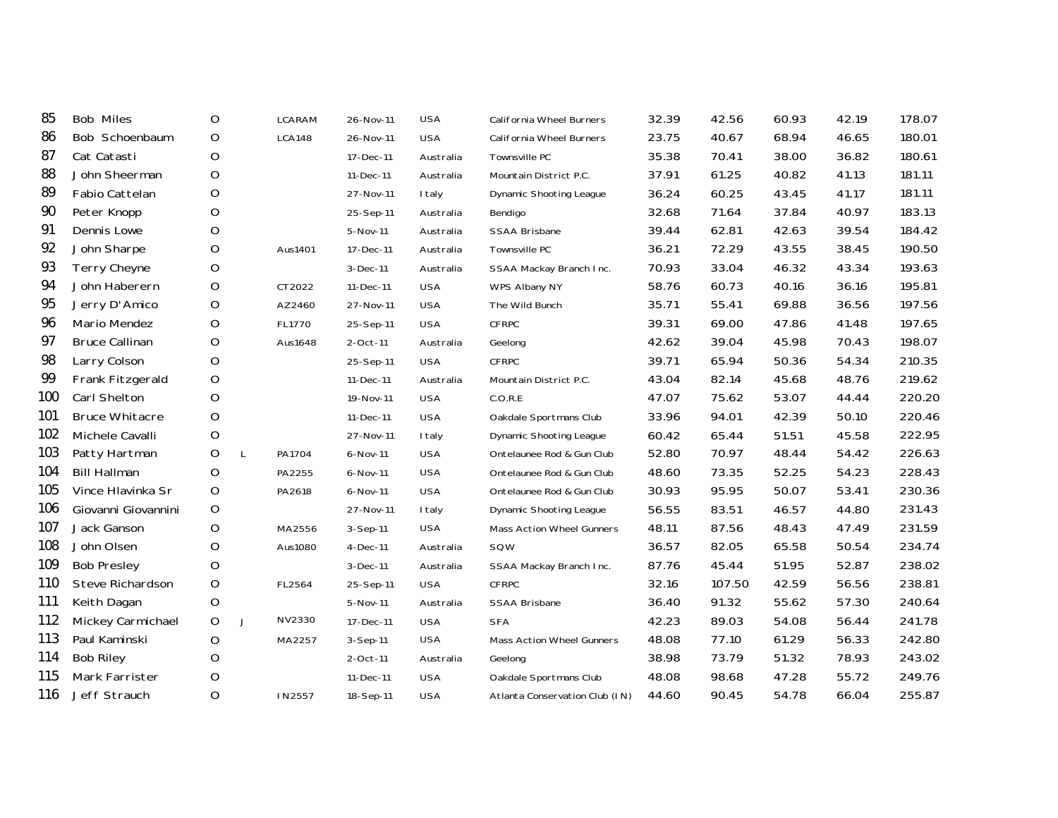| | | | | | | | | | | | | |
|---|---|---|---|---|---|---|---|---|---|---|---|---|
| 85 | Bob Miles | O | | LCARAM | 26-Nov-11 | USA | California Wheel Burners | 32.39 | 42.56 | 60.93 | 42.19 | 178.07 |
| 86 | Bob Schoenbaum | O | | LCA148 | 26-Nov-11 | USA | California Wheel Burners | 23.75 | 40.67 | 68.94 | 46.65 | 180.01 |
| 87 | Cat Catasti | O | | | 17-Dec-11 | Australia | Townsville PC | 35.38 | 70.41 | 38.00 | 36.82 | 180.61 |
| 88 | John Sheerman | O | | | 11-Dec-11 | Australia | Mountain District P.C. | 37.91 | 61.25 | 40.82 | 41.13 | 181.11 |
| 89 | Fabio Cattelan | O | | | 27-Nov-11 | Italy | Dynamic Shooting League | 36.24 | 60.25 | 43.45 | 41.17 | 181.11 |
| 90 | Peter Knopp | O | | | 25-Sep-11 | Australia | Bendigo | 32.68 | 71.64 | 37.84 | 40.97 | 183.13 |
| 91 | Dennis Lowe | O | | | 5-Nov-11 | Australia | SSAA Brisbane | 39.44 | 62.81 | 42.63 | 39.54 | 184.42 |
| 92 | John Sharpe | O | | Aus1401 | 17-Dec-11 | Australia | Townsville PC | 36.21 | 72.29 | 43.55 | 38.45 | 190.50 |
| 93 | Terry Cheyne | O | | | 3-Dec-11 | Australia | SSAA Mackay Branch Inc. | 70.93 | 33.04 | 46.32 | 43.34 | 193.63 |
| 94 | John Haberern | O | | CT2022 | 11-Dec-11 | USA | WPS Albany NY | 58.76 | 60.73 | 40.16 | 36.16 | 195.81 |
| 95 | Jerry D'Amico | O | | AZ2460 | 27-Nov-11 | USA | The Wild Bunch | 35.71 | 55.41 | 69.88 | 36.56 | 197.56 |
| 96 | Mario Mendez | O | | FL1770 | 25-Sep-11 | USA | CFRPC | 39.31 | 69.00 | 47.86 | 41.48 | 197.65 |
| 97 | Bruce Callinan | O | | Aus1648 | 2-Oct-11 | Australia | Geelong | 42.62 | 39.04 | 45.98 | 70.43 | 198.07 |
| 98 | Larry Colson | O | | | 25-Sep-11 | USA | CFRPC | 39.71 | 65.94 | 50.36 | 54.34 | 210.35 |
| 99 | Frank Fitzgerald | O | | | 11-Dec-11 | Australia | Mountain District P.C. | 43.04 | 82.14 | 45.68 | 48.76 | 219.62 |
| 100 | Carl Shelton | O | | | 19-Nov-11 | USA | C.O.R.E | 47.07 | 75.62 | 53.07 | 44.44 | 220.20 |
| 101 | Bruce Whitacre | O | | | 11-Dec-11 | USA | Oakdale Sportmans Club | 33.96 | 94.01 | 42.39 | 50.10 | 220.46 |
| 102 | Michele Cavalli | O | | | 27-Nov-11 | Italy | Dynamic Shooting League | 60.42 | 65.44 | 51.51 | 45.58 | 222.95 |
| 103 | Patty Hartman | O | L | PA1704 | 6-Nov-11 | USA | Ontelaunee Rod & Gun Club | 52.80 | 70.97 | 48.44 | 54.42 | 226.63 |
| 104 | Bill Hallman | O | | PA2255 | 6-Nov-11 | USA | Ontelaunee Rod & Gun Club | 48.60 | 73.35 | 52.25 | 54.23 | 228.43 |
| 105 | Vince Hlavinka Sr | O | | PA2618 | 6-Nov-11 | USA | Ontelaunee Rod & Gun Club | 30.93 | 95.95 | 50.07 | 53.41 | 230.36 |
| 106 | Giovanni Giovannini | O | | | 27-Nov-11 | Italy | Dynamic Shooting League | 56.55 | 83.51 | 46.57 | 44.80 | 231.43 |
| 107 | Jack Ganson | O | | MA2556 | 3-Sep-11 | USA | Mass Action Wheel Gunners | 48.11 | 87.56 | 48.43 | 47.49 | 231.59 |
| 108 | John Olsen | O | | Aus1080 | 4-Dec-11 | Australia | SQW | 36.57 | 82.05 | 65.58 | 50.54 | 234.74 |
| 109 | Bob Presley | O | | | 3-Dec-11 | Australia | SSAA Mackay Branch Inc. | 87.76 | 45.44 | 51.95 | 52.87 | 238.02 |
| 110 | Steve Richardson | O | | FL2564 | 25-Sep-11 | USA | CFRPC | 32.16 | 107.50 | 42.59 | 56.56 | 238.81 |
| 111 | Keith Dagan | O | | | 5-Nov-11 | Australia | SSAA Brisbane | 36.40 | 91.32 | 55.62 | 57.30 | 240.64 |
| 112 | Mickey Carmichael | O | J | NV2330 | 17-Dec-11 | USA | SFA | 42.23 | 89.03 | 54.08 | 56.44 | 241.78 |
| 113 | Paul Kaminski | O | | MA2257 | 3-Sep-11 | USA | Mass Action Wheel Gunners | 48.08 | 77.10 | 61.29 | 56.33 | 242.80 |
| 114 | Bob Riley | O | | | 2-Oct-11 | Australia | Geelong | 38.98 | 73.79 | 51.32 | 78.93 | 243.02 |
| 115 | Mark Farrister | O | | | 11-Dec-11 | USA | Oakdale Sportmans Club | 48.08 | 98.68 | 47.28 | 55.72 | 249.76 |
| 116 | Jeff Strauch | O | | IN2557 | 18-Sep-11 | USA | Atlanta Conservation Club (IN) | 44.60 | 90.45 | 54.78 | 66.04 | 255.87 |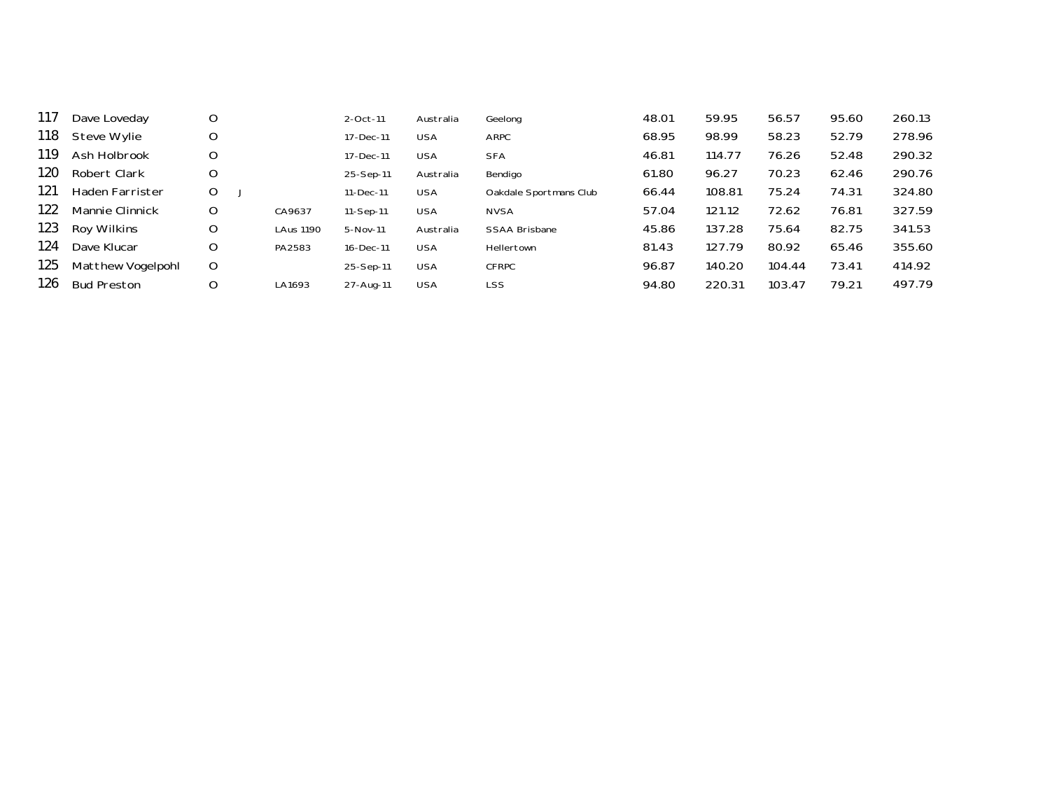| | | | | | | | | | | | | | |
|---|---|---|---|---|---|---|---|---|---|---|---|---|---|
| 117 | Dave Loveday | O | | | 2-Oct-11 | Australia | Geelong | 48.01 | 59.95 | 56.57 | 95.60 | 260.13 |
| 118 | Steve Wylie | O | | | 17-Dec-11 | USA | ARPC | 68.95 | 98.99 | 58.23 | 52.79 | 278.96 |
| 119 | Ash Holbrook | O | | | 17-Dec-11 | USA | SFA | 46.81 | 114.77 | 76.26 | 52.48 | 290.32 |
| 120 | Robert Clark | O | | | 25-Sep-11 | Australia | Bendigo | 61.80 | 96.27 | 70.23 | 62.46 | 290.76 |
| 121 | Haden Farrister | O | J | | 11-Dec-11 | USA | Oakdale Sportmans Club | 66.44 | 108.81 | 75.24 | 74.31 | 324.80 |
| 122 | Mannie Clinnick | O | | CA9637 | 11-Sep-11 | USA | NVSA | 57.04 | 121.12 | 72.62 | 76.81 | 327.59 |
| 123 | Roy Wilkins | O | | LAus 1190 | 5-Nov-11 | Australia | SSAA Brisbane | 45.86 | 137.28 | 75.64 | 82.75 | 341.53 |
| 124 | Dave Klucar | O | | PA2583 | 16-Dec-11 | USA | Hellertown | 81.43 | 127.79 | 80.92 | 65.46 | 355.60 |
| 125 | Matthew Vogelpohl | O | | | 25-Sep-11 | USA | CFRPC | 96.87 | 140.20 | 104.44 | 73.41 | 414.92 |
| 126 | Bud Preston | O | | LA1693 | 27-Aug-11 | USA | LSS | 94.80 | 220.31 | 103.47 | 79.21 | 497.79 |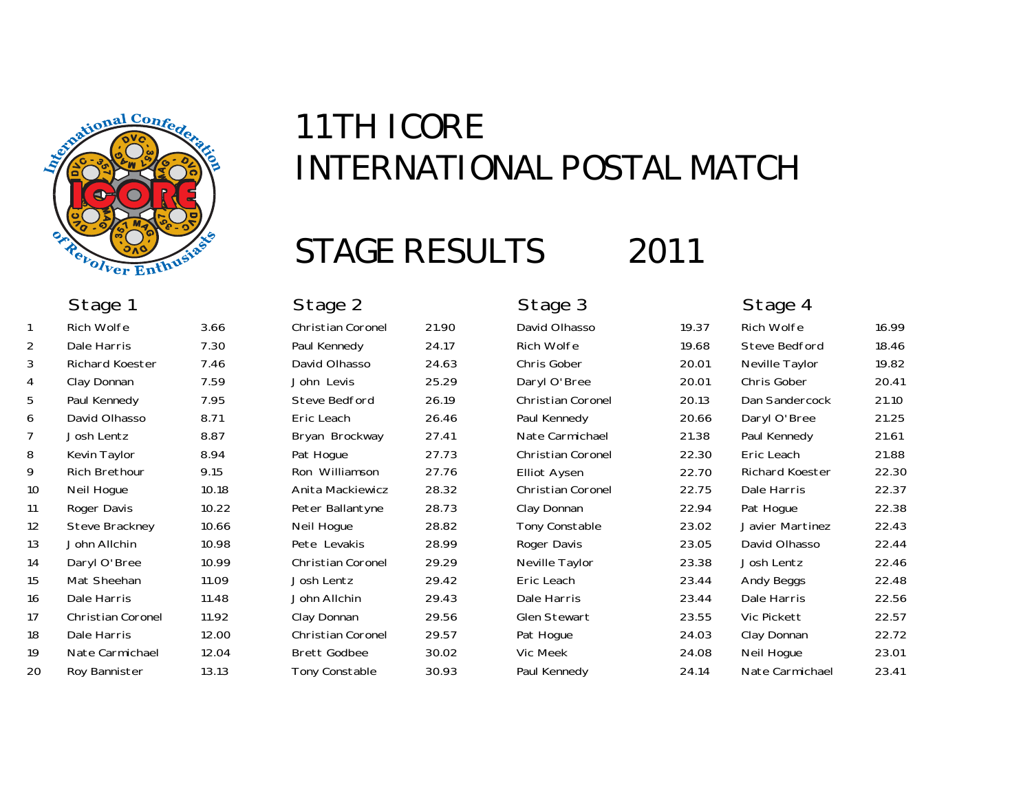# 11TH ICORE
# INTERNATIONAL POSTAL MATCH

## STAGE RESULTS 2011

| | Stage 1 | | Stage 2 | | Stage 3 | | Stage 4 | |
|---|---|---|---|---|---|---|---|---|
| 1 | Rich Wolfe | 3.66 | Christian Coronel | 21.90 | David Olhasso | 19.37 | Rich Wolfe | 16.99 |
| 2 | Dale Harris | 7.30 | Paul Kennedy | 24.17 | Rich Wolfe | 19.68 | Steve Bedford | 18.46 |
| 3 | Richard Koester | 7.46 | David Olhasso | 24.63 | Chris Gober | 20.01 | Neville Taylor | 19.82 |
| 4 | Clay Donnan | 7.59 | John Levis | 25.29 | Daryl O'Bree | 20.01 | Chris Gober | 20.41 |
| 5 | Paul Kennedy | 7.95 | Steve Bedford | 26.19 | Christian Coronel | 20.13 | Dan Sandercock | 21.10 |
| 6 | David Olhasso | 8.71 | Eric Leach | 26.46 | Paul Kennedy | 20.66 | Daryl O'Bree | 21.25 |
| 7 | Josh Lentz | 8.87 | Bryan Brockway | 27.41 | Nate Carmichael | 21.38 | Paul Kennedy | 21.61 |
| 8 | Kevin Taylor | 8.94 | Pat Hogue | 27.73 | Christian Coronel | 22.30 | Eric Leach | 21.88 |
| 9 | Rich Brethour | 9.15 | Ron Williamson | 27.76 | Elliot Aysen | 22.70 | Richard Koester | 22.30 |
| 10 | Neil Hogue | 10.18 | Anita Mackiewicz | 28.32 | Christian Coronel | 22.75 | Dale Harris | 22.37 |
| 11 | Roger Davis | 10.22 | Peter Ballantyne | 28.73 | Clay Donnan | 22.94 | Pat Hogue | 22.38 |
| 12 | Steve Brackney | 10.66 | Neil Hogue | 28.82 | Tony Constable | 23.02 | Javier Martinez | 22.43 |
| 13 | John Allchin | 10.98 | Pete Levakis | 28.99 | Roger Davis | 23.05 | David Olhasso | 22.44 |
| 14 | Daryl O'Bree | 10.99 | Christian Coronel | 29.29 | Neville Taylor | 23.38 | Josh Lentz | 22.46 |
| 15 | Mat Sheehan | 11.09 | Josh Lentz | 29.42 | Eric Leach | 23.44 | Andy Beggs | 22.48 |
| 16 | Dale Harris | 11.48 | John Allchin | 29.43 | Dale Harris | 23.44 | Dale Harris | 22.56 |
| 17 | Christian Coronel | 11.92 | Clay Donnan | 29.56 | Glen Stewart | 23.55 | Vic Pickett | 22.57 |
| 18 | Dale Harris | 12.00 | Christian Coronel | 29.57 | Pat Hogue | 24.03 | Clay Donnan | 22.72 |
| 19 | Nate Carmichael | 12.04 | Brett Godbee | 30.02 | Vic Meek | 24.08 | Neil Hogue | 23.01 |
| 20 | Roy Bannister | 13.13 | Tony Constable | 30.93 | Paul Kennedy | 24.14 | Nate Carmichael | 23.41 |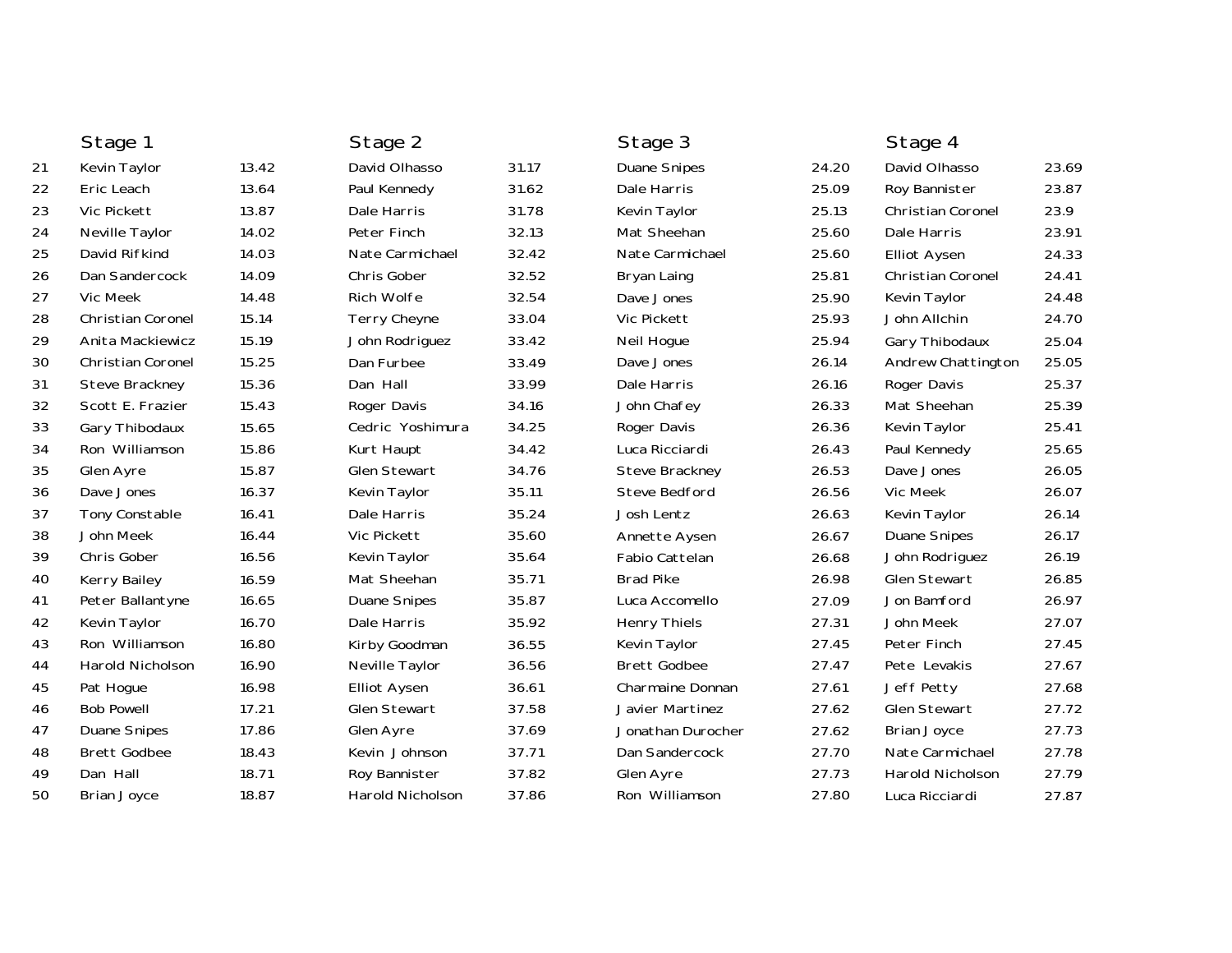| | Stage 1 | | Stage 2 | | Stage 3 | | Stage 4 | |
|---|---|---|---|---|---|---|---|---|
| 21 | Kevin Taylor | 13.42 | David Olhasso | 31.17 | Duane Snipes | 24.20 | David Olhasso | 23.69 |
| 22 | Eric Leach | 13.64 | Paul Kennedy | 31.62 | Dale Harris | 25.09 | Roy Bannister | 23.87 |
| 23 | Vic Pickett | 13.87 | Dale Harris | 31.78 | Kevin Taylor | 25.13 | Christian Coronel | 23.9 |
| 24 | Neville Taylor | 14.02 | Peter Finch | 32.13 | Mat Sheehan | 25.60 | Dale Harris | 23.91 |
| 25 | David Rifkind | 14.03 | Nate Carmichael | 32.42 | Nate Carmichael | 25.60 | Elliot Aysen | 24.33 |
| 26 | Dan Sandercock | 14.09 | Chris Gober | 32.52 | Bryan Laing | 25.81 | Christian Coronel | 24.41 |
| 27 | Vic Meek | 14.48 | Rich Wolfe | 32.54 | Dave Jones | 25.90 | Kevin Taylor | 24.48 |
| 28 | Christian Coronel | 15.14 | Terry Cheyne | 33.04 | Vic Pickett | 25.93 | John Allchin | 24.70 |
| 29 | Anita Mackiewicz | 15.19 | John Rodriguez | 33.42 | Neil Hogue | 25.94 | Gary Thibodaux | 25.04 |
| 30 | Christian Coronel | 15.25 | Dan Furbee | 33.49 | Dave Jones | 26.14 | Andrew Chattington | 25.05 |
| 31 | Steve Brackney | 15.36 | Dan Hall | 33.99 | Dale Harris | 26.16 | Roger Davis | 25.37 |
| 32 | Scott E. Frazier | 15.43 | Roger Davis | 34.16 | John Chafey | 26.33 | Mat Sheehan | 25.39 |
| 33 | Gary Thibodaux | 15.65 | Cedric Yoshimura | 34.25 | Roger Davis | 26.36 | Kevin Taylor | 25.41 |
| 34 | Ron Williamson | 15.86 | Kurt Haupt | 34.42 | Luca Ricciardi | 26.43 | Paul Kennedy | 25.65 |
| 35 | Glen Ayre | 15.87 | Glen Stewart | 34.76 | Steve Brackney | 26.53 | Dave Jones | 26.05 |
| 36 | Dave Jones | 16.37 | Kevin Taylor | 35.11 | Steve Bedford | 26.56 | Vic Meek | 26.07 |
| 37 | Tony Constable | 16.41 | Dale Harris | 35.24 | Josh Lentz | 26.63 | Kevin Taylor | 26.14 |
| 38 | John Meek | 16.44 | Vic Pickett | 35.60 | Annette Aysen | 26.67 | Duane Snipes | 26.17 |
| 39 | Chris Gober | 16.56 | Kevin Taylor | 35.64 | Fabio Cattelan | 26.68 | John Rodriguez | 26.19 |
| 40 | Kerry Bailey | 16.59 | Mat Sheehan | 35.71 | Brad Pike | 26.98 | Glen Stewart | 26.85 |
| 41 | Peter Ballantyne | 16.65 | Duane Snipes | 35.87 | Luca Accomello | 27.09 | Jon Bamford | 26.97 |
| 42 | Kevin Taylor | 16.70 | Dale Harris | 35.92 | Henry Thiels | 27.31 | John Meek | 27.07 |
| 43 | Ron Williamson | 16.80 | Kirby Goodman | 36.55 | Kevin Taylor | 27.45 | Peter Finch | 27.45 |
| 44 | Harold Nicholson | 16.90 | Neville Taylor | 36.56 | Brett Godbee | 27.47 | Pete Levakis | 27.67 |
| 45 | Pat Hogue | 16.98 | Elliot Aysen | 36.61 | Charmaine Donnan | 27.61 | Jeff Petty | 27.68 |
| 46 | Bob Powell | 17.21 | Glen Stewart | 37.58 | Javier Martinez | 27.62 | Glen Stewart | 27.72 |
| 47 | Duane Snipes | 17.86 | Glen Ayre | 37.69 | Jonathan Durocher | 27.62 | Brian Joyce | 27.73 |
| 48 | Brett Godbee | 18.43 | Kevin Johnson | 37.71 | Dan Sandercock | 27.70 | Nate Carmichael | 27.78 |
| 49 | Dan Hall | 18.71 | Roy Bannister | 37.82 | Glen Ayre | 27.73 | Harold Nicholson | 27.79 |
| 50 | Brian Joyce | 18.87 | Harold Nicholson | 37.86 | Ron Williamson | 27.80 | Luca Ricciardi | 27.87 |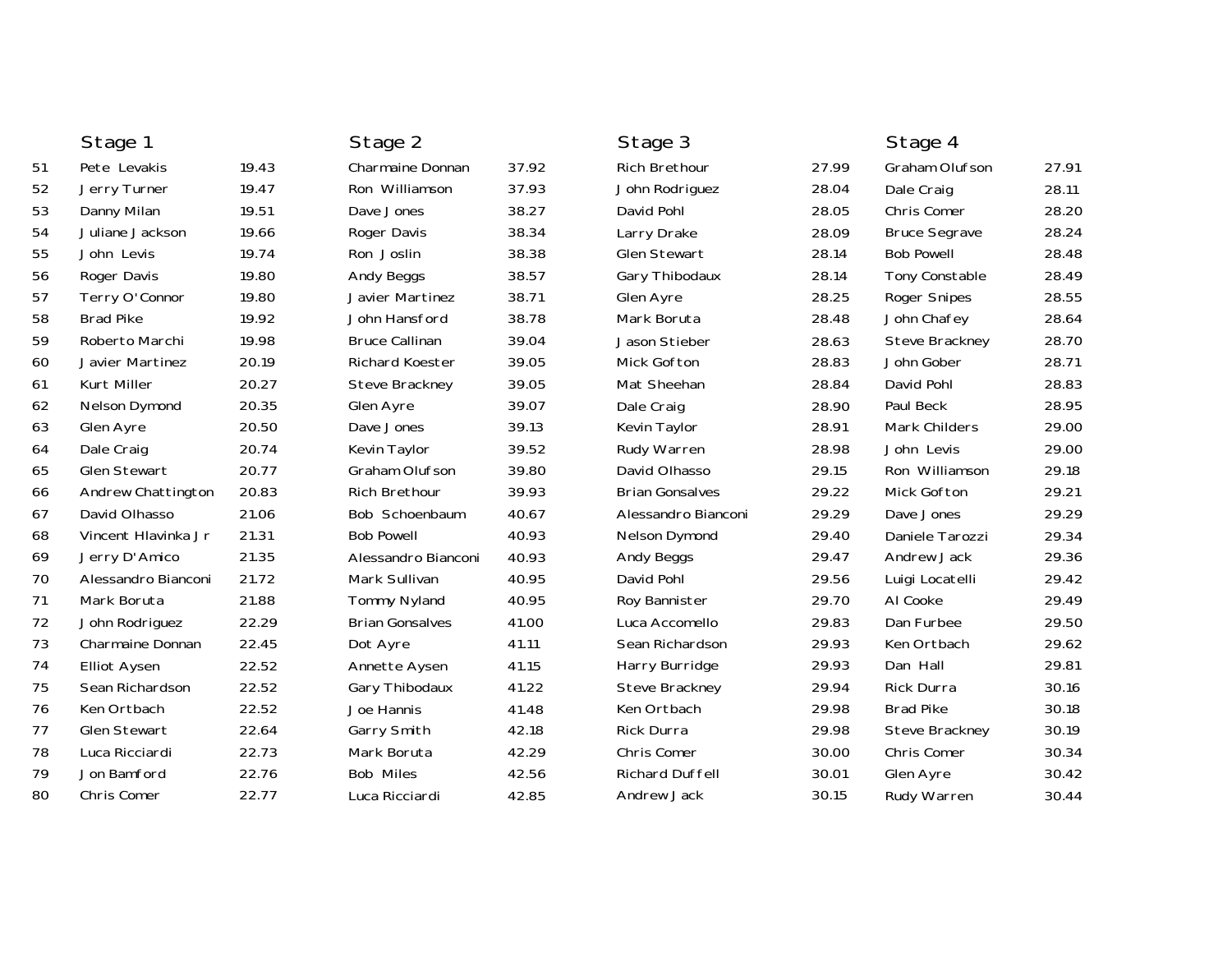| | Stage 1 | | Stage 2 | | Stage 3 | | Stage 4 | |
|---|---|---|---|---|---|---|---|---|
| 51 | Pete Levakis | 19.43 | Charmaine Donnan | 37.92 | Rich Brethour | 27.99 | Graham Olufson | 27.91 |
| 52 | Jerry Turner | 19.47 | Ron Williamson | 37.93 | John Rodriguez | 28.04 | Dale Craig | 28.11 |
| 53 | Danny Milan | 19.51 | Dave Jones | 38.27 | David Pohl | 28.05 | Chris Comer | 28.20 |
| 54 | Juliane Jackson | 19.66 | Roger Davis | 38.34 | Larry Drake | 28.09 | Bruce Segrave | 28.24 |
| 55 | John Levis | 19.74 | Ron Joslin | 38.38 | Glen Stewart | 28.14 | Bob Powell | 28.48 |
| 56 | Roger Davis | 19.80 | Andy Beggs | 38.57 | Gary Thibodaux | 28.14 | Tony Constable | 28.49 |
| 57 | Terry O'Connor | 19.80 | Javier Martinez | 38.71 | Glen Ayre | 28.25 | Roger Snipes | 28.55 |
| 58 | Brad Pike | 19.92 | John Hansford | 38.78 | Mark Boruta | 28.48 | John Chafey | 28.64 |
| 59 | Roberto Marchi | 19.98 | Bruce Callinan | 39.04 | Jason Stieber | 28.63 | Steve Brackney | 28.70 |
| 60 | Javier Martinez | 20.19 | Richard Koester | 39.05 | Mick Gofton | 28.83 | John Gober | 28.71 |
| 61 | Kurt Miller | 20.27 | Steve Brackney | 39.05 | Mat Sheehan | 28.84 | David Pohl | 28.83 |
| 62 | Nelson Dymond | 20.35 | Glen Ayre | 39.07 | Dale Craig | 28.90 | Paul Beck | 28.95 |
| 63 | Glen Ayre | 20.50 | Dave Jones | 39.13 | Kevin Taylor | 28.91 | Mark Childers | 29.00 |
| 64 | Dale Craig | 20.74 | Kevin Taylor | 39.52 | Rudy Warren | 28.98 | John Levis | 29.00 |
| 65 | Glen Stewart | 20.77 | Graham Olufson | 39.80 | David Olhasso | 29.15 | Ron Williamson | 29.18 |
| 66 | Andrew Chattington | 20.83 | Rich Brethour | 39.93 | Brian Gonsalves | 29.22 | Mick Gofton | 29.21 |
| 67 | David Olhasso | 21.06 | Bob Schoenbaum | 40.67 | Alessandro Bianconi | 29.29 | Dave Jones | 29.29 |
| 68 | Vincent Hlavinka Jr | 21.31 | Bob Powell | 40.93 | Nelson Dymond | 29.40 | Daniele Tarozzi | 29.34 |
| 69 | Jerry D'Amico | 21.35 | Alessandro Bianconi | 40.93 | Andy Beggs | 29.47 | Andrew Jack | 29.36 |
| 70 | Alessandro Bianconi | 21.72 | Mark Sullivan | 40.95 | David Pohl | 29.56 | Luigi Locatelli | 29.42 |
| 71 | Mark Boruta | 21.88 | Tommy Nyland | 40.95 | Roy Bannister | 29.70 | Al Cooke | 29.49 |
| 72 | John Rodriguez | 22.29 | Brian Gonsalves | 41.00 | Luca Accomello | 29.83 | Dan Furbee | 29.50 |
| 73 | Charmaine Donnan | 22.45 | Dot Ayre | 41.11 | Sean Richardson | 29.93 | Ken Ortbach | 29.62 |
| 74 | Elliot Aysen | 22.52 | Annette Aysen | 41.15 | Harry Burridge | 29.93 | Dan Hall | 29.81 |
| 75 | Sean Richardson | 22.52 | Gary Thibodaux | 41.22 | Steve Brackney | 29.94 | Rick Durra | 30.16 |
| 76 | Ken Ortbach | 22.52 | Joe Hannis | 41.48 | Ken Ortbach | 29.98 | Brad Pike | 30.18 |
| 77 | Glen Stewart | 22.64 | Garry Smith | 42.18 | Rick Durra | 29.98 | Steve Brackney | 30.19 |
| 78 | Luca Ricciardi | 22.73 | Mark Boruta | 42.29 | Chris Comer | 30.00 | Chris Comer | 30.34 |
| 79 | Jon Bamford | 22.76 | Bob Miles | 42.56 | Richard Duffell | 30.01 | Glen Ayre | 30.42 |
| 80 | Chris Comer | 22.77 | Luca Ricciardi | 42.85 | Andrew Jack | 30.15 | Rudy Warren | 30.44 |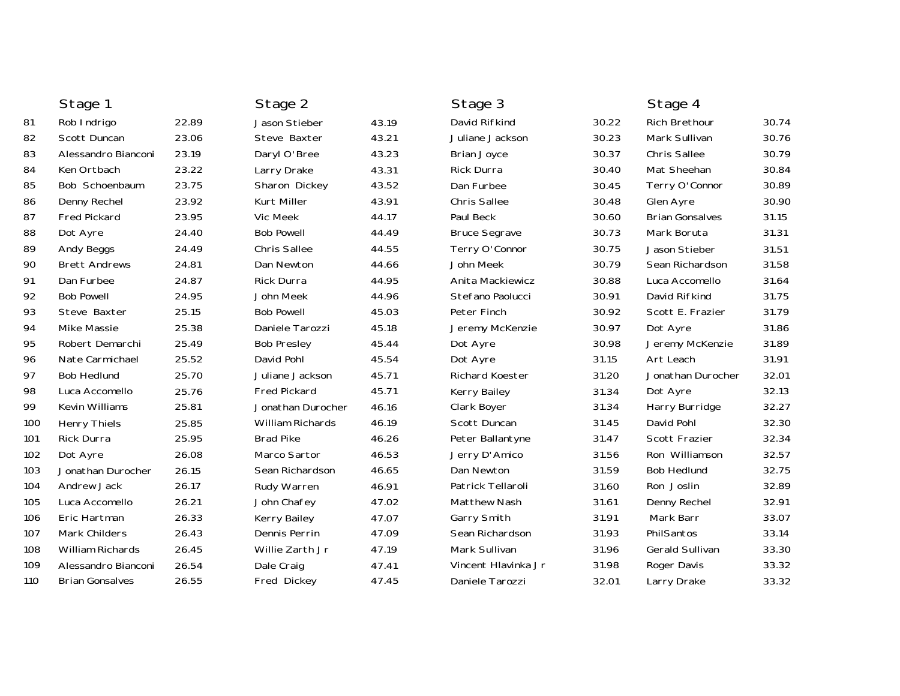| | Stage 1 | | Stage 2 | | Stage 3 | | Stage 4 | |
|---|---|---|---|---|---|---|---|---|
| 81 | Rob Indrigo | 22.89 | Jason Stieber | 43.19 | David Rifkind | 30.22 | Rich Brethour | 30.74 |
| 82 | Scott Duncan | 23.06 | Steve Baxter | 43.21 | Juliane Jackson | 30.23 | Mark Sullivan | 30.76 |
| 83 | Alessandro Bianconi | 23.19 | Daryl O'Bree | 43.23 | Brian Joyce | 30.37 | Chris Sallee | 30.79 |
| 84 | Ken Ortbach | 23.22 | Larry Drake | 43.31 | Rick Durra | 30.40 | Mat Sheehan | 30.84 |
| 85 | Bob Schoenbaum | 23.75 | Sharon Dickey | 43.52 | Dan Furbee | 30.45 | Terry O'Connor | 30.89 |
| 86 | Denny Rechel | 23.92 | Kurt Miller | 43.91 | Chris Sallee | 30.48 | Glen Ayre | 30.90 |
| 87 | Fred Pickard | 23.95 | Vic Meek | 44.17 | Paul Beck | 30.60 | Brian Gonsalves | 31.15 |
| 88 | Dot Ayre | 24.40 | Bob Powell | 44.49 | Bruce Segrave | 30.73 | Mark Boruta | 31.31 |
| 89 | Andy Beggs | 24.49 | Chris Sallee | 44.55 | Terry O'Connor | 30.75 | Jason Stieber | 31.51 |
| 90 | Brett Andrews | 24.81 | Dan Newton | 44.66 | John Meek | 30.79 | Sean Richardson | 31.58 |
| 91 | Dan Furbee | 24.87 | Rick Durra | 44.95 | Anita Mackiewicz | 30.88 | Luca Accomello | 31.64 |
| 92 | Bob Powell | 24.95 | John Meek | 44.96 | Stefano Paolucci | 30.91 | David Rifkind | 31.75 |
| 93 | Steve Baxter | 25.15 | Bob Powell | 45.03 | Peter Finch | 30.92 | Scott E. Frazier | 31.79 |
| 94 | Mike Massie | 25.38 | Daniele Tarozzi | 45.18 | Jeremy McKenzie | 30.97 | Dot Ayre | 31.86 |
| 95 | Robert Demarchi | 25.49 | Bob Presley | 45.44 | Dot Ayre | 30.98 | Jeremy McKenzie | 31.89 |
| 96 | Nate Carmichael | 25.52 | David Pohl | 45.54 | Dot Ayre | 31.15 | Art Leach | 31.91 |
| 97 | Bob Hedlund | 25.70 | Juliane Jackson | 45.71 | Richard Koester | 31.20 | Jonathan Durocher | 32.01 |
| 98 | Luca Accomello | 25.76 | Fred Pickard | 45.71 | Kerry Bailey | 31.34 | Dot Ayre | 32.13 |
| 99 | Kevin Williams | 25.81 | Jonathan Durocher | 46.16 | Clark Boyer | 31.34 | Harry Burridge | 32.27 |
| 100 | Henry Thiels | 25.85 | William Richards | 46.19 | Scott Duncan | 31.45 | David Pohl | 32.30 |
| 101 | Rick Durra | 25.95 | Brad Pike | 46.26 | Peter Ballantyne | 31.47 | Scott Frazier | 32.34 |
| 102 | Dot Ayre | 26.08 | Marco Sartor | 46.53 | Jerry D'Amico | 31.56 | Ron Williamson | 32.57 |
| 103 | Jonathan Durocher | 26.15 | Sean Richardson | 46.65 | Dan Newton | 31.59 | Bob Hedlund | 32.75 |
| 104 | Andrew Jack | 26.17 | Rudy Warren | 46.91 | Patrick Tellaroli | 31.60 | Ron Joslin | 32.89 |
| 105 | Luca Accomello | 26.21 | John Chafey | 47.02 | Matthew Nash | 31.61 | Denny Rechel | 32.91 |
| 106 | Eric Hartman | 26.33 | Kerry Bailey | 47.07 | Garry Smith | 31.91 | Mark Barr | 33.07 |
| 107 | Mark Childers | 26.43 | Dennis Perrin | 47.09 | Sean Richardson | 31.93 | PhilSantos | 33.14 |
| 108 | William Richards | 26.45 | Willie Zarth Jr | 47.19 | Mark Sullivan | 31.96 | Gerald Sullivan | 33.30 |
| 109 | Alessandro Bianconi | 26.54 | Dale Craig | 47.41 | Vincent Hlavinka Jr | 31.98 | Roger Davis | 33.32 |
| 110 | Brian Gonsalves | 26.55 | Fred Dickey | 47.45 | Daniele Tarozzi | 32.01 | Larry Drake | 33.32 |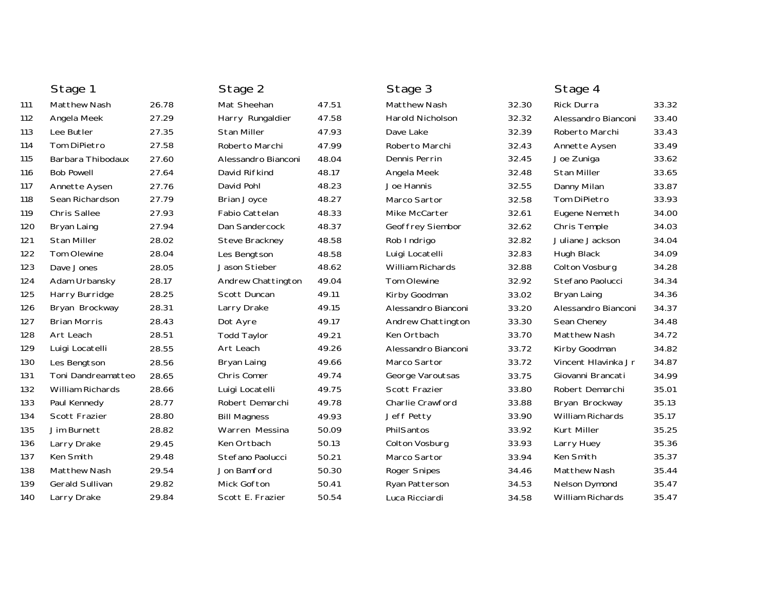| | Stage 1 | | Stage 2 | | Stage 3 | | Stage 4 | |
|---|---|---|---|---|---|---|---|---|
| 111 | Matthew Nash | 26.78 | Mat Sheehan | 47.51 | Matthew Nash | 32.30 | Rick Durra | 33.32 |
| 112 | Angela Meek | 27.29 | Harry Rungaldier | 47.58 | Harold Nicholson | 32.32 | Alessandro Bianconi | 33.40 |
| 113 | Lee Butler | 27.35 | Stan Miller | 47.93 | Dave Lake | 32.39 | Roberto Marchi | 33.43 |
| 114 | Tom DiPietro | 27.58 | Roberto Marchi | 47.99 | Roberto Marchi | 32.43 | Annette Aysen | 33.49 |
| 115 | Barbara Thibodaux | 27.60 | Alessandro Bianconi | 48.04 | Dennis Perrin | 32.45 | Joe Zuniga | 33.62 |
| 116 | Bob Powell | 27.64 | David Rifkind | 48.17 | Angela Meek | 32.48 | Stan Miller | 33.65 |
| 117 | Annette Aysen | 27.76 | David Pohl | 48.23 | Joe Hannis | 32.55 | Danny Milan | 33.87 |
| 118 | Sean Richardson | 27.79 | Brian Joyce | 48.27 | Marco Sartor | 32.58 | Tom DiPietro | 33.93 |
| 119 | Chris Sallee | 27.93 | Fabio Cattelan | 48.33 | Mike McCarter | 32.61 | Eugene Nemeth | 34.00 |
| 120 | Bryan Laing | 27.94 | Dan Sandercock | 48.37 | Geoffrey Siembor | 32.62 | Chris Temple | 34.03 |
| 121 | Stan Miller | 28.02 | Steve Brackney | 48.58 | Rob Indrigo | 32.82 | Juliane Jackson | 34.04 |
| 122 | Tom Olewine | 28.04 | Les Bengtson | 48.58 | Luigi Locatelli | 32.83 | Hugh Black | 34.09 |
| 123 | Dave Jones | 28.05 | Jason Stieber | 48.62 | William Richards | 32.88 | Colton Vosburg | 34.28 |
| 124 | Adam Urbansky | 28.17 | Andrew Chattington | 49.04 | Tom Olewine | 32.92 | Stefano Paolucci | 34.34 |
| 125 | Harry Burridge | 28.25 | Scott Duncan | 49.11 | Kirby Goodman | 33.02 | Bryan Laing | 34.36 |
| 126 | Bryan Brockway | 28.31 | Larry Drake | 49.15 | Alessandro Bianconi | 33.20 | Alessandro Bianconi | 34.37 |
| 127 | Brian Morris | 28.43 | Dot Ayre | 49.17 | Andrew Chattington | 33.30 | Sean Cheney | 34.48 |
| 128 | Art Leach | 28.51 | Todd Taylor | 49.21 | Ken Ortbach | 33.70 | Matthew Nash | 34.72 |
| 129 | Luigi Locatelli | 28.55 | Art Leach | 49.26 | Alessandro Bianconi | 33.72 | Kirby Goodman | 34.82 |
| 130 | Les Bengtson | 28.56 | Bryan Laing | 49.66 | Marco Sartor | 33.72 | Vincent Hlavinka Jr | 34.87 |
| 131 | Toni Dandreamatteo | 28.65 | Chris Comer | 49.74 | George Varoutsas | 33.75 | Giovanni Brancati | 34.99 |
| 132 | William Richards | 28.66 | Luigi Locatelli | 49.75 | Scott Frazier | 33.80 | Robert Demarchi | 35.01 |
| 133 | Paul Kennedy | 28.77 | Robert Demarchi | 49.78 | Charlie Crawford | 33.88 | Bryan Brockway | 35.13 |
| 134 | Scott Frazier | 28.80 | Bill Magness | 49.93 | Jeff Petty | 33.90 | William Richards | 35.17 |
| 135 | Jim Burnett | 28.82 | Warren Messina | 50.09 | Phil Santos | 33.92 | Kurt Miller | 35.25 |
| 136 | Larry Drake | 29.45 | Ken Ortbach | 50.13 | Colton Vosburg | 33.93 | Larry Huey | 35.36 |
| 137 | Ken Smith | 29.48 | Stefano Paolucci | 50.21 | Marco Sartor | 33.94 | Ken Smith | 35.37 |
| 138 | Matthew Nash | 29.54 | Jon Bamford | 50.30 | Roger Snipes | 34.46 | Matthew Nash | 35.44 |
| 139 | Gerald Sullivan | 29.82 | Mick Gofton | 50.41 | Ryan Patterson | 34.53 | Nelson Dymond | 35.47 |
| 140 | Larry Drake | 29.84 | Scott E. Frazier | 50.54 | Luca Ricciardi | 34.58 | William Richards | 35.47 |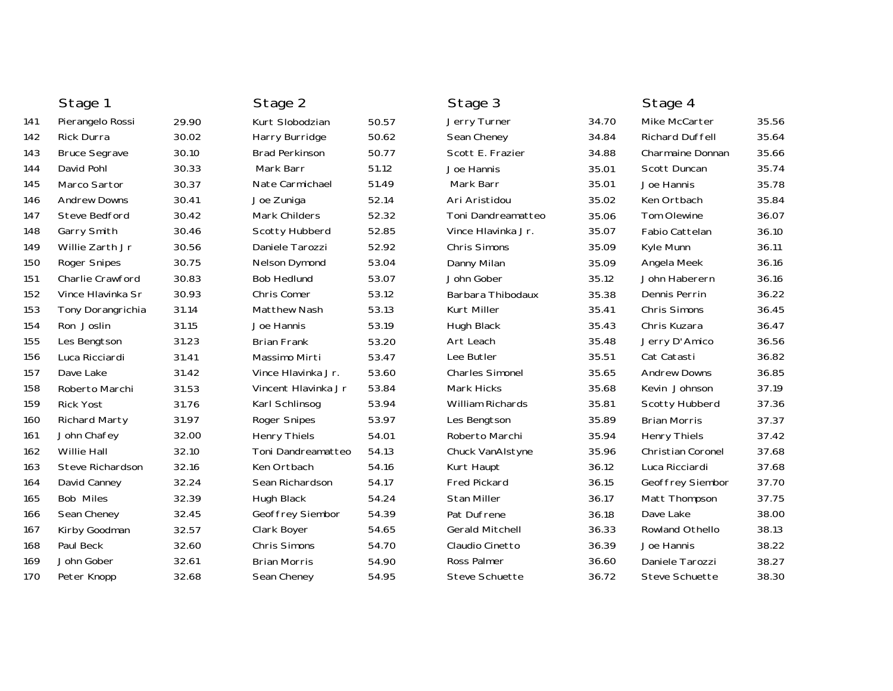| | Stage 1 | | Stage 2 | | Stage 3 | | Stage 4 | |
|---|---|---|---|---|---|---|---|---|
| 141 | Pierangelo Rossi | 29.90 | Kurt Slobodzian | 50.57 | Jerry Turner | 34.70 | Mike McCarter | 35.56 |
| 142 | Rick Durra | 30.02 | Harry Burridge | 50.62 | Sean Cheney | 34.84 | Richard Duffell | 35.64 |
| 143 | Bruce Segrave | 30.10 | Brad Perkinson | 50.77 | Scott E. Frazier | 34.88 | Charmaine Donnan | 35.66 |
| 144 | David Pohl | 30.33 | Mark Barr | 51.12 | Joe Hannis | 35.01 | Scott Duncan | 35.74 |
| 145 | Marco Sartor | 30.37 | Nate Carmichael | 51.49 | Mark Barr | 35.01 | Joe Hannis | 35.78 |
| 146 | Andrew Downs | 30.41 | Joe Zuniga | 52.14 | Ari Aristidou | 35.02 | Ken Ortbach | 35.84 |
| 147 | Steve Bedford | 30.42 | Mark Childers | 52.32 | Toni Dandreamatteo | 35.06 | Tom Olewine | 36.07 |
| 148 | Garry Smith | 30.46 | Scotty Hubberd | 52.85 | Vince Hlavinka Jr. | 35.07 | Fabio Cattelan | 36.10 |
| 149 | Willie Zarth Jr | 30.56 | Daniele Tarozzi | 52.92 | Chris Simons | 35.09 | Kyle Munn | 36.11 |
| 150 | Roger Snipes | 30.75 | Nelson Dymond | 53.04 | Danny Milan | 35.09 | Angela Meek | 36.16 |
| 151 | Charlie Crawford | 30.83 | Bob Hedlund | 53.07 | John Gober | 35.12 | John Haberern | 36.16 |
| 152 | Vince Hlavinka Sr | 30.93 | Chris Comer | 53.12 | Barbara Thibodaux | 35.38 | Dennis Perrin | 36.22 |
| 153 | Tony Dorangrichia | 31.14 | Matthew Nash | 53.13 | Kurt Miller | 35.41 | Chris Simons | 36.45 |
| 154 | Ron Joslin | 31.15 | Joe Hannis | 53.19 | Hugh Black | 35.43 | Chris Kuzara | 36.47 |
| 155 | Les Bengtson | 31.23 | Brian Frank | 53.20 | Art Leach | 35.48 | Jerry D'Amico | 36.56 |
| 156 | Luca Ricciardi | 31.41 | Massimo Mirti | 53.47 | Lee Butler | 35.51 | Cat Catasti | 36.82 |
| 157 | Dave Lake | 31.42 | Vince Hlavinka Jr. | 53.60 | Charles Simonel | 35.65 | Andrew Downs | 36.85 |
| 158 | Roberto Marchi | 31.53 | Vincent Hlavinka Jr | 53.84 | Mark Hicks | 35.68 | Kevin Johnson | 37.19 |
| 159 | Rick Yost | 31.76 | Karl Schlinsog | 53.94 | William Richards | 35.81 | Scotty Hubberd | 37.36 |
| 160 | Richard Marty | 31.97 | Roger Snipes | 53.97 | Les Bengtson | 35.89 | Brian Morris | 37.37 |
| 161 | John Chafey | 32.00 | Henry Thiels | 54.01 | Roberto Marchi | 35.94 | Henry Thiels | 37.42 |
| 162 | Willie Hall | 32.10 | Toni Dandreamatteo | 54.13 | Chuck VanAlstyne | 35.96 | Christian Coronel | 37.68 |
| 163 | Steve Richardson | 32.16 | Ken Ortbach | 54.16 | Kurt Haupt | 36.12 | Luca Ricciardi | 37.68 |
| 164 | David Canney | 32.24 | Sean Richardson | 54.17 | Fred Pickard | 36.15 | Geoffrey Siembor | 37.70 |
| 165 | Bob Miles | 32.39 | Hugh Black | 54.24 | Stan Miller | 36.17 | Matt Thompson | 37.75 |
| 166 | Sean Cheney | 32.45 | Geoffrey Siembor | 54.39 | Pat Dufrene | 36.18 | Dave Lake | 38.00 |
| 167 | Kirby Goodman | 32.57 | Clark Boyer | 54.65 | Gerald Mitchell | 36.33 | Rowland Othello | 38.13 |
| 168 | Paul Beck | 32.60 | Chris Simons | 54.70 | Claudio Cinetto | 36.39 | Joe Hannis | 38.22 |
| 169 | John Gober | 32.61 | Brian Morris | 54.90 | Ross Palmer | 36.60 | Daniele Tarozzi | 38.27 |
| 170 | Peter Knopp | 32.68 | Sean Cheney | 54.95 | Steve Schuette | 36.72 | Steve Schuette | 38.30 |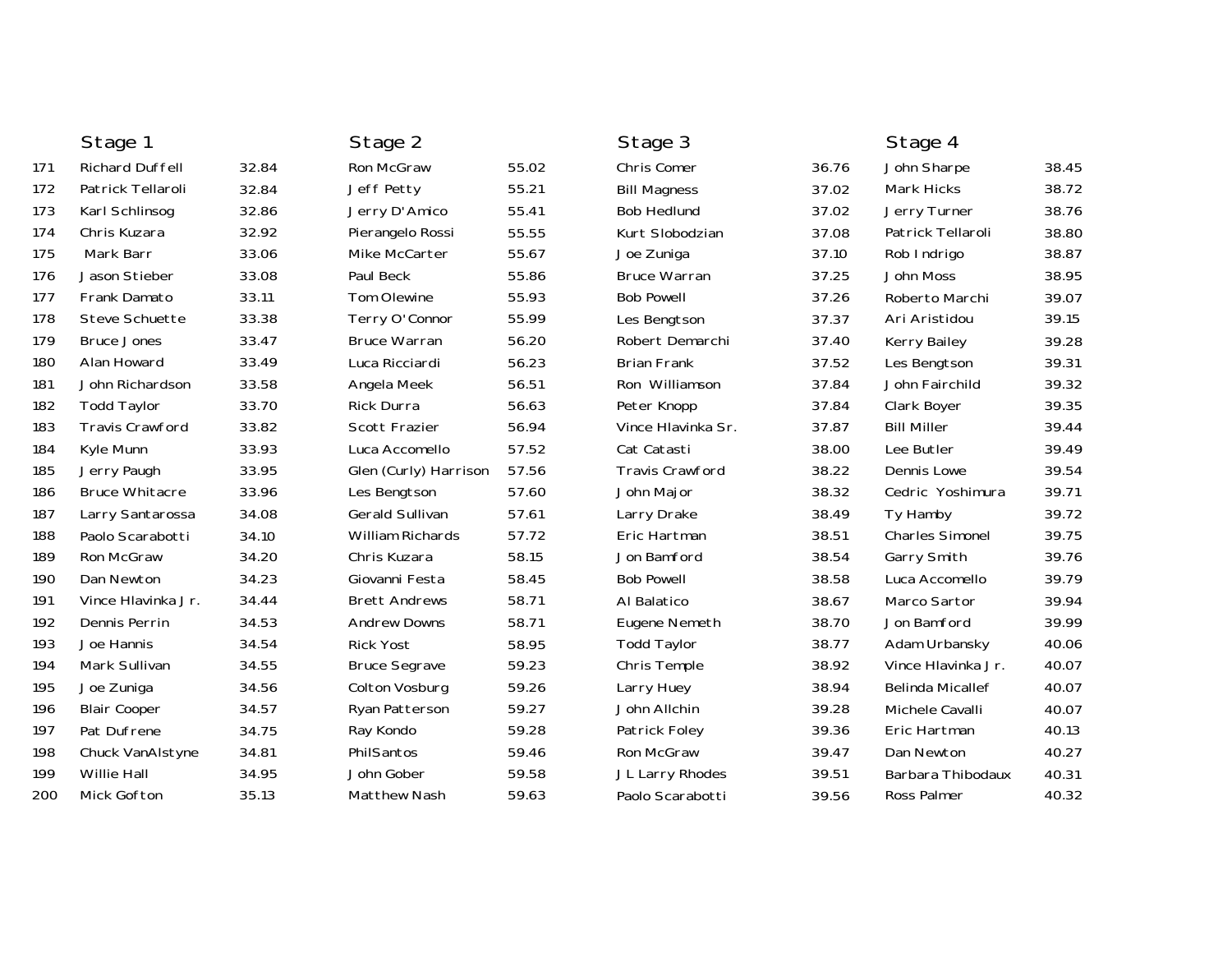| | Stage 1 | | Stage 2 | | Stage 3 | | Stage 4 | |
|---|---|---|---|---|---|---|---|---|
| 171 | Richard Duffell | 32.84 | Ron McGraw | 55.02 | Chris Comer | 36.76 | John Sharpe | 38.45 |
| 172 | Patrick Tellaroli | 32.84 | Jeff Petty | 55.21 | Bill Magness | 37.02 | Mark Hicks | 38.72 |
| 173 | Karl Schlinsog | 32.86 | Jerry D'Amico | 55.41 | Bob Hedlund | 37.02 | Jerry Turner | 38.76 |
| 174 | Chris Kuzara | 32.92 | Pierangelo Rossi | 55.55 | Kurt Slobodzian | 37.08 | Patrick Tellaroli | 38.80 |
| 175 | Mark Barr | 33.06 | Mike McCarter | 55.67 | Joe Zuniga | 37.10 | Rob Indrigo | 38.87 |
| 176 | Jason Stieber | 33.08 | Paul Beck | 55.86 | Bruce Warran | 37.25 | John Moss | 38.95 |
| 177 | Frank Damato | 33.11 | Tom Olewine | 55.93 | Bob Powell | 37.26 | Roberto Marchi | 39.07 |
| 178 | Steve Schuette | 33.38 | Terry O'Connor | 55.99 | Les Bengtson | 37.37 | Ari Aristidou | 39.15 |
| 179 | Bruce Jones | 33.47 | Bruce Warran | 56.20 | Robert Demarchi | 37.40 | Kerry Bailey | 39.28 |
| 180 | Alan Howard | 33.49 | Luca Ricciardi | 56.23 | Brian Frank | 37.52 | Les Bengtson | 39.31 |
| 181 | John Richardson | 33.58 | Angela Meek | 56.51 | Ron Williamson | 37.84 | John Fairchild | 39.32 |
| 182 | Todd Taylor | 33.70 | Rick Durra | 56.63 | Peter Knopp | 37.84 | Clark Boyer | 39.35 |
| 183 | Travis Crawford | 33.82 | Scott Frazier | 56.94 | Vince Hlavinka Sr. | 37.87 | Bill Miller | 39.44 |
| 184 | Kyle Munn | 33.93 | Luca Accomello | 57.52 | Cat Catasti | 38.00 | Lee Butler | 39.49 |
| 185 | Jerry Paugh | 33.95 | Glen (Curly) Harrison | 57.56 | Travis Crawford | 38.22 | Dennis Lowe | 39.54 |
| 186 | Bruce Whitacre | 33.96 | Les Bengtson | 57.60 | John Major | 38.32 | Cedric Yoshimura | 39.71 |
| 187 | Larry Santarossa | 34.08 | Gerald Sullivan | 57.61 | Larry Drake | 38.49 | Ty Hamby | 39.72 |
| 188 | Paolo Scarabotti | 34.10 | William Richards | 57.72 | Eric Hartman | 38.51 | Charles Simonel | 39.75 |
| 189 | Ron McGraw | 34.20 | Chris Kuzara | 58.15 | Jon Bamford | 38.54 | Garry Smith | 39.76 |
| 190 | Dan Newton | 34.23 | Giovanni Festa | 58.45 | Bob Powell | 38.58 | Luca Accomello | 39.79 |
| 191 | Vince Hlavinka Jr. | 34.44 | Brett Andrews | 58.71 | Al Balatico | 38.67 | Marco Sartor | 39.94 |
| 192 | Dennis Perrin | 34.53 | Andrew Downs | 58.71 | Eugene Nemeth | 38.70 | Jon Bamford | 39.99 |
| 193 | Joe Hannis | 34.54 | Rick Yost | 58.95 | Todd Taylor | 38.77 | Adam Urbansky | 40.06 |
| 194 | Mark Sullivan | 34.55 | Bruce Segrave | 59.23 | Chris Temple | 38.92 | Vince Hlavinka Jr. | 40.07 |
| 195 | Joe Zuniga | 34.56 | Colton Vosburg | 59.26 | Larry Huey | 38.94 | Belinda Micallef | 40.07 |
| 196 | Blair Cooper | 34.57 | Ryan Patterson | 59.27 | John Allchin | 39.28 | Michele Cavalli | 40.07 |
| 197 | Pat Dufrene | 34.75 | Ray Kondo | 59.28 | Patrick Foley | 39.36 | Eric Hartman | 40.13 |
| 198 | Chuck VanAlstyne | 34.81 | PhilSantos | 59.46 | Ron McGraw | 39.47 | Dan Newton | 40.27 |
| 199 | Willie Hall | 34.95 | John Gober | 59.58 | JL Larry Rhodes | 39.51 | Barbara Thibodaux | 40.31 |
| 200 | Mick Gofton | 35.13 | Matthew Nash | 59.63 | Paolo Scarabotti | 39.56 | Ross Palmer | 40.32 |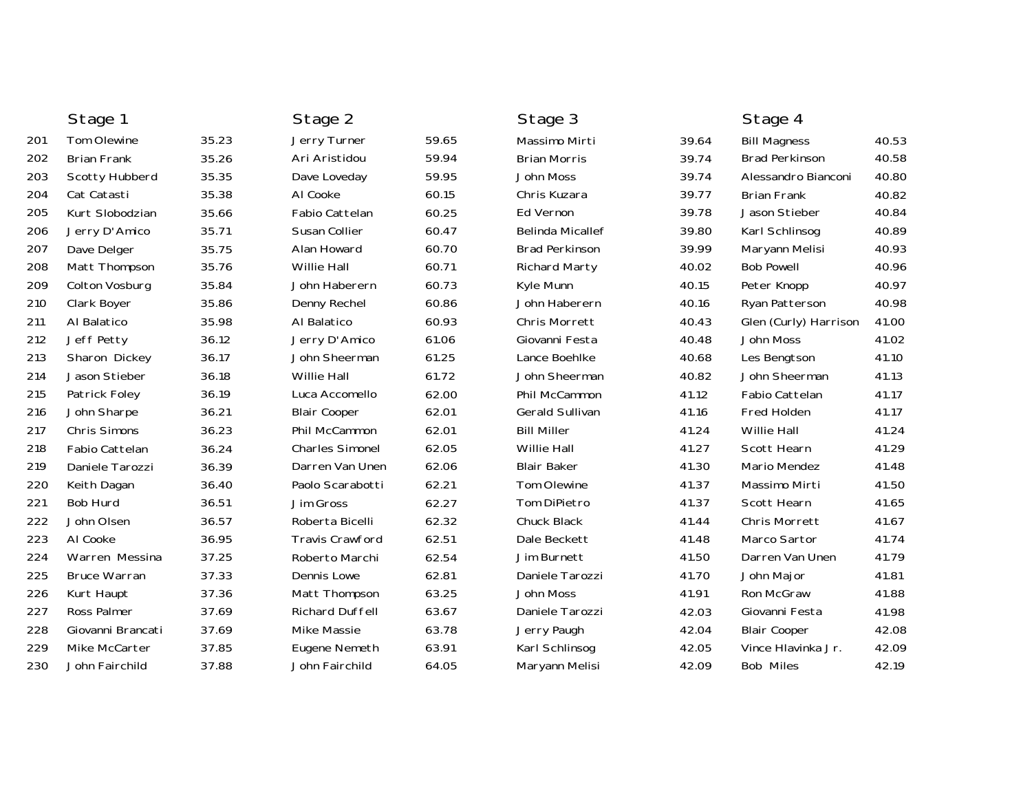| | Stage 1 | | Stage 2 | | Stage 3 | | Stage 4 | |
|---|---|---|---|---|---|---|---|---|
| 201 | Tom Olewine | 35.23 | Jerry Turner | 59.65 | Massimo Mirti | 39.64 | Bill Magness | 40.53 |
| 202 | Brian Frank | 35.26 | Ari Aristidou | 59.94 | Brian Morris | 39.74 | Brad Perkinson | 40.58 |
| 203 | Scotty Hubberd | 35.35 | Dave Loveday | 59.95 | John Moss | 39.74 | Alessandro Bianconi | 40.80 |
| 204 | Cat Catasti | 35.38 | Al Cooke | 60.15 | Chris Kuzara | 39.77 | Brian Frank | 40.82 |
| 205 | Kurt Slobodzian | 35.66 | Fabio Cattelan | 60.25 | Ed Vernon | 39.78 | Jason Stieber | 40.84 |
| 206 | Jerry D'Amico | 35.71 | Susan Collier | 60.47 | Belinda Micallef | 39.80 | Karl Schlinsog | 40.89 |
| 207 | Dave Delger | 35.75 | Alan Howard | 60.70 | Brad Perkinson | 39.99 | Maryann Melisi | 40.93 |
| 208 | Matt Thompson | 35.76 | Willie Hall | 60.71 | Richard Marty | 40.02 | Bob Powell | 40.96 |
| 209 | Colton Vosburg | 35.84 | John Haberern | 60.73 | Kyle Munn | 40.15 | Peter Knopp | 40.97 |
| 210 | Clark Boyer | 35.86 | Denny Rechel | 60.86 | John Haberern | 40.16 | Ryan Patterson | 40.98 |
| 211 | Al Balatico | 35.98 | Al Balatico | 60.93 | Chris Morrett | 40.43 | Glen (Curly) Harrison | 41.00 |
| 212 | Jeff Petty | 36.12 | Jerry D'Amico | 61.06 | Giovanni Festa | 40.48 | John Moss | 41.02 |
| 213 | Sharon Dickey | 36.17 | John Sheerman | 61.25 | Lance Boehlke | 40.68 | Les Bengtson | 41.10 |
| 214 | Jason Stieber | 36.18 | Willie Hall | 61.72 | John Sheerman | 40.82 | John Sheerman | 41.13 |
| 215 | Patrick Foley | 36.19 | Luca Accomello | 62.00 | Phil McCammon | 41.12 | Fabio Cattelan | 41.17 |
| 216 | John Sharpe | 36.21 | Blair Cooper | 62.01 | Gerald Sullivan | 41.16 | Fred Holden | 41.17 |
| 217 | Chris Simons | 36.23 | Phil McCammon | 62.01 | Bill Miller | 41.24 | Willie Hall | 41.24 |
| 218 | Fabio Cattelan | 36.24 | Charles Simonel | 62.05 | Willie Hall | 41.27 | Scott Hearn | 41.29 |
| 219 | Daniele Tarozzi | 36.39 | Darren Van Unen | 62.06 | Blair Baker | 41.30 | Mario Mendez | 41.48 |
| 220 | Keith Dagan | 36.40 | Paolo Scarabotti | 62.21 | Tom Olewine | 41.37 | Massimo Mirti | 41.50 |
| 221 | Bob Hurd | 36.51 | Jim Gross | 62.27 | Tom DiPietro | 41.37 | Scott Hearn | 41.65 |
| 222 | John Olsen | 36.57 | Roberta Bicelli | 62.32 | Chuck Black | 41.44 | Chris Morrett | 41.67 |
| 223 | Al Cooke | 36.95 | Travis Crawford | 62.51 | Dale Beckett | 41.48 | Marco Sartor | 41.74 |
| 224 | Warren Messina | 37.25 | Roberto Marchi | 62.54 | Jim Burnett | 41.50 | Darren Van Unen | 41.79 |
| 225 | Bruce Warran | 37.33 | Dennis Lowe | 62.81 | Daniele Tarozzi | 41.70 | John Major | 41.81 |
| 226 | Kurt Haupt | 37.36 | Matt Thompson | 63.25 | John Moss | 41.91 | Ron McGraw | 41.88 |
| 227 | Ross Palmer | 37.69 | Richard Duffell | 63.67 | Daniele Tarozzi | 42.03 | Giovanni Festa | 41.98 |
| 228 | Giovanni Brancati | 37.69 | Mike Massie | 63.78 | Jerry Paugh | 42.04 | Blair Cooper | 42.08 |
| 229 | Mike McCarter | 37.85 | Eugene Nemeth | 63.91 | Karl Schlinsog | 42.05 | Vince Hlavinka Jr. | 42.09 |
| 230 | John Fairchild | 37.88 | John Fairchild | 64.05 | Maryann Melisi | 42.09 | Bob Miles | 42.19 |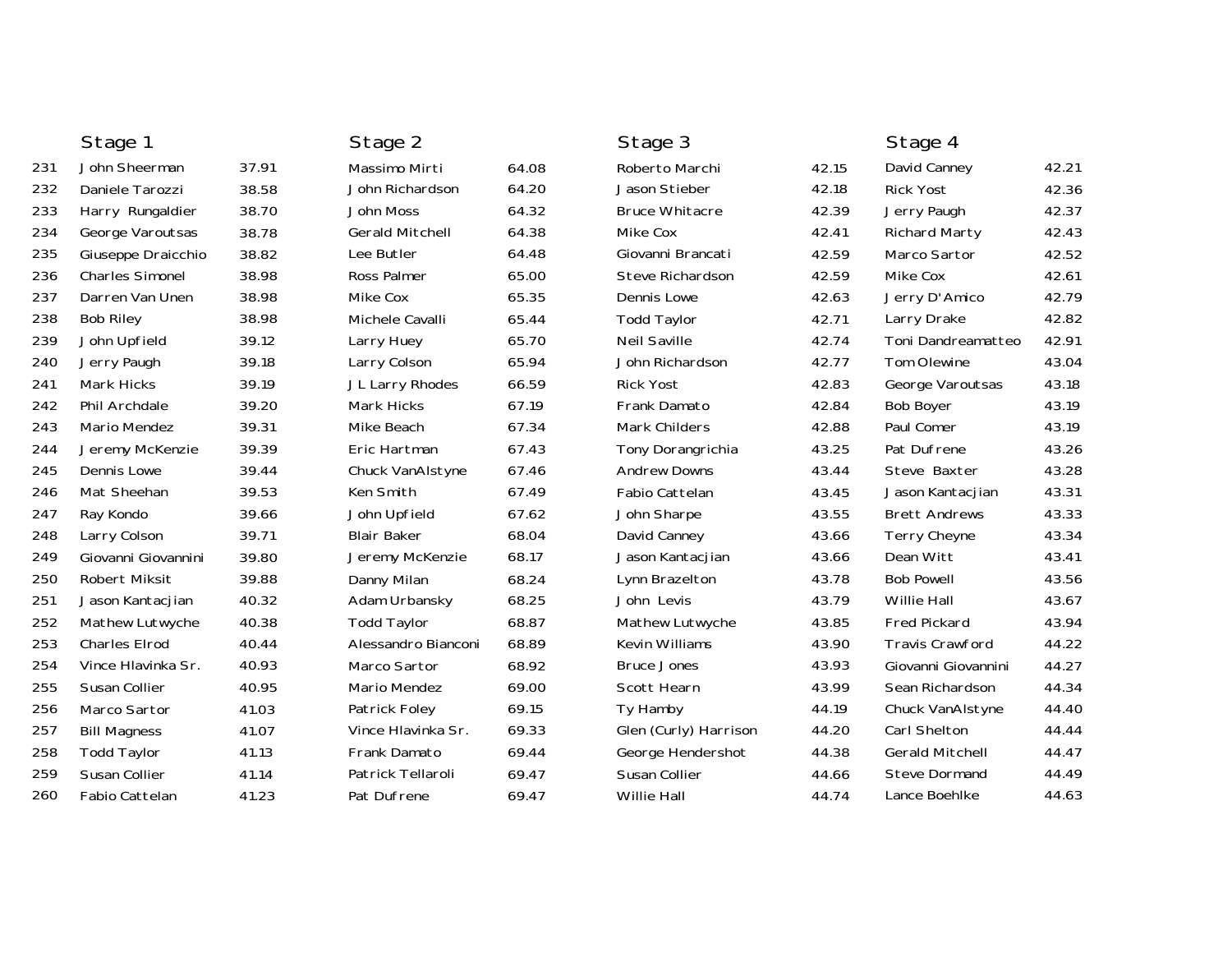| | Stage 1 | | Stage 2 | | Stage 3 | | Stage 4 | |
|---|---|---|---|---|---|---|---|---|
| 231 | John Sheerman | 37.91 | Massimo Mirti | 64.08 | Roberto Marchi | 42.15 | David Canney | 42.21 |
| 232 | Daniele Tarozzi | 38.58 | John Richardson | 64.20 | Jason Stieber | 42.18 | Rick Yost | 42.36 |
| 233 | Harry Rungaldier | 38.70 | John Moss | 64.32 | Bruce Whitacre | 42.39 | Jerry Paugh | 42.37 |
| 234 | George Varoutsas | 38.78 | Gerald Mitchell | 64.38 | Mike Cox | 42.41 | Richard Marty | 42.43 |
| 235 | Giuseppe Draicchio | 38.82 | Lee Butler | 64.48 | Giovanni Brancati | 42.59 | Marco Sartor | 42.52 |
| 236 | Charles Simonel | 38.98 | Ross Palmer | 65.00 | Steve Richardson | 42.59 | Mike Cox | 42.61 |
| 237 | Darren Van Unen | 38.98 | Mike Cox | 65.35 | Dennis Lowe | 42.63 | Jerry D'Amico | 42.79 |
| 238 | Bob Riley | 38.98 | Michele Cavalli | 65.44 | Todd Taylor | 42.71 | Larry Drake | 42.82 |
| 239 | John Upfield | 39.12 | Larry Huey | 65.70 | Neil Saville | 42.74 | Toni Dandreamatteo | 42.91 |
| 240 | Jerry Paugh | 39.18 | Larry Colson | 65.94 | John Richardson | 42.77 | Tom Olewine | 43.04 |
| 241 | Mark Hicks | 39.19 | J L Larry Rhodes | 66.59 | Rick Yost | 42.83 | George Varoutsas | 43.18 |
| 242 | Phil Archdale | 39.20 | Mark Hicks | 67.19 | Frank Damato | 42.84 | Bob Boyer | 43.19 |
| 243 | Mario Mendez | 39.31 | Mike Beach | 67.34 | Mark Childers | 42.88 | Paul Comer | 43.19 |
| 244 | Jeremy McKenzie | 39.39 | Eric Hartman | 67.43 | Tony Dorangrichia | 43.25 | Pat Dufrene | 43.26 |
| 245 | Dennis Lowe | 39.44 | Chuck VanAlstyne | 67.46 | Andrew Downs | 43.44 | Steve Baxter | 43.28 |
| 246 | Mat Sheehan | 39.53 | Ken Smith | 67.49 | Fabio Cattelan | 43.45 | Jason Kantacjian | 43.31 |
| 247 | Ray Kondo | 39.66 | John Upfield | 67.62 | John Sharpe | 43.55 | Brett Andrews | 43.33 |
| 248 | Larry Colson | 39.71 | Blair Baker | 68.04 | David Canney | 43.66 | Terry Cheyne | 43.34 |
| 249 | Giovanni Giovannini | 39.80 | Jeremy McKenzie | 68.17 | Jason Kantacjian | 43.66 | Dean Witt | 43.41 |
| 250 | Robert Miksit | 39.88 | Danny Milan | 68.24 | Lynn Brazelton | 43.78 | Bob Powell | 43.56 |
| 251 | Jason Kantacjian | 40.32 | Adam Urbansky | 68.25 | John Levis | 43.79 | Willie Hall | 43.67 |
| 252 | Mathew Lutwyche | 40.38 | Todd Taylor | 68.87 | Mathew Lutwyche | 43.85 | Fred Pickard | 43.94 |
| 253 | Charles Elrod | 40.44 | Alessandro Bianconi | 68.89 | Kevin Williams | 43.90 | Travis Crawford | 44.22 |
| 254 | Vince Hlavinka Sr. | 40.93 | Marco Sartor | 68.92 | Bruce Jones | 43.93 | Giovanni Giovannini | 44.27 |
| 255 | Susan Collier | 40.95 | Mario Mendez | 69.00 | Scott Hearn | 43.99 | Sean Richardson | 44.34 |
| 256 | Marco Sartor | 41.03 | Patrick Foley | 69.15 | Ty Hamby | 44.19 | Chuck VanAlstyne | 44.40 |
| 257 | Bill Magness | 41.07 | Vince Hlavinka Sr. | 69.33 | Glen (Curly) Harrison | 44.20 | Carl Shelton | 44.44 |
| 258 | Todd Taylor | 41.13 | Frank Damato | 69.44 | George Hendershot | 44.38 | Gerald Mitchell | 44.47 |
| 259 | Susan Collier | 41.14 | Patrick Tellaroli | 69.47 | Susan Collier | 44.66 | Steve Dormand | 44.49 |
| 260 | Fabio Cattelan | 41.23 | Pat Dufrene | 69.47 | Willie Hall | 44.74 | Lance Boehlke | 44.63 |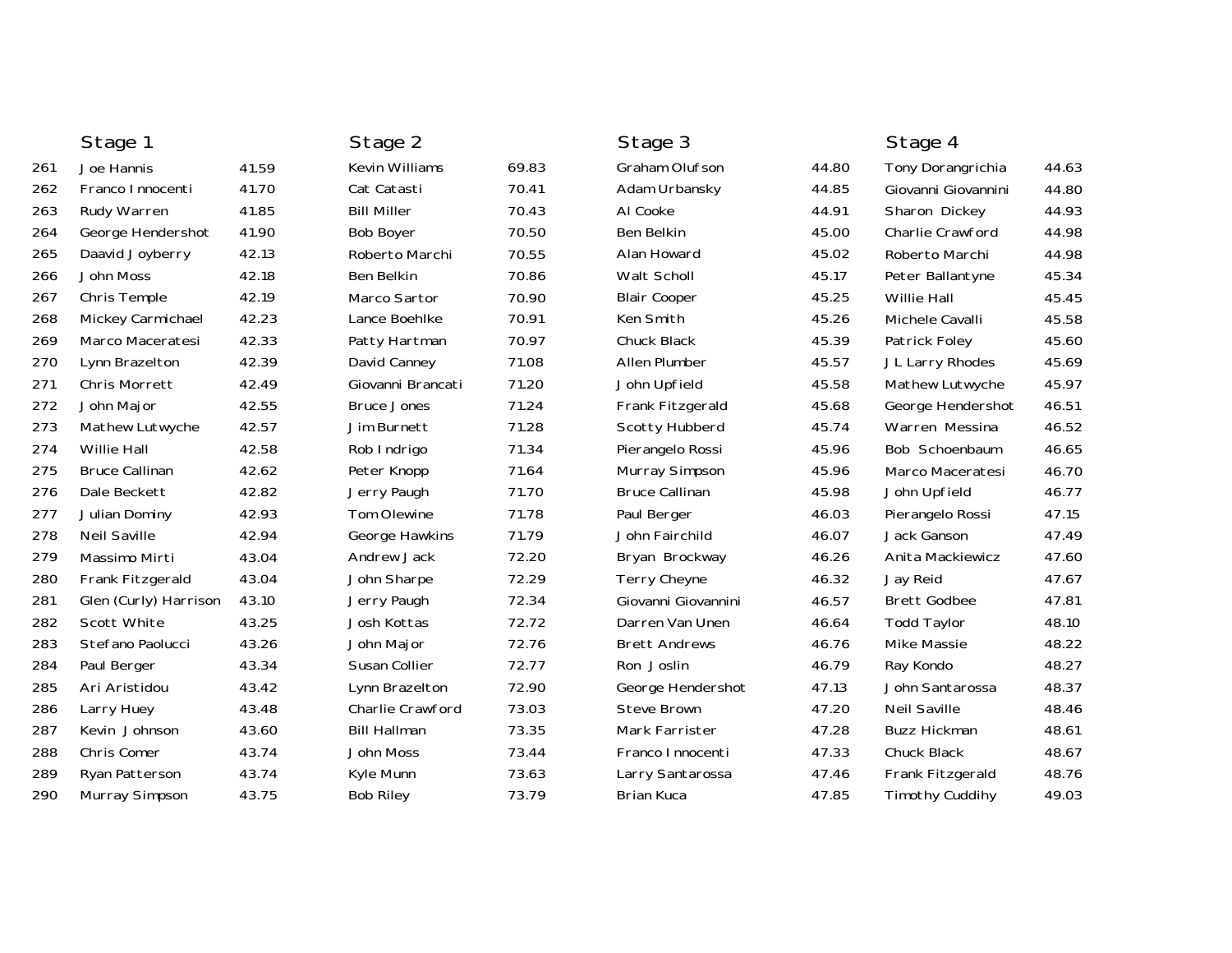| | Stage 1 | | Stage 2 | | Stage 3 | | Stage 4 | |
|---|---|---|---|---|---|---|---|---|
| 261 | Joe Hannis | 41.59 | Kevin Williams | 69.83 | Graham Olufson | 44.80 | Tony Dorangrichia | 44.63 |
| 262 | Franco Innocenti | 41.70 | Cat Catasti | 70.41 | Adam Urbansky | 44.85 | Giovanni Giovannini | 44.80 |
| 263 | Rudy Warren | 41.85 | Bill Miller | 70.43 | Al Cooke | 44.91 | Sharon Dickey | 44.93 |
| 264 | George Hendershot | 41.90 | Bob Boyer | 70.50 | Ben Belkin | 45.00 | Charlie Crawford | 44.98 |
| 265 | Daavid Joyberry | 42.13 | Roberto Marchi | 70.55 | Alan Howard | 45.02 | Roberto Marchi | 44.98 |
| 266 | John Moss | 42.18 | Ben Belkin | 70.86 | Walt Scholl | 45.17 | Peter Ballantyne | 45.34 |
| 267 | Chris Temple | 42.19 | Marco Sartor | 70.90 | Blair Cooper | 45.25 | Willie Hall | 45.45 |
| 268 | Mickey Carmichael | 42.23 | Lance Boehlke | 70.91 | Ken Smith | 45.26 | Michele Cavalli | 45.58 |
| 269 | Marco Maceratesi | 42.33 | Patty Hartman | 70.97 | Chuck Black | 45.39 | Patrick Foley | 45.60 |
| 270 | Lynn Brazelton | 42.39 | David Canney | 71.08 | Allen Plumber | 45.57 | JL Larry Rhodes | 45.69 |
| 271 | Chris Morrett | 42.49 | Giovanni Brancati | 71.20 | John Upfield | 45.58 | Mathew Lutwyche | 45.97 |
| 272 | John Major | 42.55 | Bruce Jones | 71.24 | Frank Fitzgerald | 45.68 | George Hendershot | 46.51 |
| 273 | Mathew Lutwyche | 42.57 | Jim Burnett | 71.28 | Scotty Hubberd | 45.74 | Warren Messina | 46.52 |
| 274 | Willie Hall | 42.58 | Rob Indrigo | 71.34 | Pierangelo Rossi | 45.96 | Bob Schoenbaum | 46.65 |
| 275 | Bruce Callinan | 42.62 | Peter Knopp | 71.64 | Murray Simpson | 45.96 | Marco Maceratesi | 46.70 |
| 276 | Dale Beckett | 42.82 | Jerry Paugh | 71.70 | Bruce Callinan | 45.98 | John Upfield | 46.77 |
| 277 | Julian Dominy | 42.93 | Tom Olewine | 71.78 | Paul Berger | 46.03 | Pierangelo Rossi | 47.15 |
| 278 | Neil Saville | 42.94 | George Hawkins | 71.79 | John Fairchild | 46.07 | Jack Ganson | 47.49 |
| 279 | Massimo Mirti | 43.04 | Andrew Jack | 72.20 | Bryan Brockway | 46.26 | Anita Mackiewicz | 47.60 |
| 280 | Frank Fitzgerald | 43.04 | John Sharpe | 72.29 | Terry Cheyne | 46.32 | Jay Reid | 47.67 |
| 281 | Glen (Curly) Harrison | 43.10 | Jerry Paugh | 72.34 | Giovanni Giovannini | 46.57 | Brett Godbee | 47.81 |
| 282 | Scott White | 43.25 | Josh Kottas | 72.72 | Darren Van Unen | 46.64 | Todd Taylor | 48.10 |
| 283 | Stefano Paolucci | 43.26 | John Major | 72.76 | Brett Andrews | 46.76 | Mike Massie | 48.22 |
| 284 | Paul Berger | 43.34 | Susan Collier | 72.77 | Ron Joslin | 46.79 | Ray Kondo | 48.27 |
| 285 | Ari Aristidou | 43.42 | Lynn Brazelton | 72.90 | George Hendershot | 47.13 | John Santarossa | 48.37 |
| 286 | Larry Huey | 43.48 | Charlie Crawford | 73.03 | Steve Brown | 47.20 | Neil Saville | 48.46 |
| 287 | Kevin Johnson | 43.60 | Bill Hallman | 73.35 | Mark Farrister | 47.28 | Buzz Hickman | 48.61 |
| 288 | Chris Comer | 43.74 | John Moss | 73.44 | Franco Innocenti | 47.33 | Chuck Black | 48.67 |
| 289 | Ryan Patterson | 43.74 | Kyle Munn | 73.63 | Larry Santarossa | 47.46 | Frank Fitzgerald | 48.76 |
| 290 | Murray Simpson | 43.75 | Bob Riley | 73.79 | Brian Kuca | 47.85 | Timothy Cuddihy | 49.03 |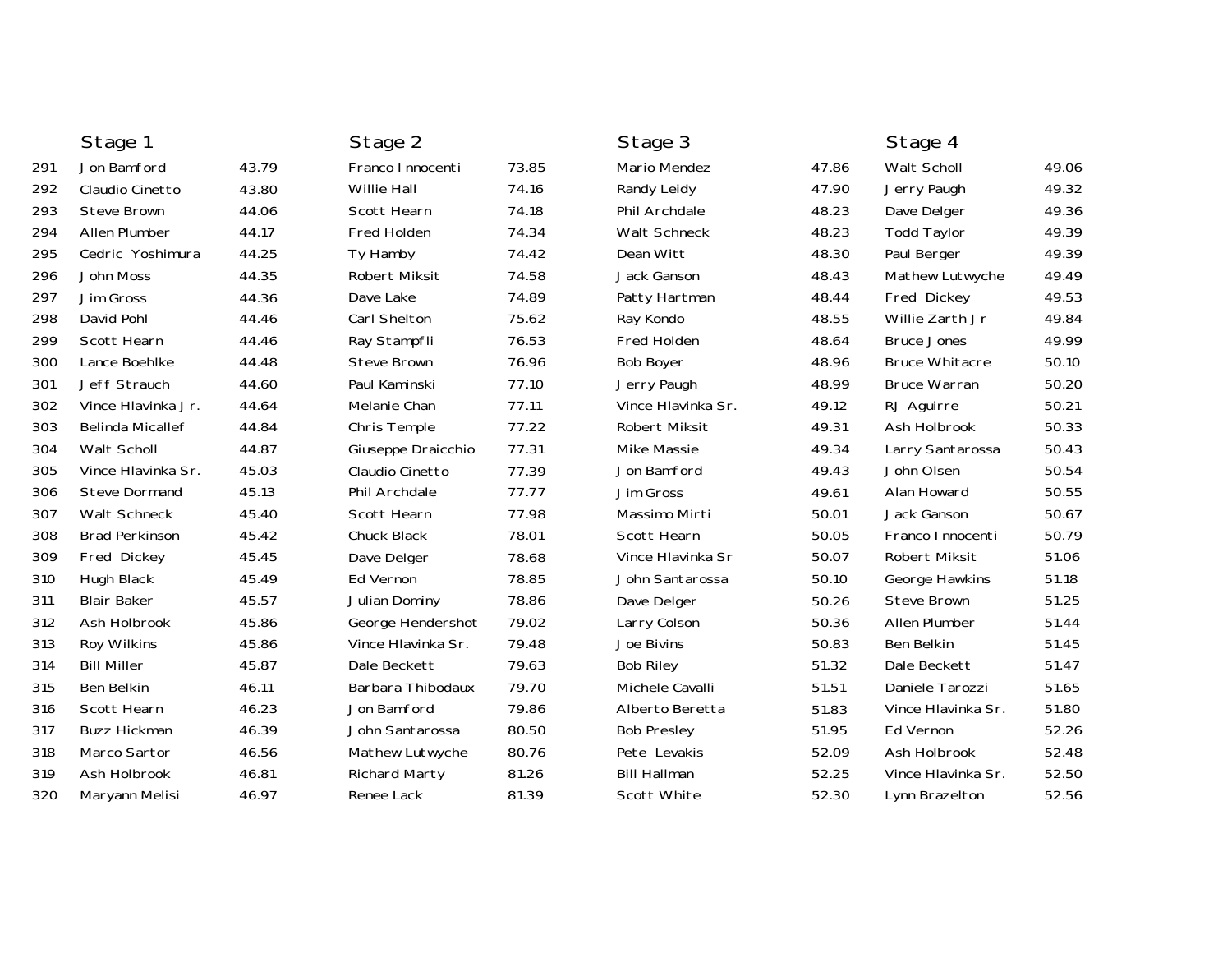| | Stage 1 | | Stage 2 | | Stage 3 | | Stage 4 | |
|---|---|---|---|---|---|---|---|---|
| 291 | Jon Bamford | 43.79 | Franco Innocenti | 73.85 | Mario Mendez | 47.86 | Walt Scholl | 49.06 |
| 292 | Claudio Cinetto | 43.80 | Willie Hall | 74.16 | Randy Leidy | 47.90 | Jerry Paugh | 49.32 |
| 293 | Steve Brown | 44.06 | Scott Hearn | 74.18 | Phil Archdale | 48.23 | Dave Delger | 49.36 |
| 294 | Allen Plumber | 44.17 | Fred Holden | 74.34 | Walt Schneck | 48.23 | Todd Taylor | 49.39 |
| 295 | Cedric Yoshimura | 44.25 | Ty Hamby | 74.42 | Dean Witt | 48.30 | Paul Berger | 49.39 |
| 296 | John Moss | 44.35 | Robert Miksit | 74.58 | Jack Ganson | 48.43 | Mathew Lutwyche | 49.49 |
| 297 | Jim Gross | 44.36 | Dave Lake | 74.89 | Patty Hartman | 48.44 | Fred Dickey | 49.53 |
| 298 | David Pohl | 44.46 | Carl Shelton | 75.62 | Ray Kondo | 48.55 | Willie Zarth Jr | 49.84 |
| 299 | Scott Hearn | 44.46 | Ray Stampfli | 76.53 | Fred Holden | 48.64 | Bruce Jones | 49.99 |
| 300 | Lance Boehlke | 44.48 | Steve Brown | 76.96 | Bob Boyer | 48.96 | Bruce Whitacre | 50.10 |
| 301 | Jeff Strauch | 44.60 | Paul Kaminski | 77.10 | Jerry Paugh | 48.99 | Bruce Warran | 50.20 |
| 302 | Vince Hlavinka Jr. | 44.64 | Melanie Chan | 77.11 | Vince Hlavinka Sr. | 49.12 | RJ Aguirre | 50.21 |
| 303 | Belinda Micallef | 44.84 | Chris Temple | 77.22 | Robert Miksit | 49.31 | Ash Holbrook | 50.33 |
| 304 | Walt Scholl | 44.87 | Giuseppe Draicchio | 77.31 | Mike Massie | 49.34 | Larry Santarossa | 50.43 |
| 305 | Vince Hlavinka Sr. | 45.03 | Claudio Cinetto | 77.39 | Jon Bamford | 49.43 | John Olsen | 50.54 |
| 306 | Steve Dormand | 45.13 | Phil Archdale | 77.77 | Jim Gross | 49.61 | Alan Howard | 50.55 |
| 307 | Walt Schneck | 45.40 | Scott Hearn | 77.98 | Massimo Mirti | 50.01 | Jack Ganson | 50.67 |
| 308 | Brad Perkinson | 45.42 | Chuck Black | 78.01 | Scott Hearn | 50.05 | Franco Innocenti | 50.79 |
| 309 | Fred Dickey | 45.45 | Dave Delger | 78.68 | Vince Hlavinka Sr | 50.07 | Robert Miksit | 51.06 |
| 310 | Hugh Black | 45.49 | Ed Vernon | 78.85 | John Santarossa | 50.10 | George Hawkins | 51.18 |
| 311 | Blair Baker | 45.57 | Julian Dominy | 78.86 | Dave Delger | 50.26 | Steve Brown | 51.25 |
| 312 | Ash Holbrook | 45.86 | George Hendershot | 79.02 | Larry Colson | 50.36 | Allen Plumber | 51.44 |
| 313 | Roy Wilkins | 45.86 | Vince Hlavinka Sr. | 79.48 | Joe Bivins | 50.83 | Ben Belkin | 51.45 |
| 314 | Bill Miller | 45.87 | Dale Beckett | 79.63 | Bob Riley | 51.32 | Dale Beckett | 51.47 |
| 315 | Ben Belkin | 46.11 | Barbara Thibodaux | 79.70 | Michele Cavalli | 51.51 | Daniele Tarozzi | 51.65 |
| 316 | Scott Hearn | 46.23 | Jon Bamford | 79.86 | Alberto Beretta | 51.83 | Vince Hlavinka Sr. | 51.80 |
| 317 | Buzz Hickman | 46.39 | John Santarossa | 80.50 | Bob Presley | 51.95 | Ed Vernon | 52.26 |
| 318 | Marco Sartor | 46.56 | Mathew Lutwyche | 80.76 | Pete Levakis | 52.09 | Ash Holbrook | 52.48 |
| 319 | Ash Holbrook | 46.81 | Richard Marty | 81.26 | Bill Hallman | 52.25 | Vince Hlavinka Sr. | 52.50 |
| 320 | Maryann Melisi | 46.97 | Renee Lack | 81.39 | Scott White | 52.30 | Lynn Brazelton | 52.56 |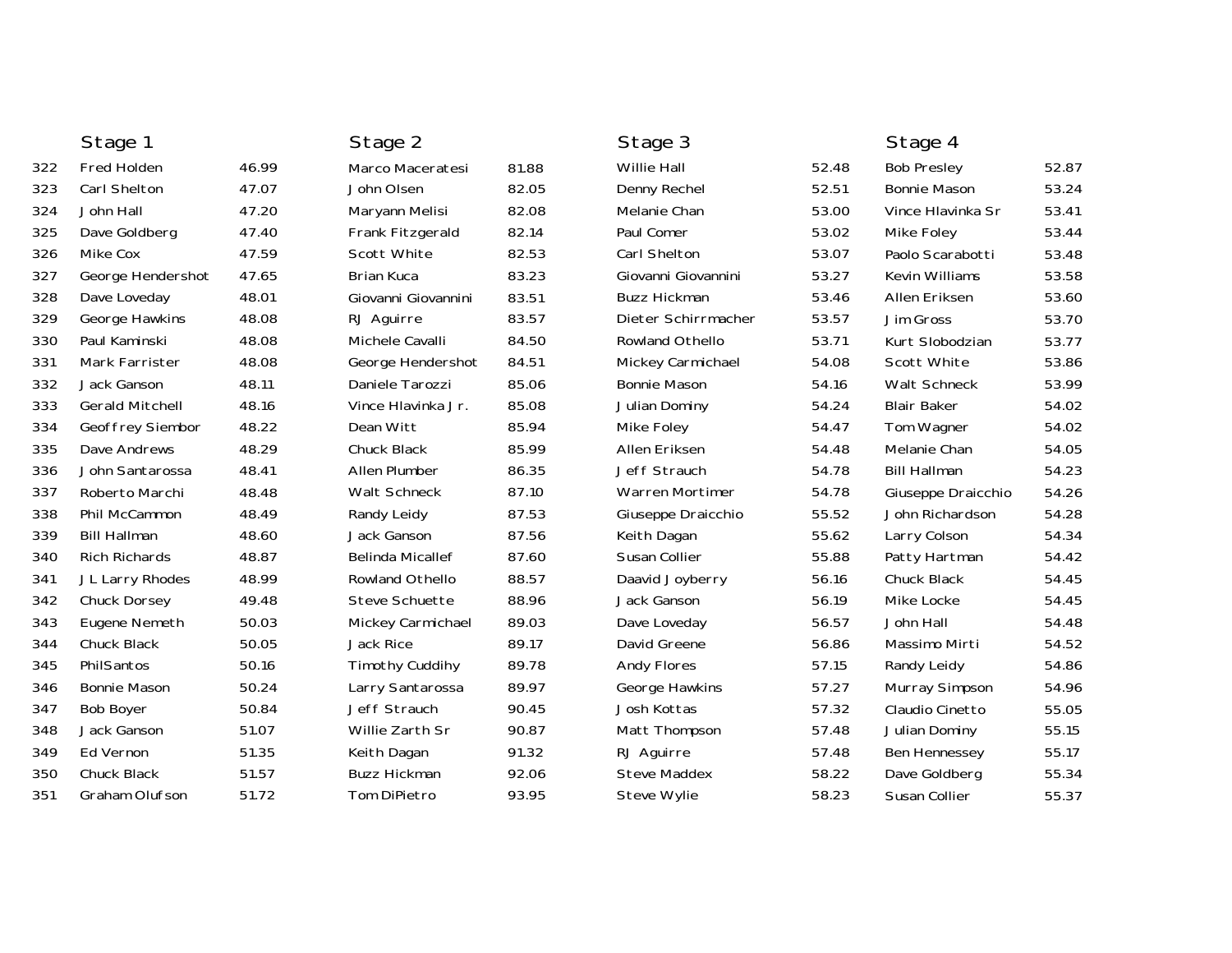| | Stage 1 | | Stage 2 | | Stage 3 | | Stage 4 | |
|---|---|---|---|---|---|---|---|---|
| 322 | Fred Holden | 46.99 | Marco Maceratesi | 81.88 | Willie Hall | 52.48 | Bob Presley | 52.87 |
| 323 | Carl Shelton | 47.07 | John Olsen | 82.05 | Denny Rechel | 52.51 | Bonnie Mason | 53.24 |
| 324 | John Hall | 47.20 | Maryann Melisi | 82.08 | Melanie Chan | 53.00 | Vince Hlavinka Sr | 53.41 |
| 325 | Dave Goldberg | 47.40 | Frank Fitzgerald | 82.14 | Paul Comer | 53.02 | Mike Foley | 53.44 |
| 326 | Mike Cox | 47.59 | Scott White | 82.53 | Carl Shelton | 53.07 | Paolo Scarabotti | 53.48 |
| 327 | George Hendershot | 47.65 | Brian Kuca | 83.23 | Giovanni Giovannini | 53.27 | Kevin Williams | 53.58 |
| 328 | Dave Loveday | 48.01 | Giovanni Giovannini | 83.51 | Buzz Hickman | 53.46 | Allen Eriksen | 53.60 |
| 329 | George Hawkins | 48.08 | RJ Aguirre | 83.57 | Dieter Schirrmacher | 53.57 | Jim Gross | 53.70 |
| 330 | Paul Kaminski | 48.08 | Michele Cavalli | 84.50 | Rowland Othello | 53.71 | Kurt Slobodzian | 53.77 |
| 331 | Mark Farrister | 48.08 | George Hendershot | 84.51 | Mickey Carmichael | 54.08 | Scott White | 53.86 |
| 332 | Jack Ganson | 48.11 | Daniele Tarozzi | 85.06 | Bonnie Mason | 54.16 | Walt Schneck | 53.99 |
| 333 | Gerald Mitchell | 48.16 | Vince Hlavinka Jr. | 85.08 | Julian Dominy | 54.24 | Blair Baker | 54.02 |
| 334 | Geoffrey Siembor | 48.22 | Dean Witt | 85.94 | Mike Foley | 54.47 | Tom Wagner | 54.02 |
| 335 | Dave Andrews | 48.29 | Chuck Black | 85.99 | Allen Eriksen | 54.48 | Melanie Chan | 54.05 |
| 336 | John Santarossa | 48.41 | Allen Plumber | 86.35 | Jeff Strauch | 54.78 | Bill Hallman | 54.23 |
| 337 | Roberto Marchi | 48.48 | Walt Schneck | 87.10 | Warren Mortimer | 54.78 | Giuseppe Draicchio | 54.26 |
| 338 | Phil McCammon | 48.49 | Randy Leidy | 87.53 | Giuseppe Draicchio | 55.52 | John Richardson | 54.28 |
| 339 | Bill Hallman | 48.60 | Jack Ganson | 87.56 | Keith Dagan | 55.62 | Larry Colson | 54.34 |
| 340 | Rich Richards | 48.87 | Belinda Micallef | 87.60 | Susan Collier | 55.88 | Patty Hartman | 54.42 |
| 341 | JL Larry Rhodes | 48.99 | Rowland Othello | 88.57 | Daavid Joyberry | 56.16 | Chuck Black | 54.45 |
| 342 | Chuck Dorsey | 49.48 | Steve Schuette | 88.96 | Jack Ganson | 56.19 | Mike Locke | 54.45 |
| 343 | Eugene Nemeth | 50.03 | Mickey Carmichael | 89.03 | Dave Loveday | 56.57 | John Hall | 54.48 |
| 344 | Chuck Black | 50.05 | Jack Rice | 89.17 | David Greene | 56.86 | Massimo Mirti | 54.52 |
| 345 | PhilSantos | 50.16 | Timothy Cuddihy | 89.78 | Andy Flores | 57.15 | Randy Leidy | 54.86 |
| 346 | Bonnie Mason | 50.24 | Larry Santarossa | 89.97 | George Hawkins | 57.27 | Murray Simpson | 54.96 |
| 347 | Bob Boyer | 50.84 | Jeff Strauch | 90.45 | Josh Kottas | 57.32 | Claudio Cinetto | 55.05 |
| 348 | Jack Ganson | 51.07 | Willie Zarth Sr | 90.87 | Matt Thompson | 57.48 | Julian Dominy | 55.15 |
| 349 | Ed Vernon | 51.35 | Keith Dagan | 91.32 | RJ Aguirre | 57.48 | Ben Hennessey | 55.17 |
| 350 | Chuck Black | 51.57 | Buzz Hickman | 92.06 | Steve Maddex | 58.22 | Dave Goldberg | 55.34 |
| 351 | Graham Olufson | 51.72 | Tom DiPietro | 93.95 | Steve Wylie | 58.23 | Susan Collier | 55.37 |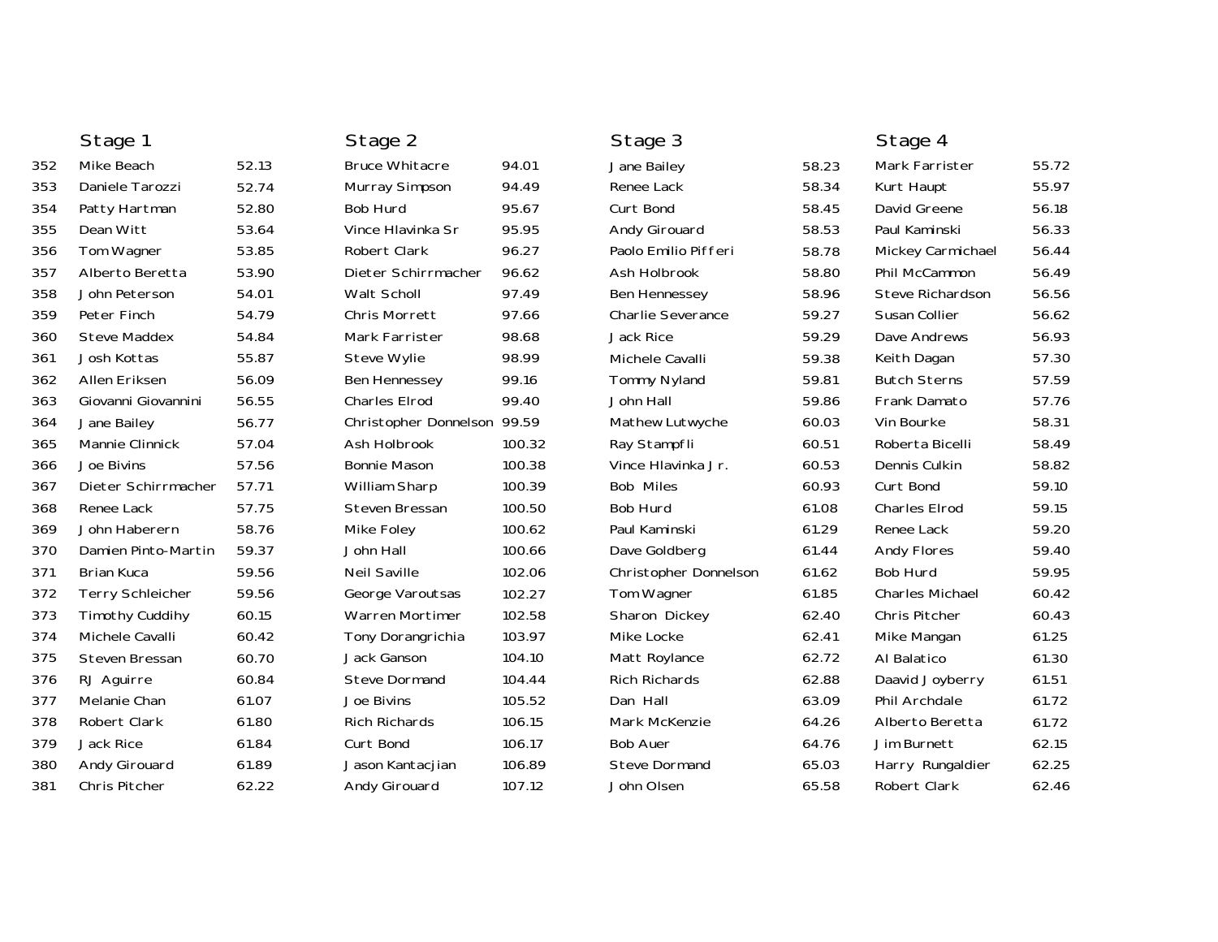| | Stage 1 | | Stage 2 | | Stage 3 | | Stage 4 | |
|---|---|---|---|---|---|---|---|---|
| 352 | Mike Beach | 52.13 | Bruce Whitacre | 94.01 | Jane Bailey | 58.23 | Mark Farrister | 55.72 |
| 353 | Daniele Tarozzi | 52.74 | Murray Simpson | 94.49 | Renee Lack | 58.34 | Kurt Haupt | 55.97 |
| 354 | Patty Hartman | 52.80 | Bob Hurd | 95.67 | Curt Bond | 58.45 | David Greene | 56.18 |
| 355 | Dean Witt | 53.64 | Vince Hlavinka Sr | 95.95 | Andy Girouard | 58.53 | Paul Kaminski | 56.33 |
| 356 | Tom Wagner | 53.85 | Robert Clark | 96.27 | Paolo Emilio Pifferi | 58.78 | Mickey Carmichael | 56.44 |
| 357 | Alberto Beretta | 53.90 | Dieter Schirrmacher | 96.62 | Ash Holbrook | 58.80 | Phil McCammon | 56.49 |
| 358 | John Peterson | 54.01 | Walt Scholl | 97.49 | Ben Hennessey | 58.96 | Steve Richardson | 56.56 |
| 359 | Peter Finch | 54.79 | Chris Morrett | 97.66 | Charlie Severance | 59.27 | Susan Collier | 56.62 |
| 360 | Steve Maddex | 54.84 | Mark Farrister | 98.68 | Jack Rice | 59.29 | Dave Andrews | 56.93 |
| 361 | Josh Kottas | 55.87 | Steve Wylie | 98.99 | Michele Cavalli | 59.38 | Keith Dagan | 57.30 |
| 362 | Allen Eriksen | 56.09 | Ben Hennessey | 99.16 | Tommy Nyland | 59.81 | Butch Sterns | 57.59 |
| 363 | Giovanni Giovannini | 56.55 | Charles Elrod | 99.40 | John Hall | 59.86 | Frank Damato | 57.76 |
| 364 | Jane Bailey | 56.77 | Christopher Donnelson | 99.59 | Mathew Lutwyche | 60.03 | Vin Bourke | 58.31 |
| 365 | Mannie Clinnick | 57.04 | Ash Holbrook | 100.32 | Ray Stampfli | 60.51 | Roberta Bicelli | 58.49 |
| 366 | Joe Bivins | 57.56 | Bonnie Mason | 100.38 | Vince Hlavinka Jr. | 60.53 | Dennis Culkin | 58.82 |
| 367 | Dieter Schirrmacher | 57.71 | William Sharp | 100.39 | Bob Miles | 60.93 | Curt Bond | 59.10 |
| 368 | Renee Lack | 57.75 | Steven Bressan | 100.50 | Bob Hurd | 61.08 | Charles Elrod | 59.15 |
| 369 | John Haberern | 58.76 | Mike Foley | 100.62 | Paul Kaminski | 61.29 | Renee Lack | 59.20 |
| 370 | Damien Pinto-Martin | 59.37 | John Hall | 100.66 | Dave Goldberg | 61.44 | Andy Flores | 59.40 |
| 371 | Brian Kuca | 59.56 | Neil Saville | 102.06 | Christopher Donnelson | 61.62 | Bob Hurd | 59.95 |
| 372 | Terry Schleicher | 59.56 | George Varoutsas | 102.27 | Tom Wagner | 61.85 | Charles Michael | 60.42 |
| 373 | Timothy Cuddihy | 60.15 | Warren Mortimer | 102.58 | Sharon Dickey | 62.40 | Chris Pitcher | 60.43 |
| 374 | Michele Cavalli | 60.42 | Tony Dorangrichia | 103.97 | Mike Locke | 62.41 | Mike Mangan | 61.25 |
| 375 | Steven Bressan | 60.70 | Jack Ganson | 104.10 | Matt Roylance | 62.72 | Al Balatico | 61.30 |
| 376 | RJ Aguirre | 60.84 | Steve Dormand | 104.44 | Rich Richards | 62.88 | Daavid Joyberry | 61.51 |
| 377 | Melanie Chan | 61.07 | Joe Bivins | 105.52 | Dan Hall | 63.09 | Phil Archdale | 61.72 |
| 378 | Robert Clark | 61.80 | Rich Richards | 106.15 | Mark McKenzie | 64.26 | Alberto Beretta | 61.72 |
| 379 | Jack Rice | 61.84 | Curt Bond | 106.17 | Bob Auer | 64.76 | Jim Burnett | 62.15 |
| 380 | Andy Girouard | 61.89 | Jason Kantacjian | 106.89 | Steve Dormand | 65.03 | Harry Rungaldier | 62.25 |
| 381 | Chris Pitcher | 62.22 | Andy Girouard | 107.12 | John Olsen | 65.58 | Robert Clark | 62.46 |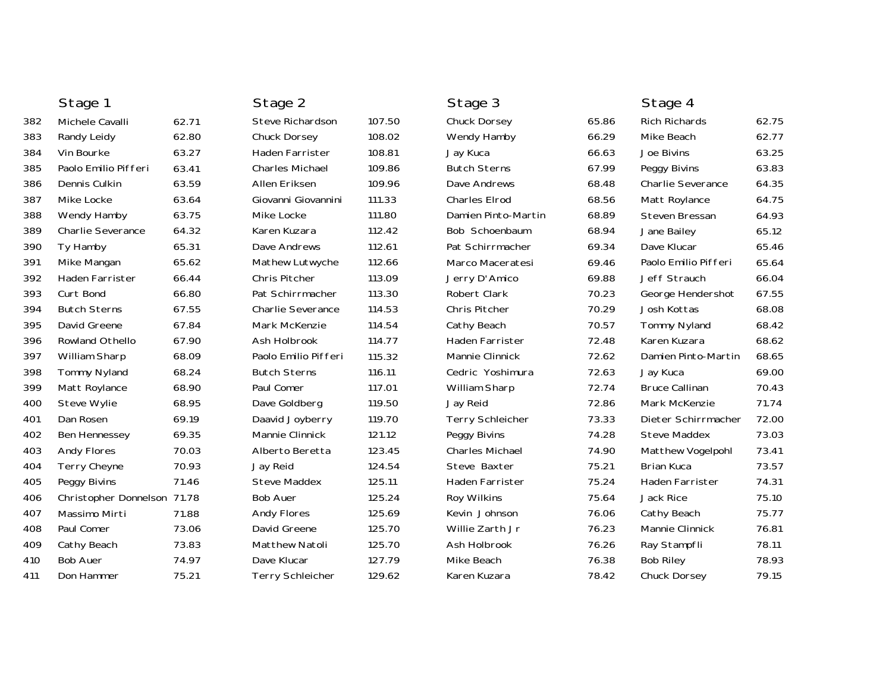| | Stage 1 | | Stage 2 | | Stage 3 | | Stage 4 | |
|---|---|---|---|---|---|---|---|---|
| 382 | Michele Cavalli | 62.71 | Steve Richardson | 107.50 | Chuck Dorsey | 65.86 | Rich Richards | 62.75 |
| 383 | Randy Leidy | 62.80 | Chuck Dorsey | 108.02 | Wendy Hamby | 66.29 | Mike Beach | 62.77 |
| 384 | Vin Bourke | 63.27 | Haden Farrister | 108.81 | Jay Kuca | 66.63 | Joe Bivins | 63.25 |
| 385 | Paolo Emilio Pifferi | 63.41 | Charles Michael | 109.86 | Butch Sterns | 67.99 | Peggy Bivins | 63.83 |
| 386 | Dennis Culkin | 63.59 | Allen Eriksen | 109.96 | Dave Andrews | 68.48 | Charlie Severance | 64.35 |
| 387 | Mike Locke | 63.64 | Giovanni Giovannini | 111.33 | Charles Elrod | 68.56 | Matt Roylance | 64.75 |
| 388 | Wendy Hamby | 63.75 | Mike Locke | 111.80 | Damien Pinto-Martin | 68.89 | Steven Bressan | 64.93 |
| 389 | Charlie Severance | 64.32 | Karen Kuzara | 112.42 | Bob Schoenbaum | 68.94 | Jane Bailey | 65.12 |
| 390 | Ty Hamby | 65.31 | Dave Andrews | 112.61 | Pat Schirrmacher | 69.34 | Dave Klucar | 65.46 |
| 391 | Mike Mangan | 65.62 | Mathew Lutwyche | 112.66 | Marco Induratesi | 69.46 | Paolo Emilio Pifferi | 65.64 |
| 392 | Haden Farrister | 66.44 | Chris Pitcher | 113.09 | Jerry D'Amico | 69.88 | Jeff Strauch | 66.04 |
| 393 | Curt Bond | 66.80 | Pat Schirrmacher | 113.30 | Robert Clark | 70.23 | George Hendershot | 67.55 |
| 394 | Butch Sterns | 67.55 | Charlie Severance | 114.53 | Chris Pitcher | 70.29 | Josh Kottas | 68.08 |
| 395 | David Greene | 67.84 | Mark McKenzie | 114.54 | Cathy Beach | 70.57 | Tommy Nyland | 68.42 |
| 396 | Rowland Othello | 67.90 | Ash Holbrook | 114.77 | Haden Farrister | 72.48 | Karen Kuzara | 68.62 |
| 397 | William Sharp | 68.09 | Paolo Emilio Pifferi | 115.32 | Mannie Clinnick | 72.62 | Damien Pinto-Martin | 68.65 |
| 398 | Tommy Nyland | 68.24 | Butch Sterns | 116.11 | Cedric Yoshimura | 72.63 | Jay Kuca | 69.00 |
| 399 | Matt Roylance | 68.90 | Paul Comer | 117.01 | William Sharp | 72.74 | Bruce Callinan | 70.43 |
| 400 | Steve Wylie | 68.95 | Dave Goldberg | 119.50 | Jay Reid | 72.86 | Mark McKenzie | 71.74 |
| 401 | Dan Rosen | 69.19 | Daavid Joyberry | 119.70 | Terry Schleicher | 73.33 | Dieter Schirrmacher | 72.00 |
| 402 | Ben Hennessey | 69.35 | Mannie Clinnick | 121.12 | Peggy Bivins | 74.28 | Steve Maddex | 73.03 |
| 403 | Andy Flores | 70.03 | Alberto Beretta | 123.45 | Charles Michael | 74.90 | Matthew Vogelpohl | 73.41 |
| 404 | Terry Cheyne | 70.93 | Jay Reid | 124.54 | Steve Baxter | 75.21 | Brian Kuca | 73.57 |
| 405 | Peggy Bivins | 71.46 | Steve Maddex | 125.11 | Haden Farrister | 75.24 | Haden Farrister | 74.31 |
| 406 | Christopher Donnelson | 71.78 | Bob Auer | 125.24 | Roy Wilkins | 75.64 | Jack Rice | 75.10 |
| 407 | Massimo Mirti | 71.88 | Andy Flores | 125.69 | Kevin Johnson | 76.06 | Cathy Beach | 75.77 |
| 408 | Paul Comer | 73.06 | David Greene | 125.70 | Willie Zarth Jr | 76.23 | Mannie Clinnick | 76.81 |
| 409 | Cathy Beach | 73.83 | Matthew Natoli | 125.70 | Ash Holbrook | 76.26 | Ray Stampfli | 78.11 |
| 410 | Bob Auer | 74.97 | Dave Klucar | 127.79 | Mike Beach | 76.38 | Bob Riley | 78.93 |
| 411 | Don Hammer | 75.21 | Terry Schleicher | 129.62 | Karen Kuzara | 78.42 | Chuck Dorsey | 79.15 |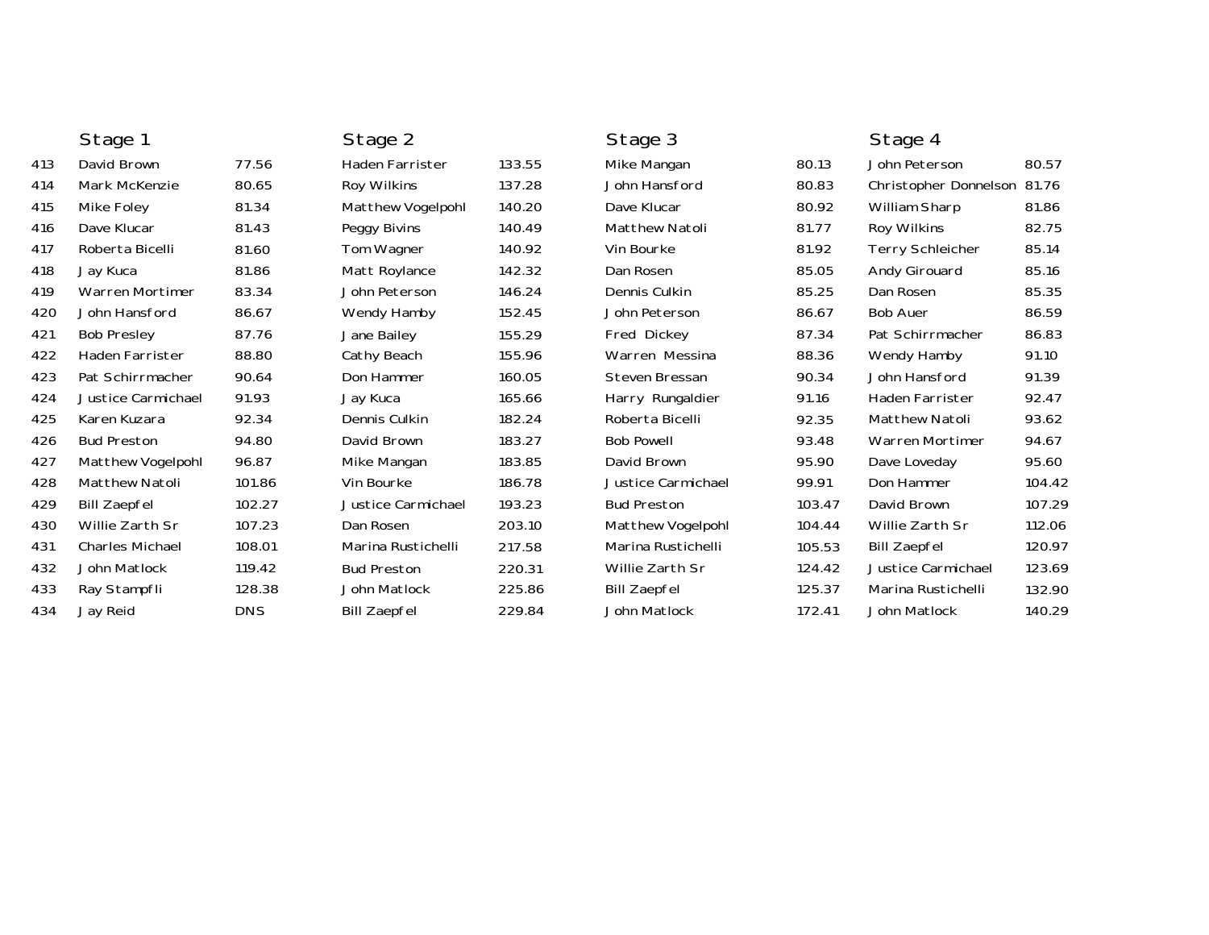| | Stage 1 | | Stage 2 | | Stage 3 | | Stage 4 | |
|---|---|---|---|---|---|---|---|---|
| 413 | David Brown | 77.56 | Haden Farrister | 133.55 | Mike Mangan | 80.13 | John Peterson | 80.57 |
| 414 | Mark McKenzie | 80.65 | Roy Wilkins | 137.28 | John Hansford | 80.83 | Christopher Donnelson | 81.76 |
| 415 | Mike Foley | 81.34 | Matthew Vogelpohl | 140.20 | Dave Klucar | 80.92 | William Sharp | 81.86 |
| 416 | Dave Klucar | 81.43 | Peggy Bivins | 140.49 | Matthew Natoli | 81.77 | Roy Wilkins | 82.75 |
| 417 | Roberta Bicelli | 81.60 | Tom Wagner | 140.92 | Vin Bourke | 81.92 | Terry Schleicher | 85.14 |
| 418 | Jay Kuca | 81.86 | Matt Roylance | 142.32 | Dan Rosen | 85.05 | Andy Girouard | 85.16 |
| 419 | Warren Mortimer | 83.34 | John Peterson | 146.24 | Dennis Culkin | 85.25 | Dan Rosen | 85.35 |
| 420 | John Hansford | 86.67 | Wendy Hamby | 152.45 | John Peterson | 86.67 | Bob Auer | 86.59 |
| 421 | Bob Presley | 87.76 | Jane Bailey | 155.29 | Fred Dickey | 87.34 | Pat Schirrmacher | 86.83 |
| 422 | Haden Farrister | 88.80 | Cathy Beach | 155.96 | Warren Messina | 88.36 | Wendy Hamby | 91.10 |
| 423 | Pat Schirrmacher | 90.64 | Don Hammer | 160.05 | Steven Bressan | 90.34 | John Hansford | 91.39 |
| 424 | Justice Carmichael | 91.93 | Jay Kuca | 165.66 | Harry Rungaldier | 91.16 | Haden Farrister | 92.47 |
| 425 | Karen Kuzara | 92.34 | Dennis Culkin | 182.24 | Roberta Bicelli | 92.35 | Matthew Natoli | 93.62 |
| 426 | Bud Preston | 94.80 | David Brown | 183.27 | Bob Powell | 93.48 | Warren Mortimer | 94.67 |
| 427 | Matthew Vogelpohl | 96.87 | Mike Mangan | 183.85 | David Brown | 95.90 | Dave Loveday | 95.60 |
| 428 | Matthew Natoli | 101.86 | Vin Bourke | 186.78 | Justice Carmichael | 99.91 | Don Hammer | 104.42 |
| 429 | Bill Zaepfel | 102.27 | Justice Carmichael | 193.23 | Bud Preston | 103.47 | David Brown | 107.29 |
| 430 | Willie Zarth Sr | 107.23 | Dan Rosen | 203.10 | Matthew Vogelpohl | 104.44 | Willie Zarth Sr | 112.06 |
| 431 | Charles Michael | 108.01 | Marina Rustichelli | 217.58 | Marina Rustichelli | 105.53 | Bill Zaepfel | 120.97 |
| 432 | John Matlock | 119.42 | Bud Preston | 220.31 | Willie Zarth Sr | 124.42 | Justice Carmichael | 123.69 |
| 433 | Ray Stampfli | 128.38 | John Matlock | 225.86 | Bill Zaepfel | 125.37 | Marina Rustichelli | 132.90 |
| 434 | Jay Reid | DNS | Bill Zaepfel | 229.84 | John Matlock | 172.41 | John Matlock | 140.29 |